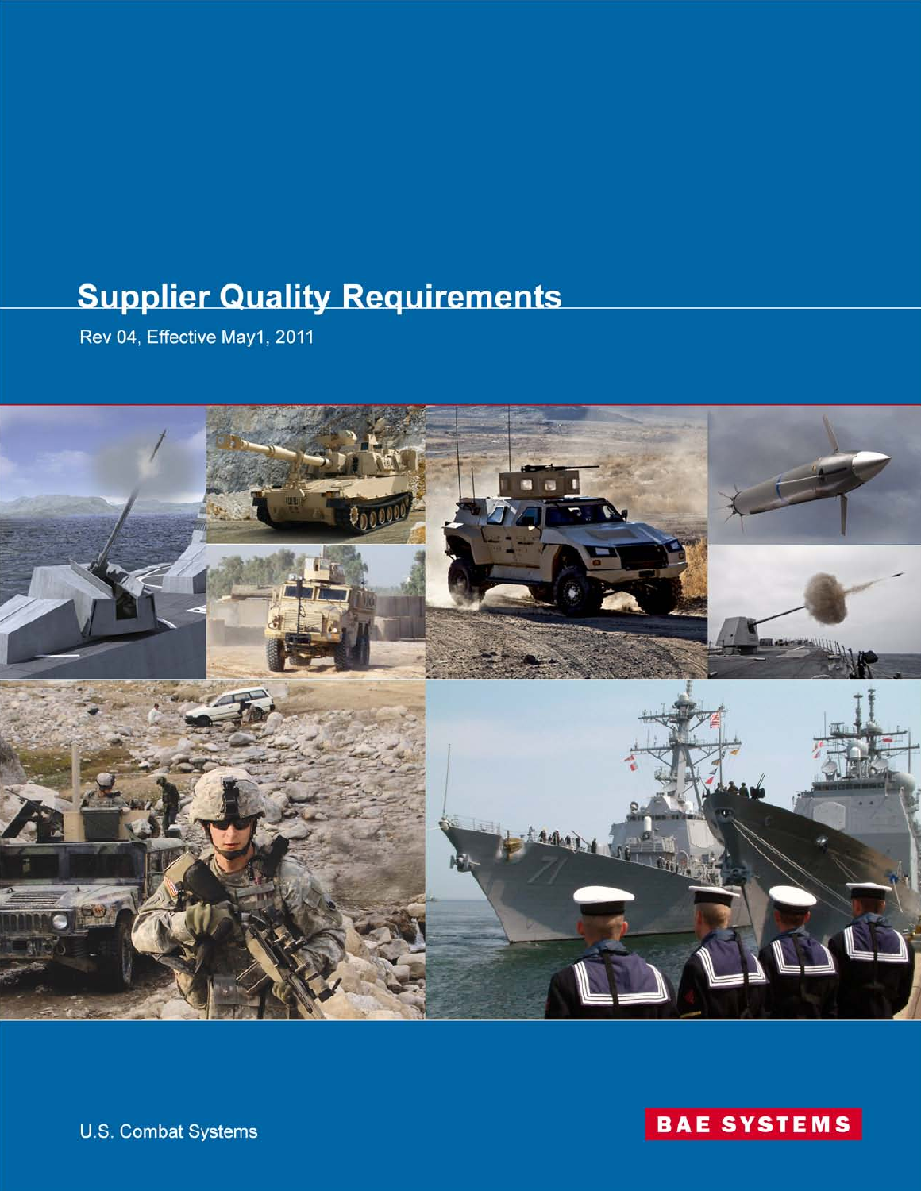# Supplier Quality Requirements

Rev 04, Effective May1, 2011

U.S. Combat Systems

BAE SYSTEMS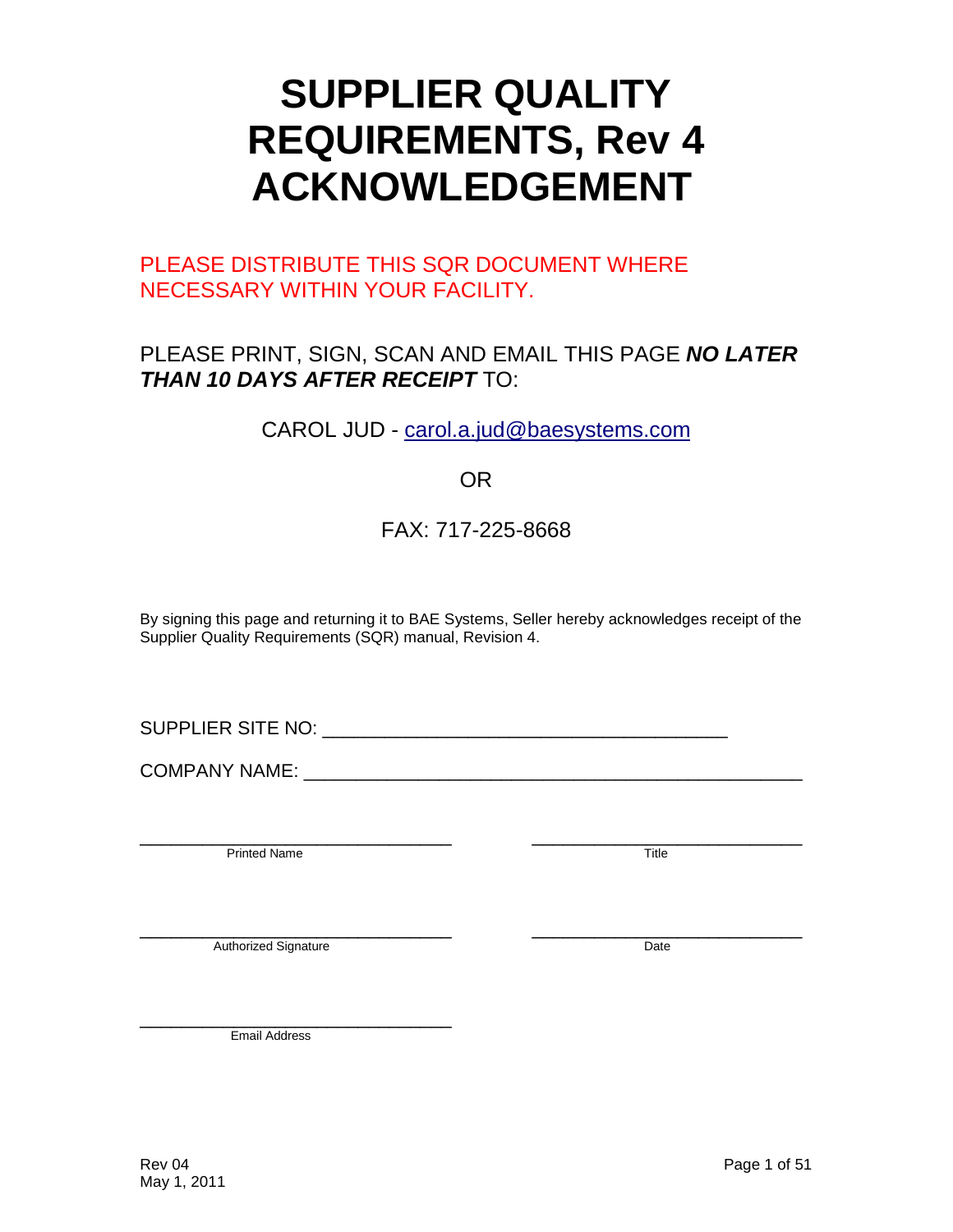# SUPPLIER QUALITY REQUIREMENTS, Rev 4 ACKNOWLEDGEMENT

PLEASE DISTRIBUTE THIS SQR DOCUMENT WHERE NECESSARY WITHIN YOUR FACILITY.

PLEASE PRINT, SIGN, SCAN AND EMAIL THIS PAGE ***NO LATER THAN 10 DAYS AFTER RECEIPT*** TO:

CAROL JUD - carol.a.jud@baesystems.com

OR

FAX: 717-225-8668

By signing this page and returning it to BAE Systems, Seller hereby acknowledges receipt of the Supplier Quality Requirements (SQR) manual, Revision 4.

SUPPLIER SITE NO: ________________________________________

COMPANY NAME: ________________________________________________

_______________________________ Printed Name

_______________________________ Title

_______________________________ Authorized Signature

_______________________________ Date

_______________________________ Email Address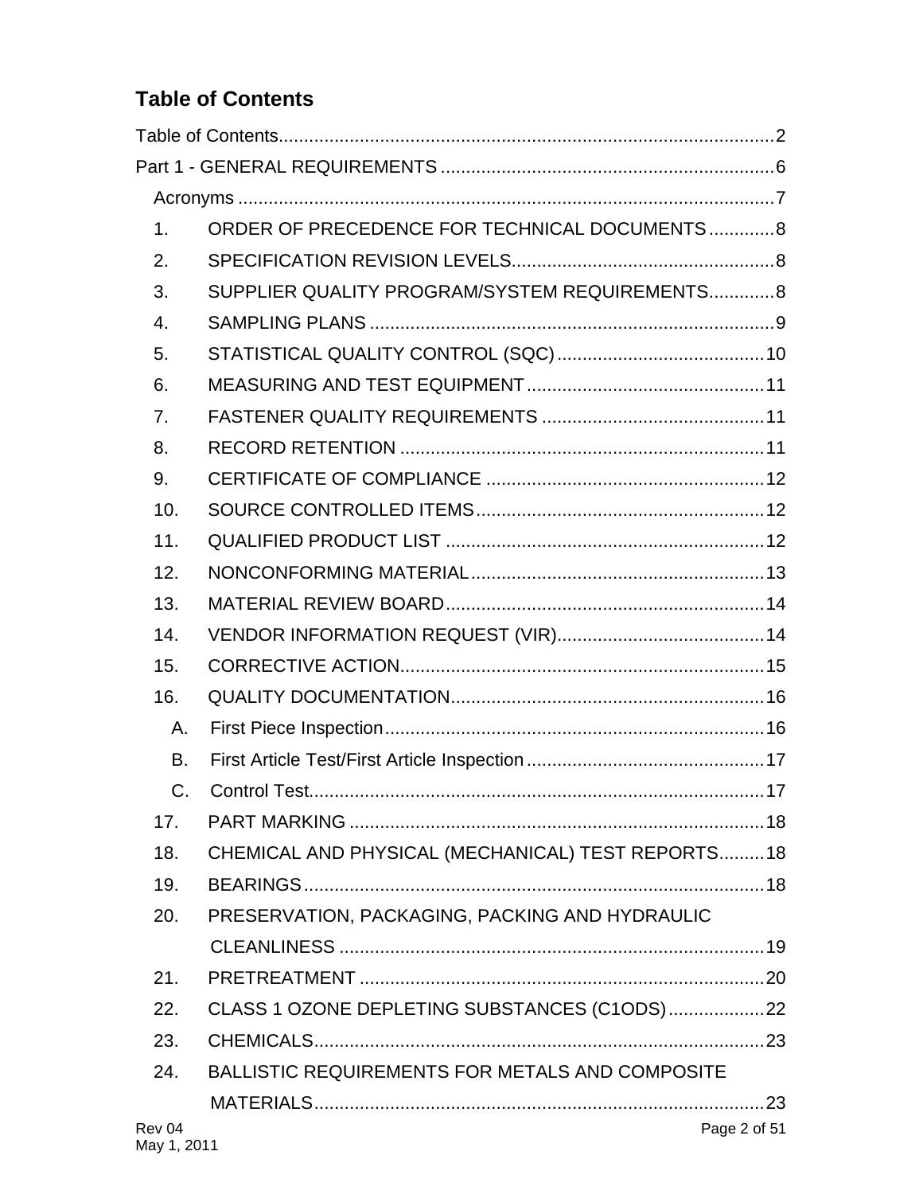## Table of Contents

Table of Contents....................................................................................................2

Part 1 - GENERAL REQUIREMENTS ....................................................................6

- Acronyms ............................................................................................................7
- 1. ORDER OF PRECEDENCE FOR TECHNICAL DOCUMENTS .............8
- 2. SPECIFICATION REVISION LEVELS....................................................8
- 3. SUPPLIER QUALITY PROGRAM/SYSTEM REQUIREMENTS.............8
- 4. SAMPLING PLANS ................................................................................9
- 5. STATISTICAL QUALITY CONTROL (SQC) .........................................10
- 6. MEASURING AND TEST EQUIPMENT ...............................................11
- 7. FASTENER QUALITY REQUIREMENTS ............................................11
- 8. RECORD RETENTION ........................................................................11
- 9. CERTIFICATE OF COMPLIANCE .......................................................12
- 10. SOURCE CONTROLLED ITEMS .........................................................12
- 11. QUALIFIED PRODUCT LIST ...............................................................12
- 12. NONCONFORMING MATERIAL ..........................................................13
- 13. MATERIAL REVIEW BOARD ...............................................................14
- 14. VENDOR INFORMATION REQUEST (VIR) .........................................14
- 15. CORRECTIVE ACTION ........................................................................15
- 16. QUALITY DOCUMENTATION ..............................................................16
  - A. First Piece Inspection ...........................................................................16
  - B. First Article Test/First Article Inspection ...............................................17
  - C. Control Test ..........................................................................................17
- 17. PART MARKING ..................................................................................18
- 18. CHEMICAL AND PHYSICAL (MECHANICAL) TEST REPORTS .........18
- 19. BEARINGS ............................................................................................18
- 20. PRESERVATION, PACKAGING, PACKING AND HYDRAULIC CLEANLINESS ....................................................................................19
- 21. PRETREATMENT .................................................................................20
- 22. CLASS 1 OZONE DEPLETING SUBSTANCES (C1ODS) ...................22
- 23. CHEMICALS ..........................................................................................23
- 24. BALLISTIC REQUIREMENTS FOR METALS AND COMPOSITE MATERIALS ..........................................................................................23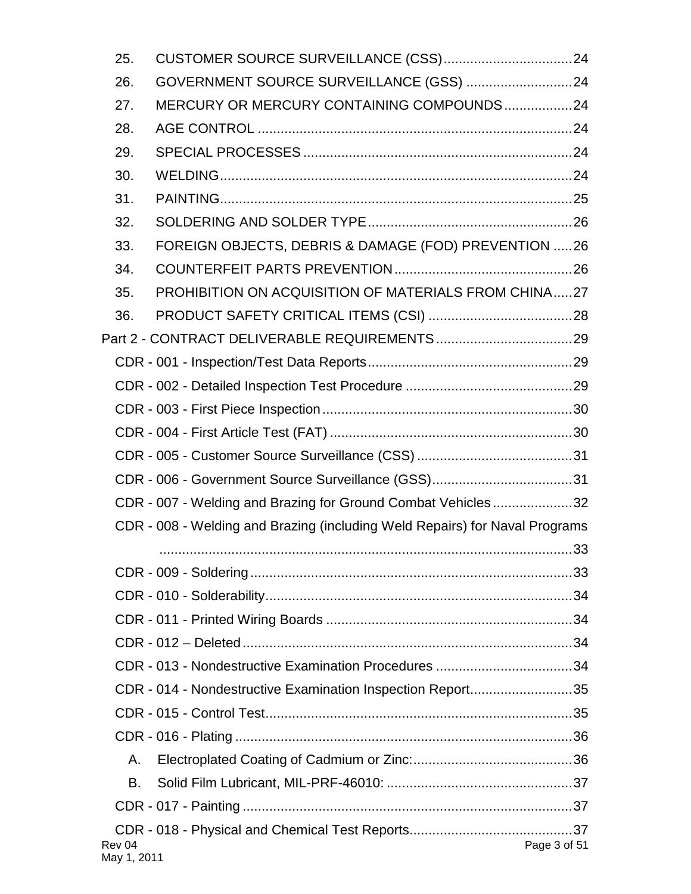25. CUSTOMER SOURCE SURVEILLANCE (CSS) .......... 24
26. GOVERNMENT SOURCE SURVEILLANCE (GSS) .......... 24
27. MERCURY OR MERCURY CONTAINING COMPOUNDS .......... 24
28. AGE CONTROL .......... 24
29. SPECIAL PROCESSES .......... 24
30. WELDING .......... 24
31. PAINTING .......... 25
32. SOLDERING AND SOLDER TYPE .......... 26
33. FOREIGN OBJECTS, DEBRIS & DAMAGE (FOD) PREVENTION .......... 26
34. COUNTERFEIT PARTS PREVENTION .......... 26
35. PROHIBITION ON ACQUISITION OF MATERIALS FROM CHINA .......... 27
36. PRODUCT SAFETY CRITICAL ITEMS (CSI) .......... 28

Part 2 - CONTRACT DELIVERABLE REQUIREMENTS .......... 29

- CDR - 001 - Inspection/Test Data Reports .......... 29
- CDR - 002 - Detailed Inspection Test Procedure .......... 29
- CDR - 003 - First Piece Inspection .......... 30
- CDR - 004 - First Article Test (FAT) .......... 30
- CDR - 005 - Customer Source Surveillance (CSS) .......... 31
- CDR - 006 - Government Source Surveillance (GSS) .......... 31
- CDR - 007 - Welding and Brazing for Ground Combat Vehicles .......... 32
- CDR - 008 - Welding and Brazing (including Weld Repairs) for Naval Programs .......... 33
- CDR - 009 - Soldering .......... 33
- CDR - 010 - Solderability .......... 34
- CDR - 011 - Printed Wiring Boards .......... 34
- CDR - 012 – Deleted .......... 34
- CDR - 013 - Nondestructive Examination Procedures .......... 34
- CDR - 014 - Nondestructive Examination Inspection Report .......... 35
- CDR - 015 - Control Test .......... 35
- CDR - 016 - Plating .......... 36
  - A. Electroplated Coating of Cadmium or Zinc: .......... 36
  - B. Solid Film Lubricant, MIL-PRF-46010: .......... 37
- CDR - 017 - Painting .......... 37
- CDR - 018 - Physical and Chemical Test Reports .......... 37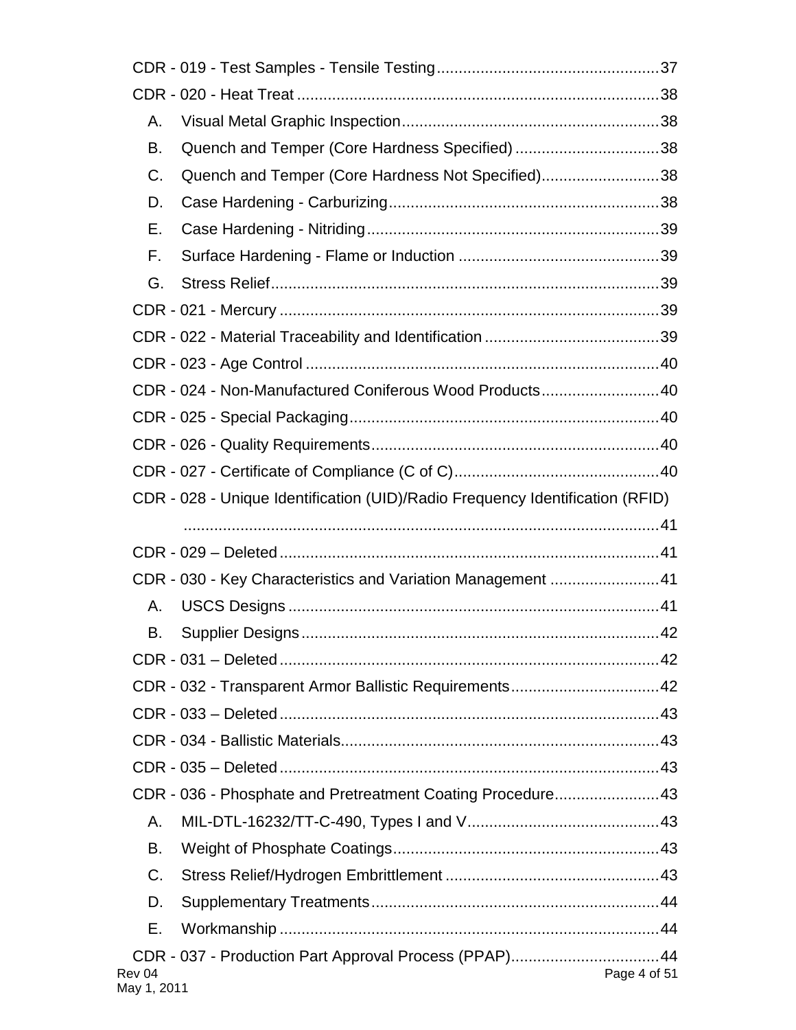CDR - 019 - Test Samples - Tensile Testing .................................................. 37

CDR - 020 - Heat Treat .................................................................................. 38

- A. Visual Metal Graphic Inspection .......................................................... 38
- B. Quench and Temper (Core Hardness Specified) ................................. 38
- C. Quench and Temper (Core Hardness Not Specified) ........................... 38
- D. Case Hardening - Carburizing ............................................................. 38
- E. Case Hardening - Nitriding .................................................................. 39
- F. Surface Hardening - Flame or Induction .............................................. 39
- G. Stress Relief ........................................................................................ 39

CDR - 021 - Mercury ...................................................................................... 39

CDR - 022 - Material Traceability and Identification ....................................... 39

CDR - 023 - Age Control ................................................................................. 40

CDR - 024 - Non-Manufactured Coniferous Wood Products ........................... 40

CDR - 025 - Special Packaging ...................................................................... 40

CDR - 026 - Quality Requirements ................................................................. 40

CDR - 027 - Certificate of Compliance (C of C) .............................................. 40

CDR - 028 - Unique Identification (UID)/Radio Frequency Identification (RFID) ........................................................................................................... 41

CDR - 029 – Deleted ...................................................................................... 41

CDR - 030 - Key Characteristics and Variation Management ......................... 41

- A. USCS Designs .................................................................................... 41
- B. Supplier Designs ................................................................................. 42

CDR - 031 – Deleted ...................................................................................... 42

CDR - 032 - Transparent Armor Ballistic Requirements .................................. 42

CDR - 033 – Deleted ...................................................................................... 43

CDR - 034 - Ballistic Materials ........................................................................ 43

CDR - 035 – Deleted ...................................................................................... 43

CDR - 036 - Phosphate and Pretreatment Coating Procedure ........................ 43

- A. MIL-DTL-16232/TT-C-490, Types I and V ........................................... 43
- B. Weight of Phosphate Coatings ............................................................ 43
- C. Stress Relief/Hydrogen Embrittlement ................................................ 43
- D. Supplementary Treatments ................................................................. 44
- E. Workmanship ...................................................................................... 44

CDR - 037 - Production Part Approval Process (PPAP) .................................. 44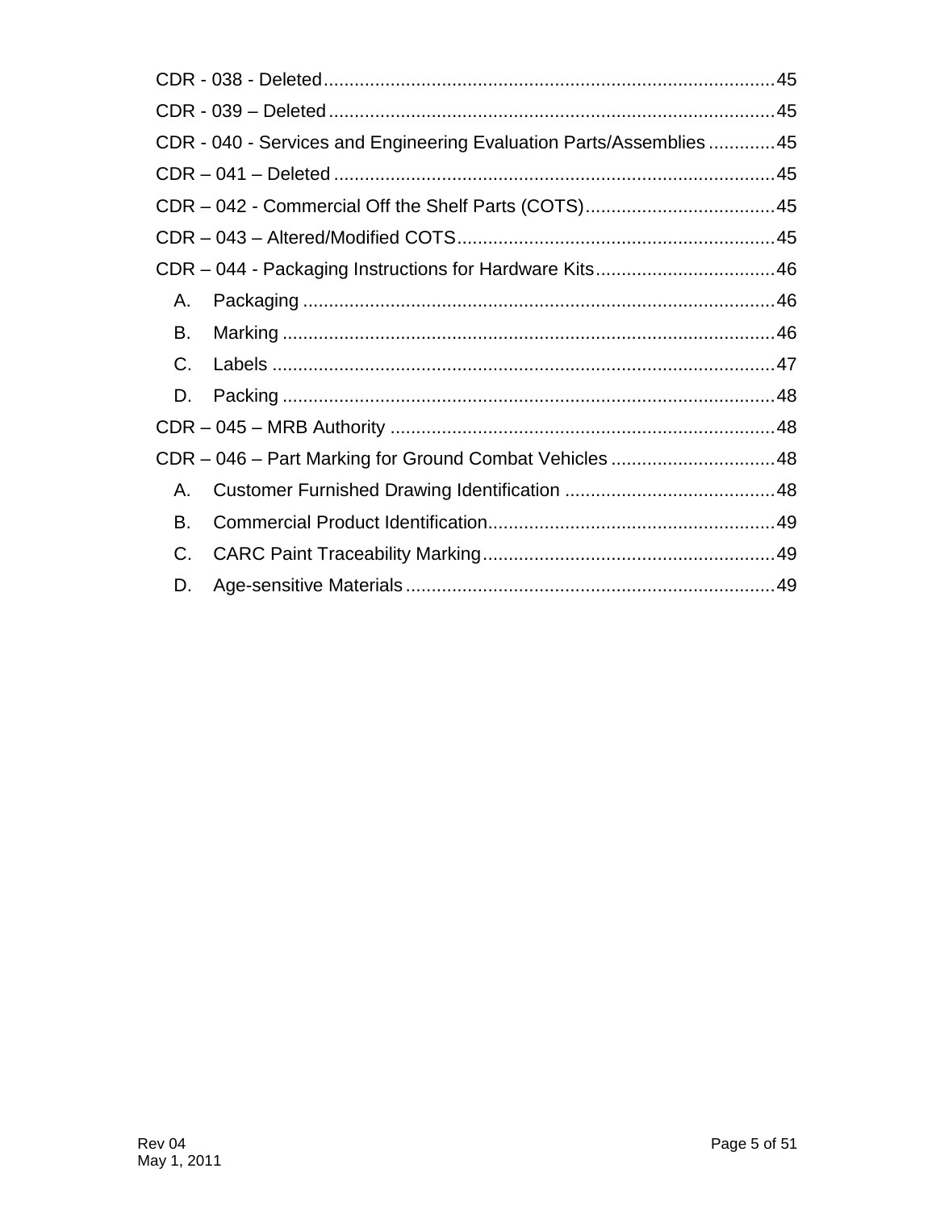CDR - 038 - Deleted ........................................................................................ 45

CDR - 039 – Deleted ........................................................................................ 45

CDR - 040 - Services and Engineering Evaluation Parts/Assemblies ............. 45

CDR – 041 – Deleted ........................................................................................ 45

CDR – 042 - Commercial Off the Shelf Parts (COTS) ..................................... 45

CDR – 043 – Altered/Modified COTS ............................................................... 45

CDR – 044 - Packaging Instructions for Hardware Kits ................................... 46

- A. Packaging ........................................................................................ 46
- B. Marking ............................................................................................ 46
- C. Labels .............................................................................................. 47
- D. Packing ............................................................................................ 48

CDR – 045 – MRB Authority ............................................................................ 48

CDR – 046 – Part Marking for Ground Combat Vehicles ................................ 48

- A. Customer Furnished Drawing Identification ......................................... 48
- B. Commercial Product Identification ....................................................... 49
- C. CARC Paint Traceability Marking ......................................................... 49
- D. Age-sensitive Materials ........................................................................ 49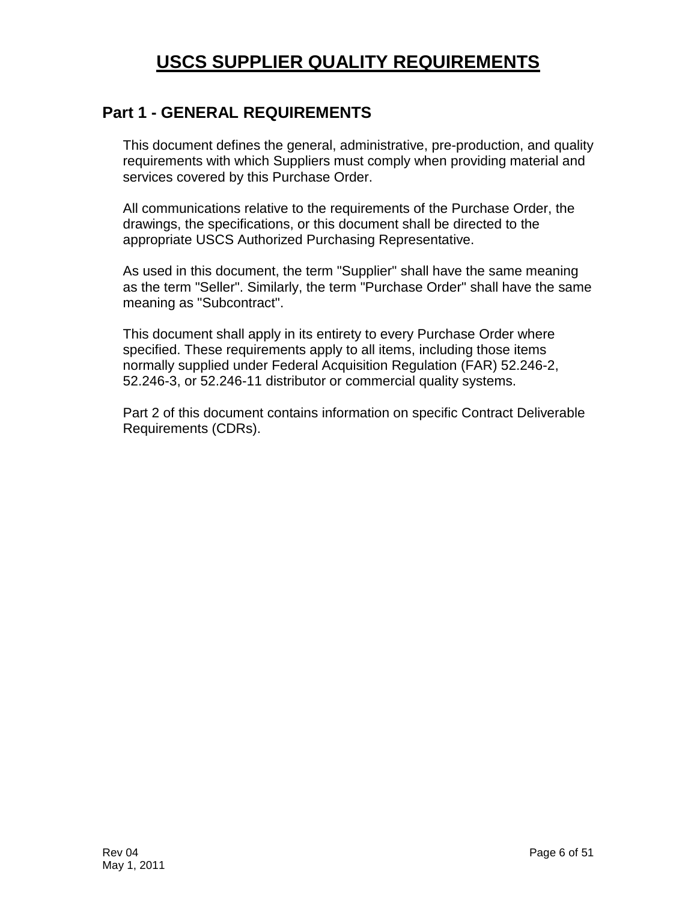# USCS SUPPLIER QUALITY REQUIREMENTS

## Part 1 - GENERAL REQUIREMENTS

This document defines the general, administrative, pre-production, and quality requirements with which Suppliers must comply when providing material and services covered by this Purchase Order.

All communications relative to the requirements of the Purchase Order, the drawings, the specifications, or this document shall be directed to the appropriate USCS Authorized Purchasing Representative.

As used in this document, the term "Supplier" shall have the same meaning as the term "Seller". Similarly, the term "Purchase Order" shall have the same meaning as "Subcontract".

This document shall apply in its entirety to every Purchase Order where specified. These requirements apply to all items, including those items normally supplied under Federal Acquisition Regulation (FAR) 52.246-2, 52.246-3, or 52.246-11 distributor or commercial quality systems.

Part 2 of this document contains information on specific Contract Deliverable Requirements (CDRs).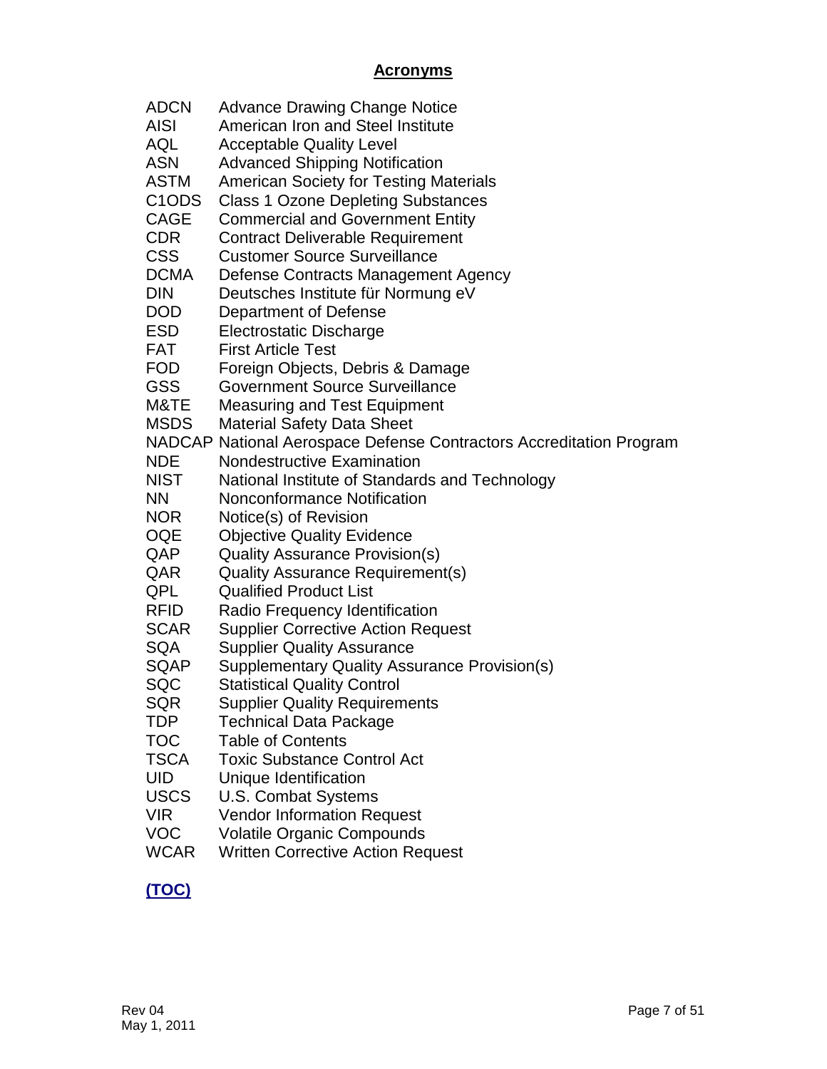## Acronyms

| | |
|---|---|
| ADCN | Advance Drawing Change Notice |
| AISI | American Iron and Steel Institute |
| AQL | Acceptable Quality Level |
| ASN | Advanced Shipping Notification |
| ASTM | American Society for Testing Materials |
| C1ODS | Class 1 Ozone Depleting Substances |
| CAGE | Commercial and Government Entity |
| CDR | Contract Deliverable Requirement |
| CSS | Customer Source Surveillance |
| DCMA | Defense Contracts Management Agency |
| DIN | Deutsches Institute für Normung eV |
| DOD | Department of Defense |
| ESD | Electrostatic Discharge |
| FAT | First Article Test |
| FOD | Foreign Objects, Debris & Damage |
| GSS | Government Source Surveillance |
| M&TE | Measuring and Test Equipment |
| MSDS | Material Safety Data Sheet |
| NADCAP | National Aerospace Defense Contractors Accreditation Program |
| NDE | Nondestructive Examination |
| NIST | National Institute of Standards and Technology |
| NN | Nonconformance Notification |
| NOR | Notice(s) of Revision |
| OQE | Objective Quality Evidence |
| QAP | Quality Assurance Provision(s) |
| QAR | Quality Assurance Requirement(s) |
| QPL | Qualified Product List |
| RFID | Radio Frequency Identification |
| SCAR | Supplier Corrective Action Request |
| SQA | Supplier Quality Assurance |
| SQAP | Supplementary Quality Assurance Provision(s) |
| SQC | Statistical Quality Control |
| SQR | Supplier Quality Requirements |
| TDP | Technical Data Package |
| TOC | Table of Contents |
| TSCA | Toxic Substance Control Act |
| UID | Unique Identification |
| USCS | U.S. Combat Systems |
| VIR | Vendor Information Request |
| VOC | Volatile Organic Compounds |
| WCAR | Written Corrective Action Request |

**(TOC)**

Rev 04
May 1, 2011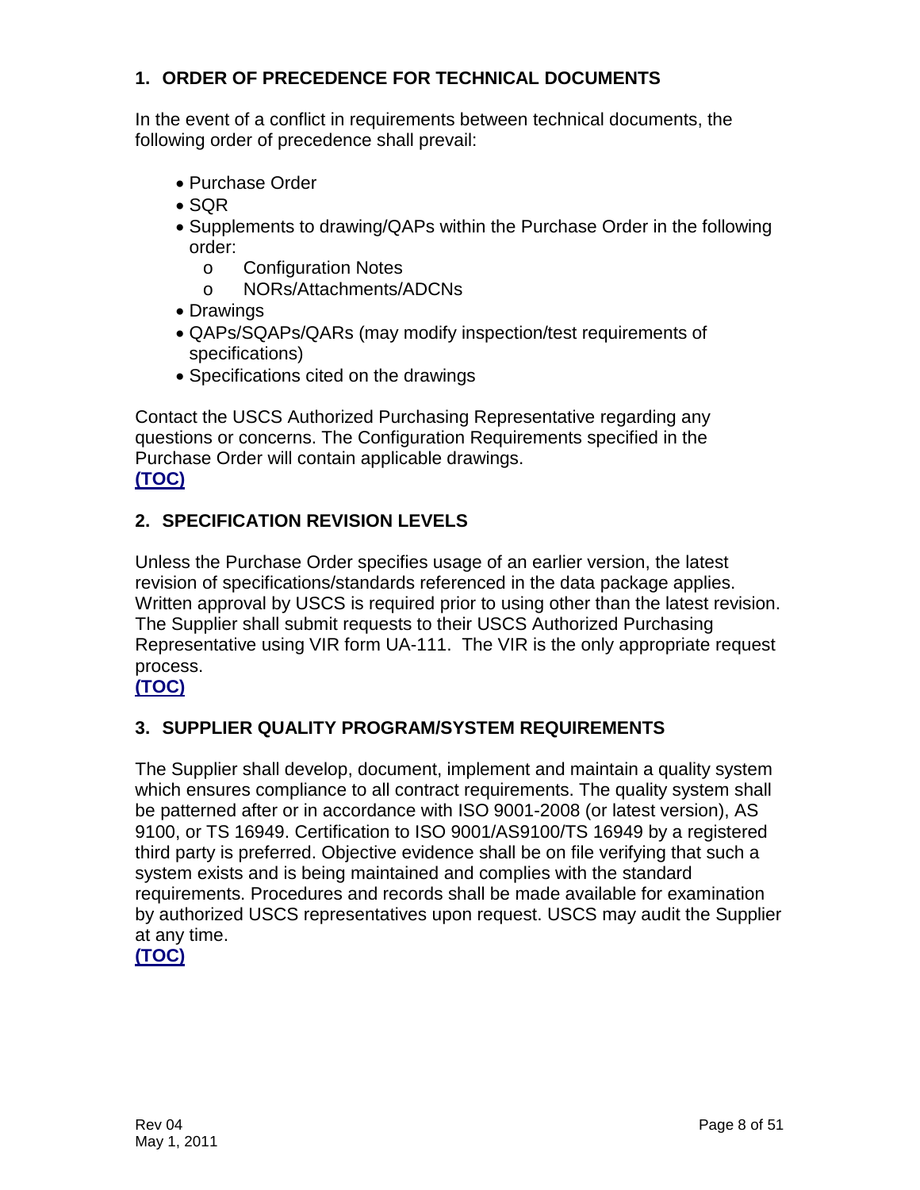## 1. ORDER OF PRECEDENCE FOR TECHNICAL DOCUMENTS

In the event of a conflict in requirements between technical documents, the following order of precedence shall prevail:

- Purchase Order
- SQR
- Supplements to drawing/QAPs within the Purchase Order in the following order:
  - Configuration Notes
  - NORs/Attachments/ADCNs
- Drawings
- QAPs/SQAPs/QARs (may modify inspection/test requirements of specifications)
- Specifications cited on the drawings

Contact the USCS Authorized Purchasing Representative regarding any questions or concerns. The Configuration Requirements specified in the Purchase Order will contain applicable drawings.
**(TOC)**

## 2. SPECIFICATION REVISION LEVELS

Unless the Purchase Order specifies usage of an earlier version, the latest revision of specifications/standards referenced in the data package applies. Written approval by USCS is required prior to using other than the latest revision. The Supplier shall submit requests to their USCS Authorized Purchasing Representative using VIR form UA-111. The VIR is the only appropriate request process.
**(TOC)**

## 3. SUPPLIER QUALITY PROGRAM/SYSTEM REQUIREMENTS

The Supplier shall develop, document, implement and maintain a quality system which ensures compliance to all contract requirements. The quality system shall be patterned after or in accordance with ISO 9001-2008 (or latest version), AS 9100, or TS 16949. Certification to ISO 9001/AS9100/TS 16949 by a registered third party is preferred. Objective evidence shall be on file verifying that such a system exists and is being maintained and complies with the standard requirements. Procedures and records shall be made available for examination by authorized USCS representatives upon request. USCS may audit the Supplier at any time.
**(TOC)**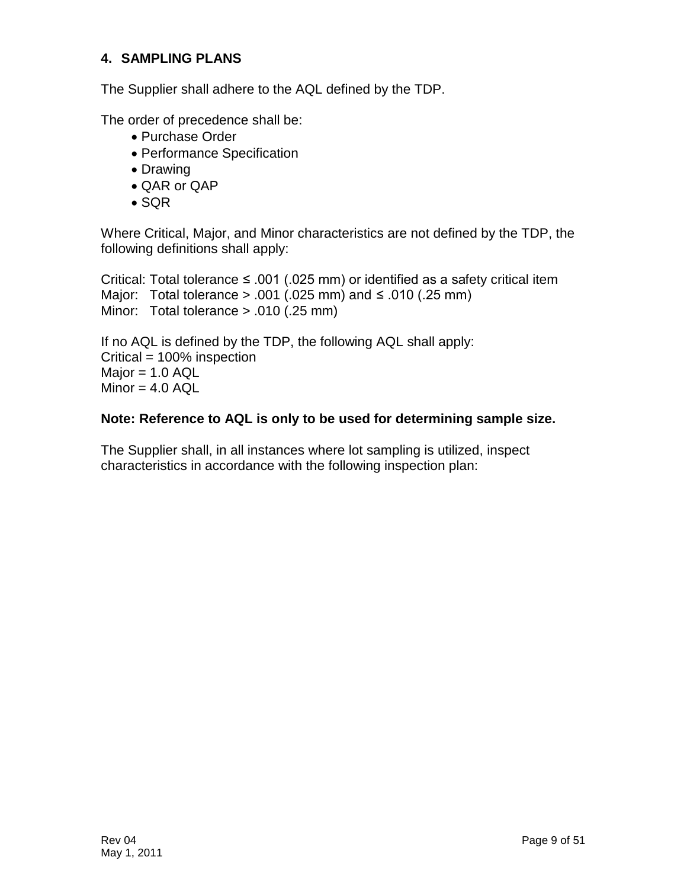## 4. SAMPLING PLANS

The Supplier shall adhere to the AQL defined by the TDP.

The order of precedence shall be:

- Purchase Order
- Performance Specification
- Drawing
- QAR or QAP
- SQR

Where Critical, Major, and Minor characteristics are not defined by the TDP, the following definitions shall apply:

Critical: Total tolerance ≤ .001 (.025 mm) or identified as a safety critical item
Major: Total tolerance > .001 (.025 mm) and ≤ .010 (.25 mm)
Minor: Total tolerance > .010 (.25 mm)

If no AQL is defined by the TDP, the following AQL shall apply:
Critical = 100% inspection
Major = 1.0 AQL
Minor = 4.0 AQL

**Note: Reference to AQL is only to be used for determining sample size.**

The Supplier shall, in all instances where lot sampling is utilized, inspect characteristics in accordance with the following inspection plan: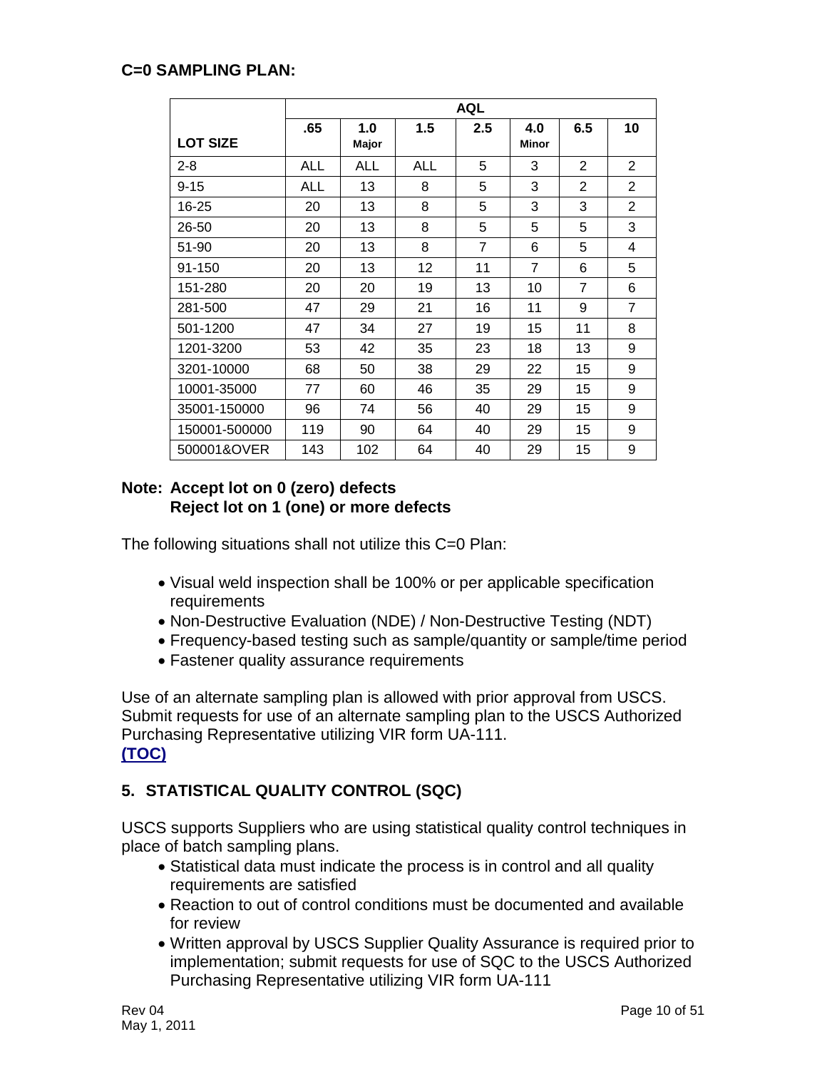## C=0 SAMPLING PLAN:

| LOT SIZE | AQL | | | | | | |
|---|---|---|---|---|---|---|---|
| | .65 | 1.0 Major | 1.5 | 2.5 | 4.0 Minor | 6.5 | 10 |
| 2-8 | ALL | ALL | ALL | 5 | 3 | 2 | 2 |
| 9-15 | ALL | 13 | 8 | 5 | 3 | 2 | 2 |
| 16-25 | 20 | 13 | 8 | 5 | 3 | 3 | 2 |
| 26-50 | 20 | 13 | 8 | 5 | 5 | 5 | 3 |
| 51-90 | 20 | 13 | 8 | 7 | 6 | 5 | 4 |
| 91-150 | 20 | 13 | 12 | 11 | 7 | 6 | 5 |
| 151-280 | 20 | 20 | 19 | 13 | 10 | 7 | 6 |
| 281-500 | 47 | 29 | 21 | 16 | 11 | 9 | 7 |
| 501-1200 | 47 | 34 | 27 | 19 | 15 | 11 | 8 |
| 1201-3200 | 53 | 42 | 35 | 23 | 18 | 13 | 9 |
| 3201-10000 | 68 | 50 | 38 | 29 | 22 | 15 | 9 |
| 10001-35000 | 77 | 60 | 46 | 35 | 29 | 15 | 9 |
| 35001-150000 | 96 | 74 | 56 | 40 | 29 | 15 | 9 |
| 150001-500000 | 119 | 90 | 64 | 40 | 29 | 15 | 9 |
| 500001&OVER | 143 | 102 | 64 | 40 | 29 | 15 | 9 |

**Note: Accept lot on 0 (zero) defects**
**Reject lot on 1 (one) or more defects**

The following situations shall not utilize this C=0 Plan:

- Visual weld inspection shall be 100% or per applicable specification requirements
- Non-Destructive Evaluation (NDE) / Non-Destructive Testing (NDT)
- Frequency-based testing such as sample/quantity or sample/time period
- Fastener quality assurance requirements

Use of an alternate sampling plan is allowed with prior approval from USCS. Submit requests for use of an alternate sampling plan to the USCS Authorized Purchasing Representative utilizing VIR form UA-111.
**(TOC)**

## 5. STATISTICAL QUALITY CONTROL (SQC)

USCS supports Suppliers who are using statistical quality control techniques in place of batch sampling plans.

- Statistical data must indicate the process is in control and all quality requirements are satisfied
- Reaction to out of control conditions must be documented and available for review
- Written approval by USCS Supplier Quality Assurance is required prior to implementation; submit requests for use of SQC to the USCS Authorized Purchasing Representative utilizing VIR form UA-111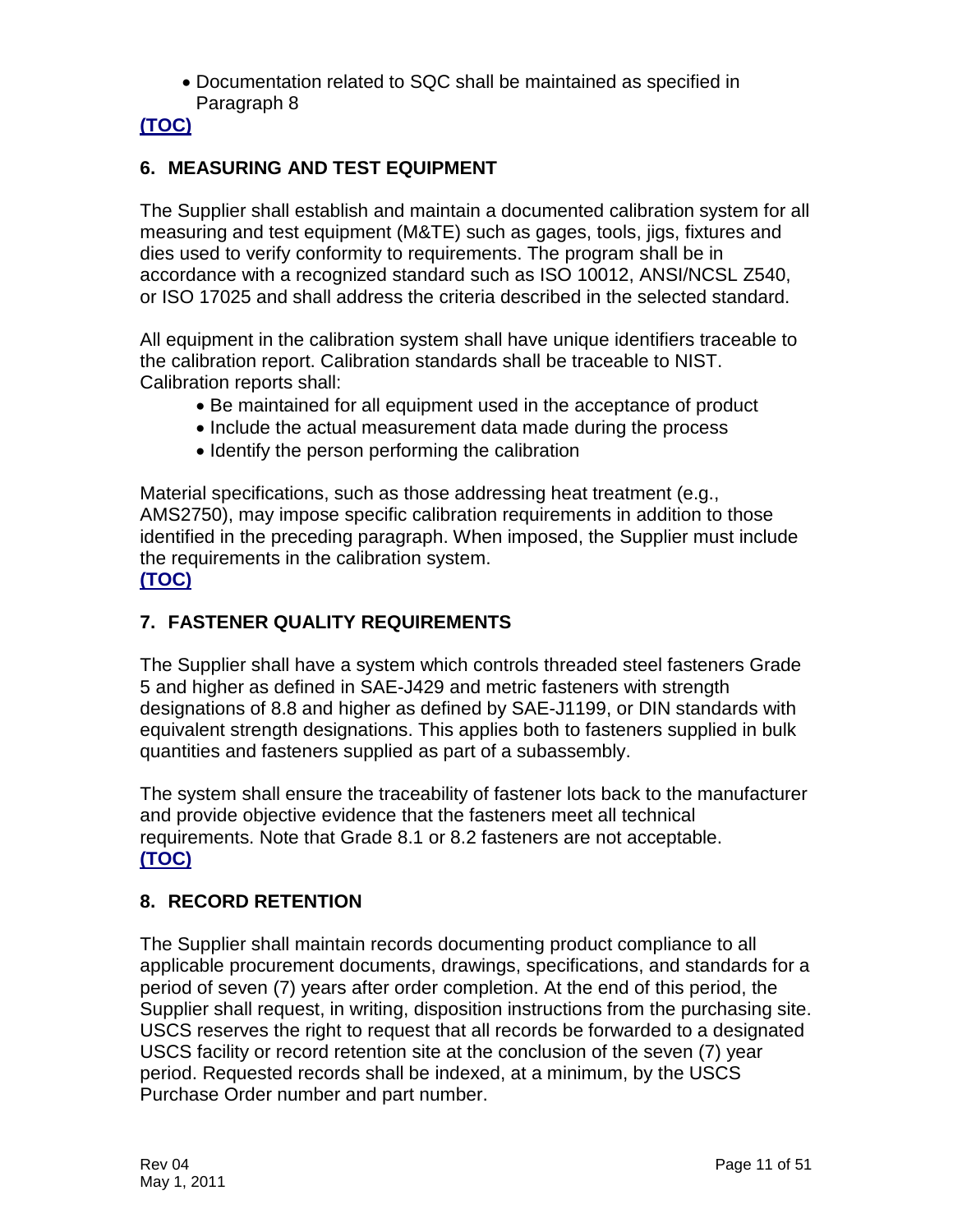- Documentation related to SQC shall be maintained as specified in Paragraph 8

[(TOC)]

## 6. MEASURING AND TEST EQUIPMENT

The Supplier shall establish and maintain a documented calibration system for all measuring and test equipment (M&TE) such as gages, tools, jigs, fixtures and dies used to verify conformity to requirements. The program shall be in accordance with a recognized standard such as ISO 10012, ANSI/NCSL Z540, or ISO 17025 and shall address the criteria described in the selected standard.

All equipment in the calibration system shall have unique identifiers traceable to the calibration report. Calibration standards shall be traceable to NIST. Calibration reports shall:

- Be maintained for all equipment used in the acceptance of product
- Include the actual measurement data made during the process
- Identify the person performing the calibration

Material specifications, such as those addressing heat treatment (e.g., AMS2750), may impose specific calibration requirements in addition to those identified in the preceding paragraph. When imposed, the Supplier must include the requirements in the calibration system.

[(TOC)]

## 7. FASTENER QUALITY REQUIREMENTS

The Supplier shall have a system which controls threaded steel fasteners Grade 5 and higher as defined in SAE-J429 and metric fasteners with strength designations of 8.8 and higher as defined by SAE-J1199, or DIN standards with equivalent strength designations. This applies both to fasteners supplied in bulk quantities and fasteners supplied as part of a subassembly.

The system shall ensure the traceability of fastener lots back to the manufacturer and provide objective evidence that the fasteners meet all technical requirements. Note that Grade 8.1 or 8.2 fasteners are not acceptable.

[(TOC)]

## 8. RECORD RETENTION

The Supplier shall maintain records documenting product compliance to all applicable procurement documents, drawings, specifications, and standards for a period of seven (7) years after order completion. At the end of this period, the Supplier shall request, in writing, disposition instructions from the purchasing site. USCS reserves the right to request that all records be forwarded to a designated USCS facility or record retention site at the conclusion of the seven (7) year period. Requested records shall be indexed, at a minimum, by the USCS Purchase Order number and part number.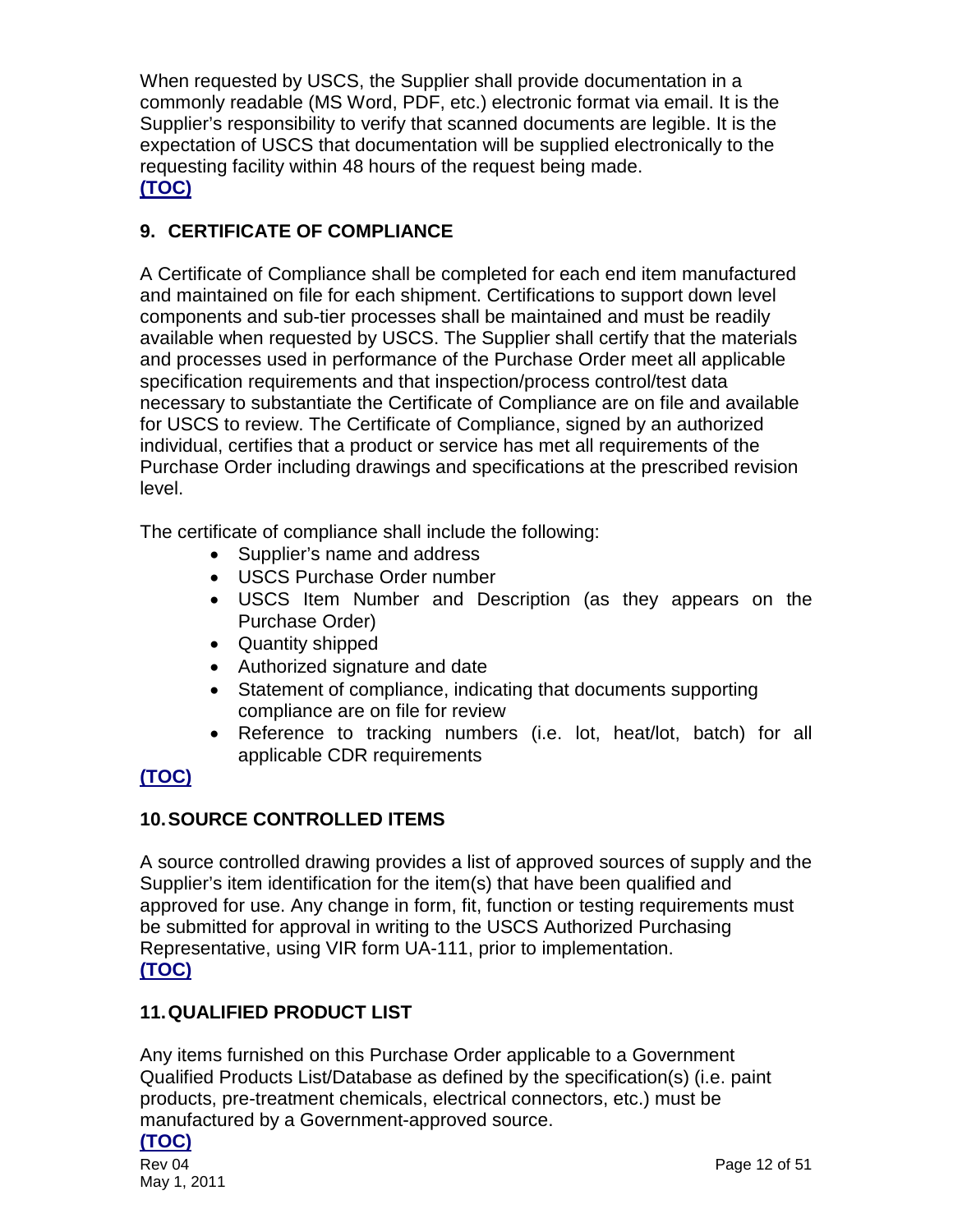When requested by USCS, the Supplier shall provide documentation in a commonly readable (MS Word, PDF, etc.) electronic format via email. It is the Supplier's responsibility to verify that scanned documents are legible. It is the expectation of USCS that documentation will be supplied electronically to the requesting facility within 48 hours of the request being made.
**(TOC)**

## 9. CERTIFICATE OF COMPLIANCE

A Certificate of Compliance shall be completed for each end item manufactured and maintained on file for each shipment. Certifications to support down level components and sub-tier processes shall be maintained and must be readily available when requested by USCS. The Supplier shall certify that the materials and processes used in performance of the Purchase Order meet all applicable specification requirements and that inspection/process control/test data necessary to substantiate the Certificate of Compliance are on file and available for USCS to review. The Certificate of Compliance, signed by an authorized individual, certifies that a product or service has met all requirements of the Purchase Order including drawings and specifications at the prescribed revision level.

The certificate of compliance shall include the following:

- Supplier's name and address
- USCS Purchase Order number
- USCS Item Number and Description (as they appears on the Purchase Order)
- Quantity shipped
- Authorized signature and date
- Statement of compliance, indicating that documents supporting compliance are on file for review
- Reference to tracking numbers (i.e. lot, heat/lot, batch) for all applicable CDR requirements

**(TOC)**

## 10. SOURCE CONTROLLED ITEMS

A source controlled drawing provides a list of approved sources of supply and the Supplier's item identification for the item(s) that have been qualified and approved for use. Any change in form, fit, function or testing requirements must be submitted for approval in writing to the USCS Authorized Purchasing Representative, using VIR form UA-111, prior to implementation.
**(TOC)**

## 11. QUALIFIED PRODUCT LIST

Any items furnished on this Purchase Order applicable to a Government Qualified Products List/Database as defined by the specification(s) (i.e. paint products, pre-treatment chemicals, electrical connectors, etc.) must be manufactured by a Government-approved source.
**(TOC)**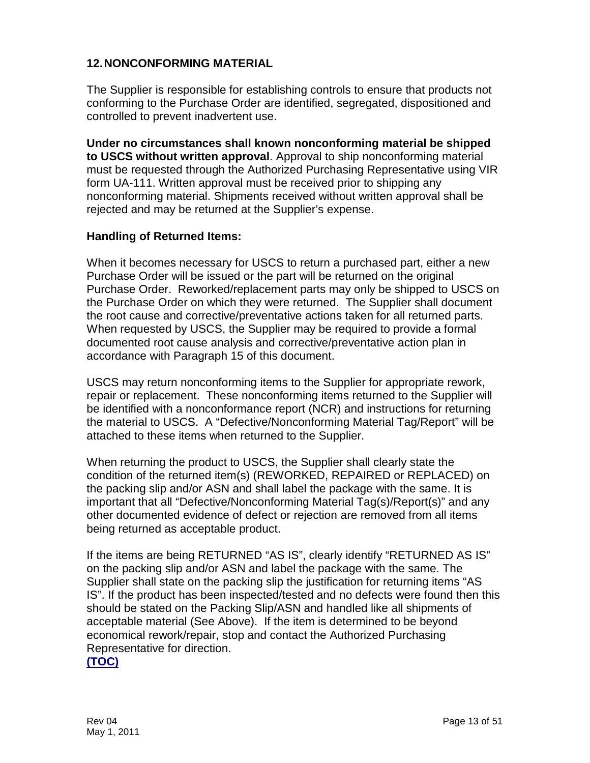## 12. NONCONFORMING MATERIAL

The Supplier is responsible for establishing controls to ensure that products not conforming to the Purchase Order are identified, segregated, dispositioned and controlled to prevent inadvertent use.

**Under no circumstances shall known nonconforming material be shipped to USCS without written approval**. Approval to ship nonconforming material must be requested through the Authorized Purchasing Representative using VIR form UA-111. Written approval must be received prior to shipping any nonconforming material. Shipments received without written approval shall be rejected and may be returned at the Supplier's expense.

**Handling of Returned Items:**

When it becomes necessary for USCS to return a purchased part, either a new Purchase Order will be issued or the part will be returned on the original Purchase Order. Reworked/replacement parts may only be shipped to USCS on the Purchase Order on which they were returned. The Supplier shall document the root cause and corrective/preventative actions taken for all returned parts. When requested by USCS, the Supplier may be required to provide a formal documented root cause analysis and corrective/preventative action plan in accordance with Paragraph 15 of this document.

USCS may return nonconforming items to the Supplier for appropriate rework, repair or replacement. These nonconforming items returned to the Supplier will be identified with a nonconformance report (NCR) and instructions for returning the material to USCS. A "Defective/Nonconforming Material Tag/Report" will be attached to these items when returned to the Supplier.

When returning the product to USCS, the Supplier shall clearly state the condition of the returned item(s) (REWORKED, REPAIRED or REPLACED) on the packing slip and/or ASN and shall label the package with the same. It is important that all "Defective/Nonconforming Material Tag(s)/Report(s)" and any other documented evidence of defect or rejection are removed from all items being returned as acceptable product.

If the items are being RETURNED "AS IS", clearly identify "RETURNED AS IS" on the packing slip and/or ASN and label the package with the same. The Supplier shall state on the packing slip the justification for returning items "AS IS". If the product has been inspected/tested and no defects were found then this should be stated on the Packing Slip/ASN and handled like all shipments of acceptable material (See Above). If the item is determined to be beyond economical rework/repair, stop and contact the Authorized Purchasing Representative for direction.

**(TOC)**

Rev 04
May 1, 2011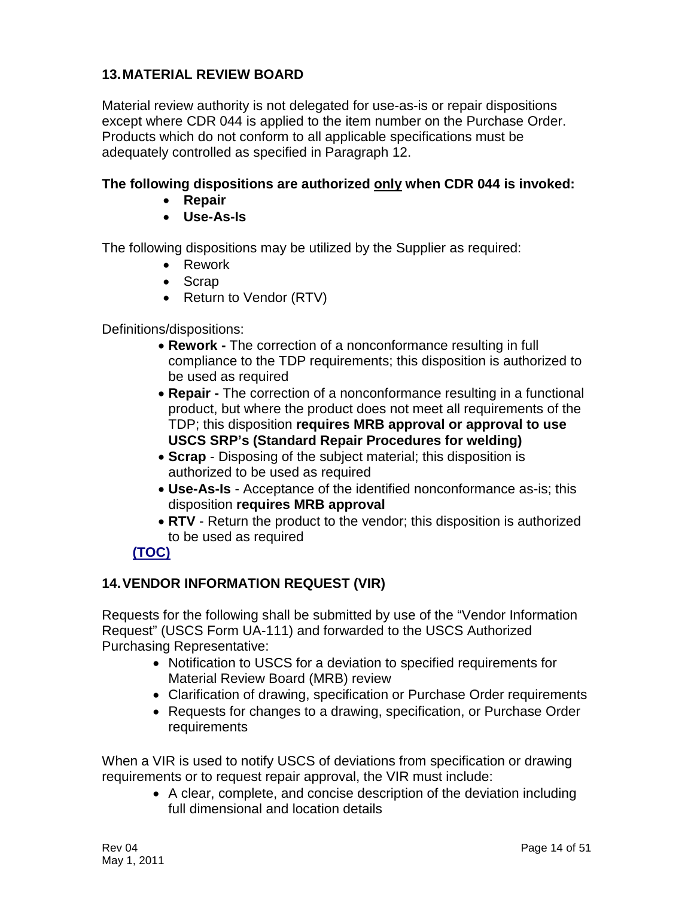## 13. MATERIAL REVIEW BOARD

Material review authority is not delegated for use-as-is or repair dispositions except where CDR 044 is applied to the item number on the Purchase Order. Products which do not conform to all applicable specifications must be adequately controlled as specified in Paragraph 12.

**The following dispositions are authorized only when CDR 044 is invoked:**

- **Repair**
- **Use-As-Is**

The following dispositions may be utilized by the Supplier as required:

- Rework
- Scrap
- Return to Vendor (RTV)

Definitions/dispositions:

- **Rework -** The correction of a nonconformance resulting in full compliance to the TDP requirements; this disposition is authorized to be used as required
- **Repair -** The correction of a nonconformance resulting in a functional product, but where the product does not meet all requirements of the TDP; this disposition **requires MRB approval or approval to use USCS SRP's (Standard Repair Procedures for welding)**
- **Scrap** - Disposing of the subject material; this disposition is authorized to be used as required
- **Use-As-Is** - Acceptance of the identified nonconformance as-is; this disposition **requires MRB approval**
- **RTV** - Return the product to the vendor; this disposition is authorized to be used as required

**(TOC)**

## 14. VENDOR INFORMATION REQUEST (VIR)

Requests for the following shall be submitted by use of the "Vendor Information Request" (USCS Form UA-111) and forwarded to the USCS Authorized Purchasing Representative:

- Notification to USCS for a deviation to specified requirements for Material Review Board (MRB) review
- Clarification of drawing, specification or Purchase Order requirements
- Requests for changes to a drawing, specification, or Purchase Order requirements

When a VIR is used to notify USCS of deviations from specification or drawing requirements or to request repair approval, the VIR must include:

- A clear, complete, and concise description of the deviation including full dimensional and location details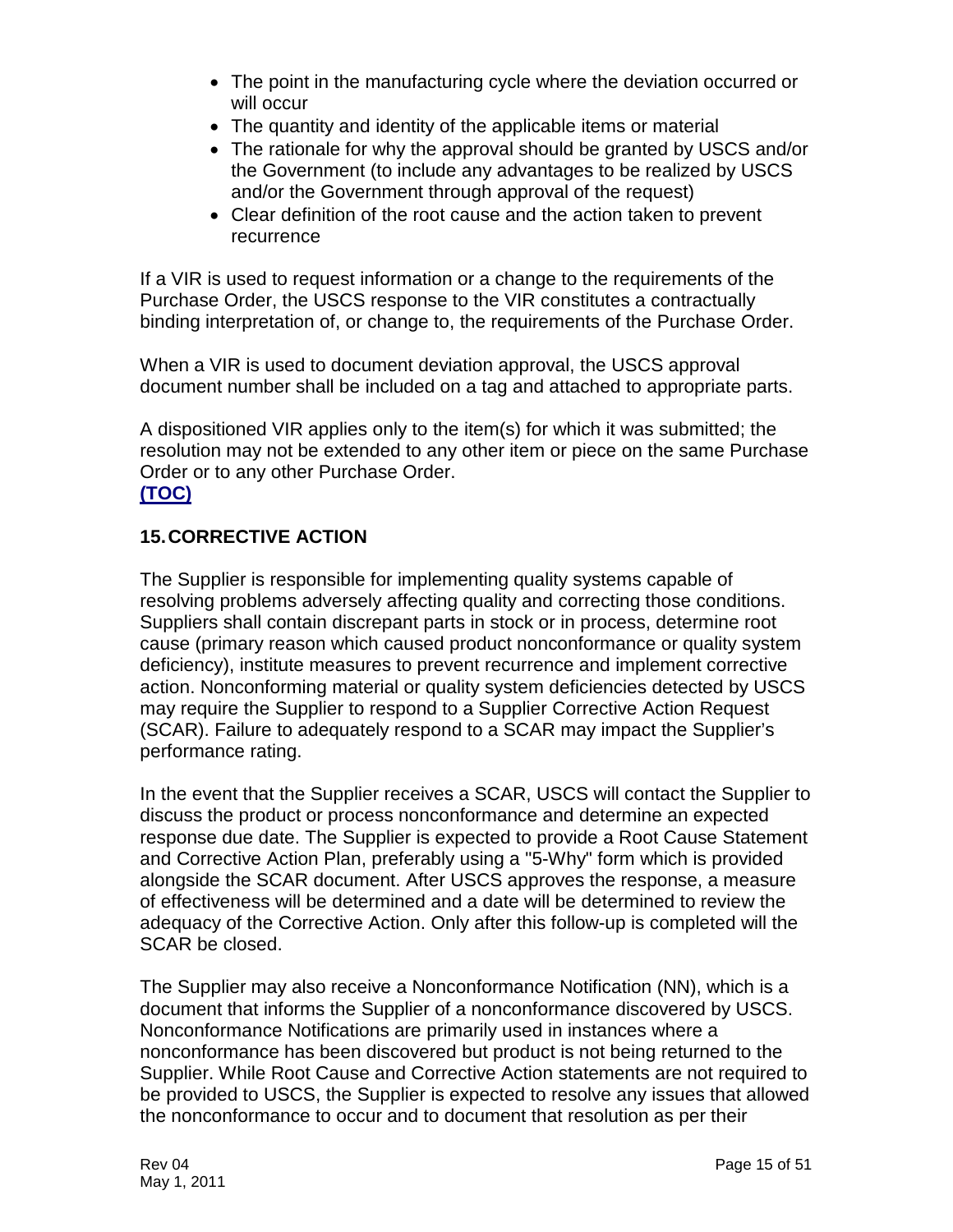- The point in the manufacturing cycle where the deviation occurred or will occur
- The quantity and identity of the applicable items or material
- The rationale for why the approval should be granted by USCS and/or the Government (to include any advantages to be realized by USCS and/or the Government through approval of the request)
- Clear definition of the root cause and the action taken to prevent recurrence

If a VIR is used to request information or a change to the requirements of the Purchase Order, the USCS response to the VIR constitutes a contractually binding interpretation of, or change to, the requirements of the Purchase Order.

When a VIR is used to document deviation approval, the USCS approval document number shall be included on a tag and attached to appropriate parts.

A dispositioned VIR applies only to the item(s) for which it was submitted; the resolution may not be extended to any other item or piece on the same Purchase Order or to any other Purchase Order.
**(TOC)**

## 15. CORRECTIVE ACTION

The Supplier is responsible for implementing quality systems capable of resolving problems adversely affecting quality and correcting those conditions. Suppliers shall contain discrepant parts in stock or in process, determine root cause (primary reason which caused product nonconformance or quality system deficiency), institute measures to prevent recurrence and implement corrective action. Nonconforming material or quality system deficiencies detected by USCS may require the Supplier to respond to a Supplier Corrective Action Request (SCAR). Failure to adequately respond to a SCAR may impact the Supplier's performance rating.

In the event that the Supplier receives a SCAR, USCS will contact the Supplier to discuss the product or process nonconformance and determine an expected response due date. The Supplier is expected to provide a Root Cause Statement and Corrective Action Plan, preferably using a "5-Why" form which is provided alongside the SCAR document. After USCS approves the response, a measure of effectiveness will be determined and a date will be determined to review the adequacy of the Corrective Action. Only after this follow-up is completed will the SCAR be closed.

The Supplier may also receive a Nonconformance Notification (NN), which is a document that informs the Supplier of a nonconformance discovered by USCS. Nonconformance Notifications are primarily used in instances where a nonconformance has been discovered but product is not being returned to the Supplier. While Root Cause and Corrective Action statements are not required to be provided to USCS, the Supplier is expected to resolve any issues that allowed the nonconformance to occur and to document that resolution as per their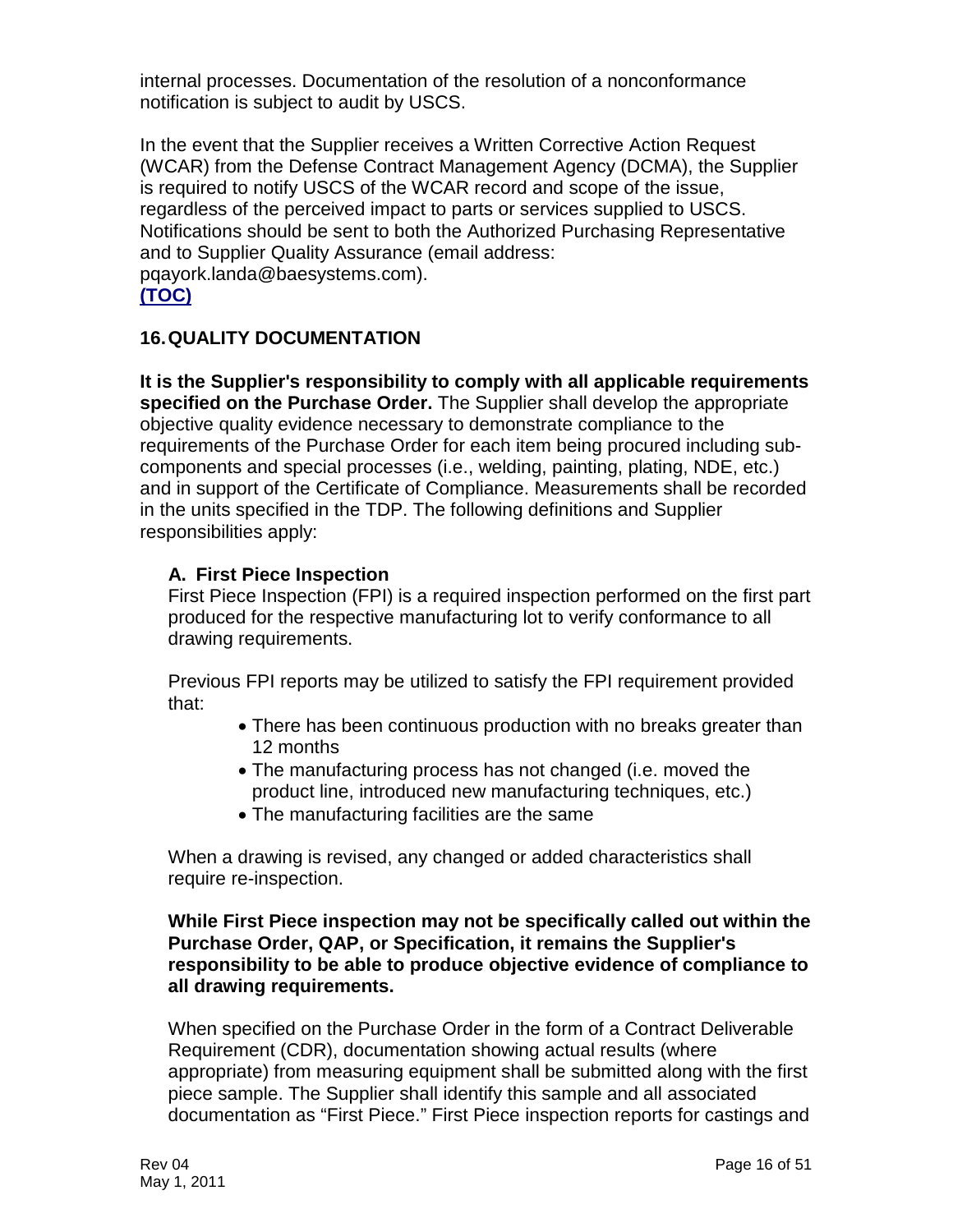internal processes. Documentation of the resolution of a nonconformance notification is subject to audit by USCS.

In the event that the Supplier receives a Written Corrective Action Request (WCAR) from the Defense Contract Management Agency (DCMA), the Supplier is required to notify USCS of the WCAR record and scope of the issue, regardless of the perceived impact to parts or services supplied to USCS. Notifications should be sent to both the Authorized Purchasing Representative and to Supplier Quality Assurance (email address: pqayork.landa@baesystems.com).

**(TOC)**

## 16. QUALITY DOCUMENTATION

**It is the Supplier's responsibility to comply with all applicable requirements specified on the Purchase Order.** The Supplier shall develop the appropriate objective quality evidence necessary to demonstrate compliance to the requirements of the Purchase Order for each item being procured including sub-components and special processes (i.e., welding, painting, plating, NDE, etc.) and in support of the Certificate of Compliance. Measurements shall be recorded in the units specified in the TDP. The following definitions and Supplier responsibilities apply:

### A. First Piece Inspection

First Piece Inspection (FPI) is a required inspection performed on the first part produced for the respective manufacturing lot to verify conformance to all drawing requirements.

Previous FPI reports may be utilized to satisfy the FPI requirement provided that:

- There has been continuous production with no breaks greater than 12 months
- The manufacturing process has not changed (i.e. moved the product line, introduced new manufacturing techniques, etc.)
- The manufacturing facilities are the same

When a drawing is revised, any changed or added characteristics shall require re-inspection.

**While First Piece inspection may not be specifically called out within the Purchase Order, QAP, or Specification, it remains the Supplier's responsibility to be able to produce objective evidence of compliance to all drawing requirements.**

When specified on the Purchase Order in the form of a Contract Deliverable Requirement (CDR), documentation showing actual results (where appropriate) from measuring equipment shall be submitted along with the first piece sample. The Supplier shall identify this sample and all associated documentation as "First Piece." First Piece inspection reports for castings and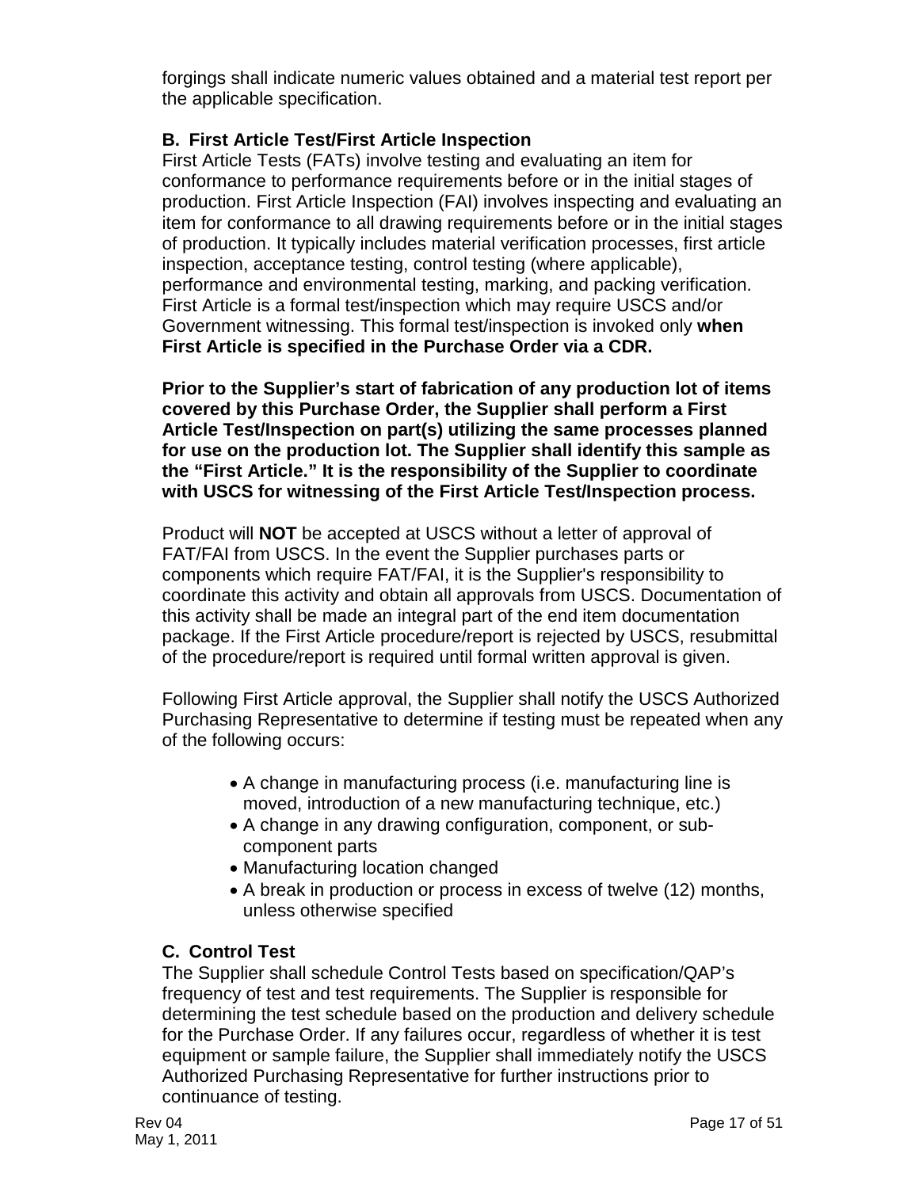forgings shall indicate numeric values obtained and a material test report per the applicable specification.

### B. First Article Test/First Article Inspection

First Article Tests (FATs) involve testing and evaluating an item for conformance to performance requirements before or in the initial stages of production. First Article Inspection (FAI) involves inspecting and evaluating an item for conformance to all drawing requirements before or in the initial stages of production. It typically includes material verification processes, first article inspection, acceptance testing, control testing (where applicable), performance and environmental testing, marking, and packing verification. First Article is a formal test/inspection which may require USCS and/or Government witnessing. This formal test/inspection is invoked only **when First Article is specified in the Purchase Order via a CDR.**

**Prior to the Supplier's start of fabrication of any production lot of items covered by this Purchase Order, the Supplier shall perform a First Article Test/Inspection on part(s) utilizing the same processes planned for use on the production lot. The Supplier shall identify this sample as the "First Article." It is the responsibility of the Supplier to coordinate with USCS for witnessing of the First Article Test/Inspection process.**

Product will **NOT** be accepted at USCS without a letter of approval of FAT/FAI from USCS. In the event the Supplier purchases parts or components which require FAT/FAI, it is the Supplier's responsibility to coordinate this activity and obtain all approvals from USCS. Documentation of this activity shall be made an integral part of the end item documentation package. If the First Article procedure/report is rejected by USCS, resubmittal of the procedure/report is required until formal written approval is given.

Following First Article approval, the Supplier shall notify the USCS Authorized Purchasing Representative to determine if testing must be repeated when any of the following occurs:

- A change in manufacturing process (i.e. manufacturing line is moved, introduction of a new manufacturing technique, etc.)
- A change in any drawing configuration, component, or sub-component parts
- Manufacturing location changed
- A break in production or process in excess of twelve (12) months, unless otherwise specified

### C. Control Test

The Supplier shall schedule Control Tests based on specification/QAP's frequency of test and test requirements. The Supplier is responsible for determining the test schedule based on the production and delivery schedule for the Purchase Order. If any failures occur, regardless of whether it is test equipment or sample failure, the Supplier shall immediately notify the USCS Authorized Purchasing Representative for further instructions prior to continuance of testing.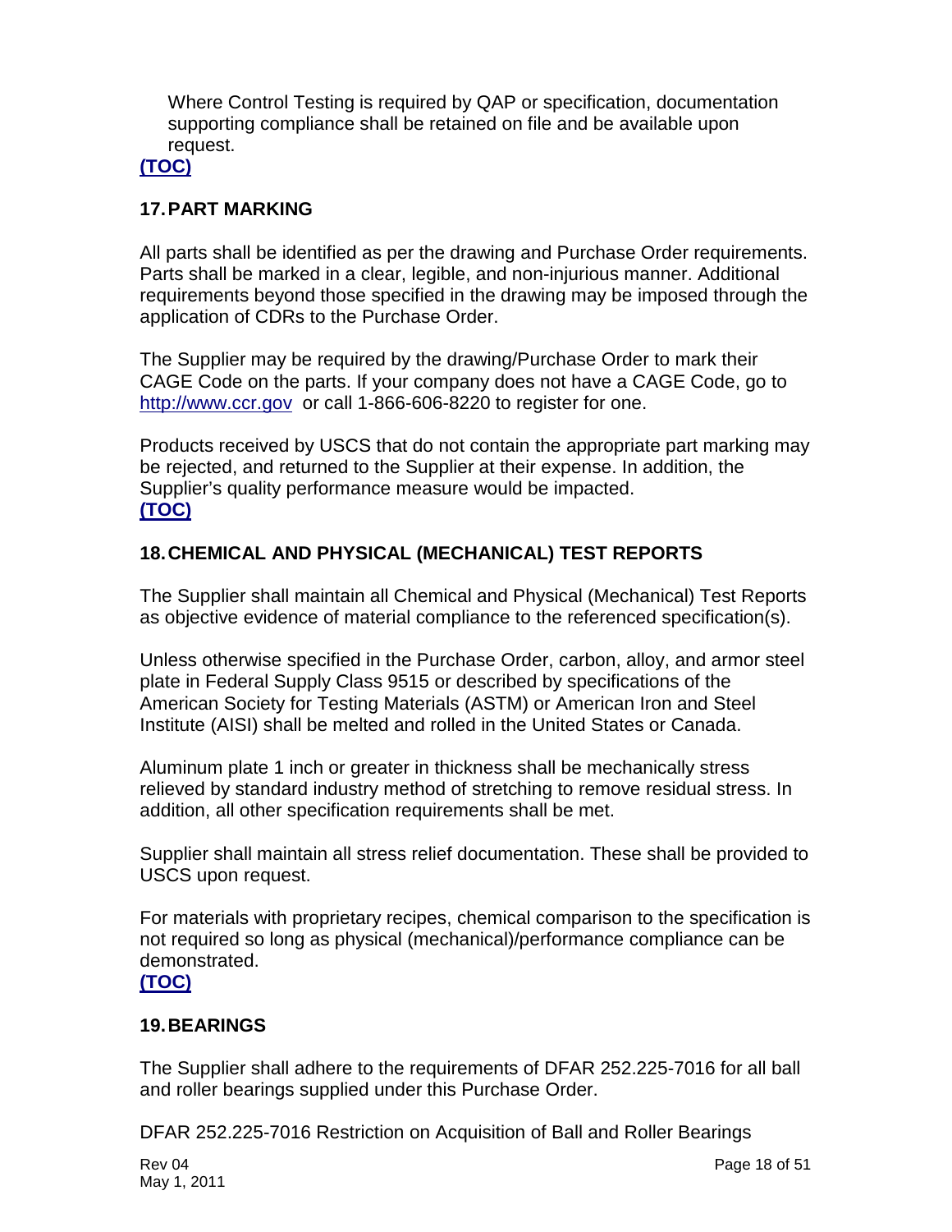Where Control Testing is required by QAP or specification, documentation supporting compliance shall be retained on file and be available upon request.

[(TOC)](#)

## 17. PART MARKING

All parts shall be identified as per the drawing and Purchase Order requirements. Parts shall be marked in a clear, legible, and non-injurious manner. Additional requirements beyond those specified in the drawing may be imposed through the application of CDRs to the Purchase Order.

The Supplier may be required by the drawing/Purchase Order to mark their CAGE Code on the parts. If your company does not have a CAGE Code, go to [http://www.ccr.gov](http://www.ccr.gov) or call 1-866-606-8220 to register for one.

Products received by USCS that do not contain the appropriate part marking may be rejected, and returned to the Supplier at their expense. In addition, the Supplier's quality performance measure would be impacted.

[(TOC)](#)

## 18. CHEMICAL AND PHYSICAL (MECHANICAL) TEST REPORTS

The Supplier shall maintain all Chemical and Physical (Mechanical) Test Reports as objective evidence of material compliance to the referenced specification(s).

Unless otherwise specified in the Purchase Order, carbon, alloy, and armor steel plate in Federal Supply Class 9515 or described by specifications of the American Society for Testing Materials (ASTM) or American Iron and Steel Institute (AISI) shall be melted and rolled in the United States or Canada.

Aluminum plate 1 inch or greater in thickness shall be mechanically stress relieved by standard industry method of stretching to remove residual stress. In addition, all other specification requirements shall be met.

Supplier shall maintain all stress relief documentation. These shall be provided to USCS upon request.

For materials with proprietary recipes, chemical comparison to the specification is not required so long as physical (mechanical)/performance compliance can be demonstrated.

[(TOC)](#)

## 19. BEARINGS

The Supplier shall adhere to the requirements of DFAR 252.225-7016 for all ball and roller bearings supplied under this Purchase Order.

DFAR 252.225-7016 Restriction on Acquisition of Ball and Roller Bearings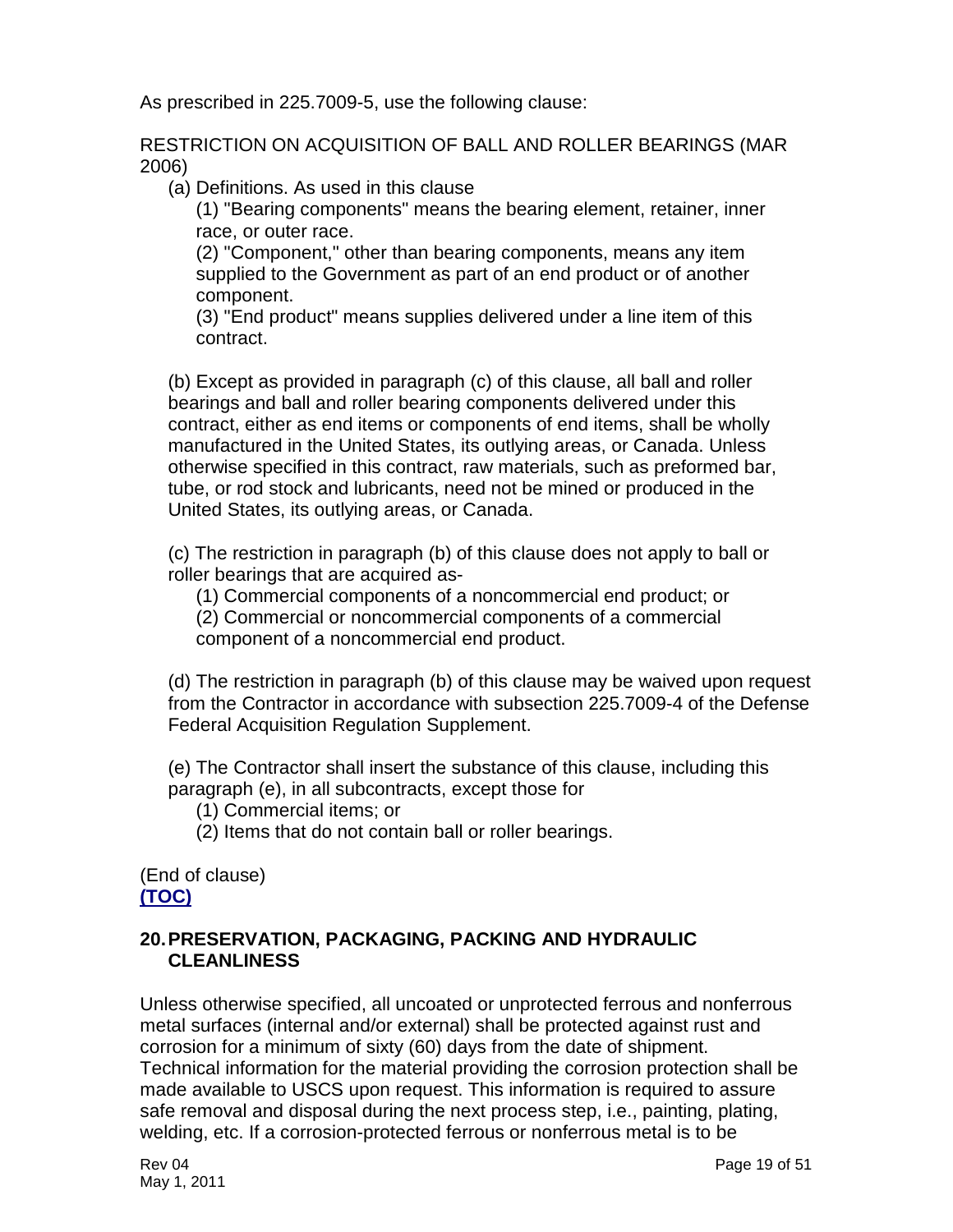As prescribed in 225.7009-5, use the following clause:

RESTRICTION ON ACQUISITION OF BALL AND ROLLER BEARINGS (MAR 2006)

(a) Definitions. As used in this clause

(1) "Bearing components" means the bearing element, retainer, inner race, or outer race.

(2) "Component," other than bearing components, means any item supplied to the Government as part of an end product or of another component.

(3) "End product" means supplies delivered under a line item of this contract.

(b) Except as provided in paragraph (c) of this clause, all ball and roller bearings and ball and roller bearing components delivered under this contract, either as end items or components of end items, shall be wholly manufactured in the United States, its outlying areas, or Canada. Unless otherwise specified in this contract, raw materials, such as preformed bar, tube, or rod stock and lubricants, need not be mined or produced in the United States, its outlying areas, or Canada.

(c) The restriction in paragraph (b) of this clause does not apply to ball or roller bearings that are acquired as-

(1) Commercial components of a noncommercial end product; or

(2) Commercial or noncommercial components of a commercial component of a noncommercial end product.

(d) The restriction in paragraph (b) of this clause may be waived upon request from the Contractor in accordance with subsection 225.7009-4 of the Defense Federal Acquisition Regulation Supplement.

(e) The Contractor shall insert the substance of this clause, including this paragraph (e), in all subcontracts, except those for

(1) Commercial items; or

(2) Items that do not contain ball or roller bearings.

(End of clause)

**(TOC)**

## 20. PRESERVATION, PACKAGING, PACKING AND HYDRAULIC CLEANLINESS

Unless otherwise specified, all uncoated or unprotected ferrous and nonferrous metal surfaces (internal and/or external) shall be protected against rust and corrosion for a minimum of sixty (60) days from the date of shipment. Technical information for the material providing the corrosion protection shall be made available to USCS upon request. This information is required to assure safe removal and disposal during the next process step, i.e., painting, plating, welding, etc. If a corrosion-protected ferrous or nonferrous metal is to be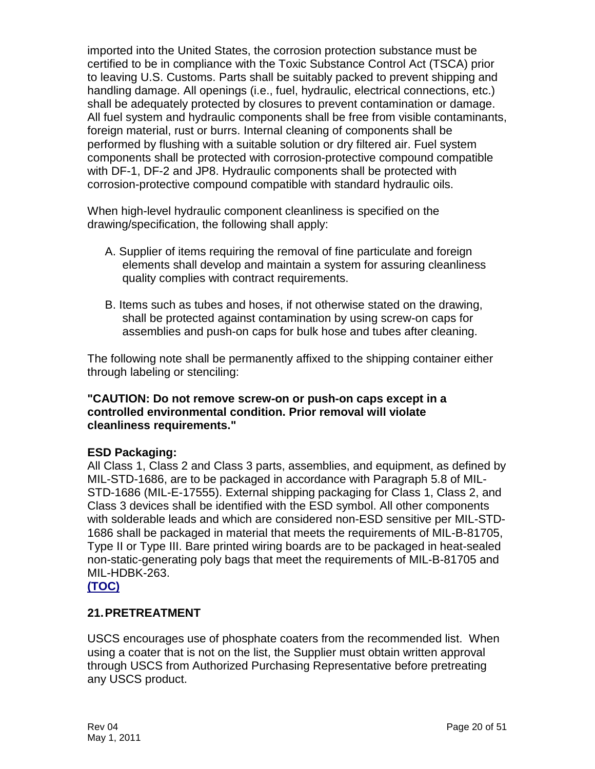imported into the United States, the corrosion protection substance must be certified to be in compliance with the Toxic Substance Control Act (TSCA) prior to leaving U.S. Customs. Parts shall be suitably packed to prevent shipping and handling damage. All openings (i.e., fuel, hydraulic, electrical connections, etc.) shall be adequately protected by closures to prevent contamination or damage. All fuel system and hydraulic components shall be free from visible contaminants, foreign material, rust or burrs. Internal cleaning of components shall be performed by flushing with a suitable solution or dry filtered air. Fuel system components shall be protected with corrosion-protective compound compatible with DF-1, DF-2 and JP8. Hydraulic components shall be protected with corrosion-protective compound compatible with standard hydraulic oils.

When high-level hydraulic component cleanliness is specified on the drawing/specification, the following shall apply:

A. Supplier of items requiring the removal of fine particulate and foreign elements shall develop and maintain a system for assuring cleanliness quality complies with contract requirements.

B. Items such as tubes and hoses, if not otherwise stated on the drawing, shall be protected against contamination by using screw-on caps for assemblies and push-on caps for bulk hose and tubes after cleaning.

The following note shall be permanently affixed to the shipping container either through labeling or stenciling:

**"CAUTION: Do not remove screw-on or push-on caps except in a controlled environmental condition. Prior removal will violate cleanliness requirements."**

**ESD Packaging:**

All Class 1, Class 2 and Class 3 parts, assemblies, and equipment, as defined by MIL-STD-1686, are to be packaged in accordance with Paragraph 5.8 of MIL-STD-1686 (MIL-E-17555). External shipping packaging for Class 1, Class 2, and Class 3 devices shall be identified with the ESD symbol. All other components with solderable leads and which are considered non-ESD sensitive per MIL-STD-1686 shall be packaged in material that meets the requirements of MIL-B-81705, Type II or Type III. Bare printed wiring boards are to be packaged in heat-sealed non-static-generating poly bags that meet the requirements of MIL-B-81705 and MIL-HDBK-263.

**(TOC)**

## 21. PRETREATMENT

USCS encourages use of phosphate coaters from the recommended list. When using a coater that is not on the list, the Supplier must obtain written approval through USCS from Authorized Purchasing Representative before pretreating any USCS product.

Rev 04
May 1, 2011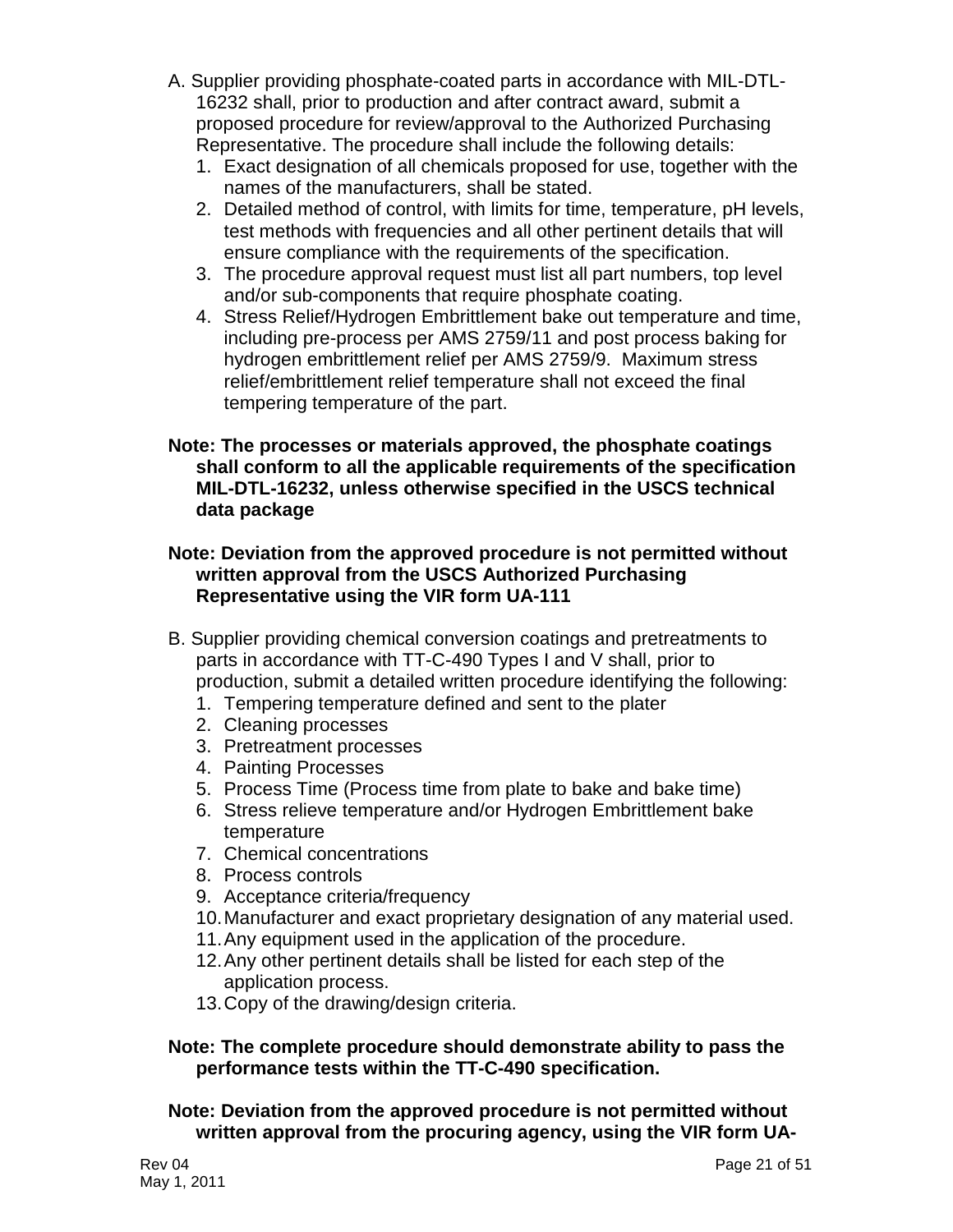A. Supplier providing phosphate-coated parts in accordance with MIL-DTL-16232 shall, prior to production and after contract award, submit a proposed procedure for review/approval to the Authorized Purchasing Representative. The procedure shall include the following details:

1. Exact designation of all chemicals proposed for use, together with the names of the manufacturers, shall be stated.
2. Detailed method of control, with limits for time, temperature, pH levels, test methods with frequencies and all other pertinent details that will ensure compliance with the requirements of the specification.
3. The procedure approval request must list all part numbers, top level and/or sub-components that require phosphate coating.
4. Stress Relief/Hydrogen Embrittlement bake out temperature and time, including pre-process per AMS 2759/11 and post process baking for hydrogen embrittlement relief per AMS 2759/9. Maximum stress relief/embrittlement relief temperature shall not exceed the final tempering temperature of the part.

**Note: The processes or materials approved, the phosphate coatings shall conform to all the applicable requirements of the specification MIL-DTL-16232, unless otherwise specified in the USCS technical data package**

**Note: Deviation from the approved procedure is not permitted without written approval from the USCS Authorized Purchasing Representative using the VIR form UA-111**

B. Supplier providing chemical conversion coatings and pretreatments to parts in accordance with TT-C-490 Types I and V shall, prior to production, submit a detailed written procedure identifying the following:

1. Tempering temperature defined and sent to the plater
2. Cleaning processes
3. Pretreatment processes
4. Painting Processes
5. Process Time (Process time from plate to bake and bake time)
6. Stress relieve temperature and/or Hydrogen Embrittlement bake temperature
7. Chemical concentrations
8. Process controls
9. Acceptance criteria/frequency
10. Manufacturer and exact proprietary designation of any material used.
11. Any equipment used in the application of the procedure.
12. Any other pertinent details shall be listed for each step of the application process.
13. Copy of the drawing/design criteria.

**Note: The complete procedure should demonstrate ability to pass the performance tests within the TT-C-490 specification.**

**Note: Deviation from the approved procedure is not permitted without written approval from the procuring agency, using the VIR form UA-**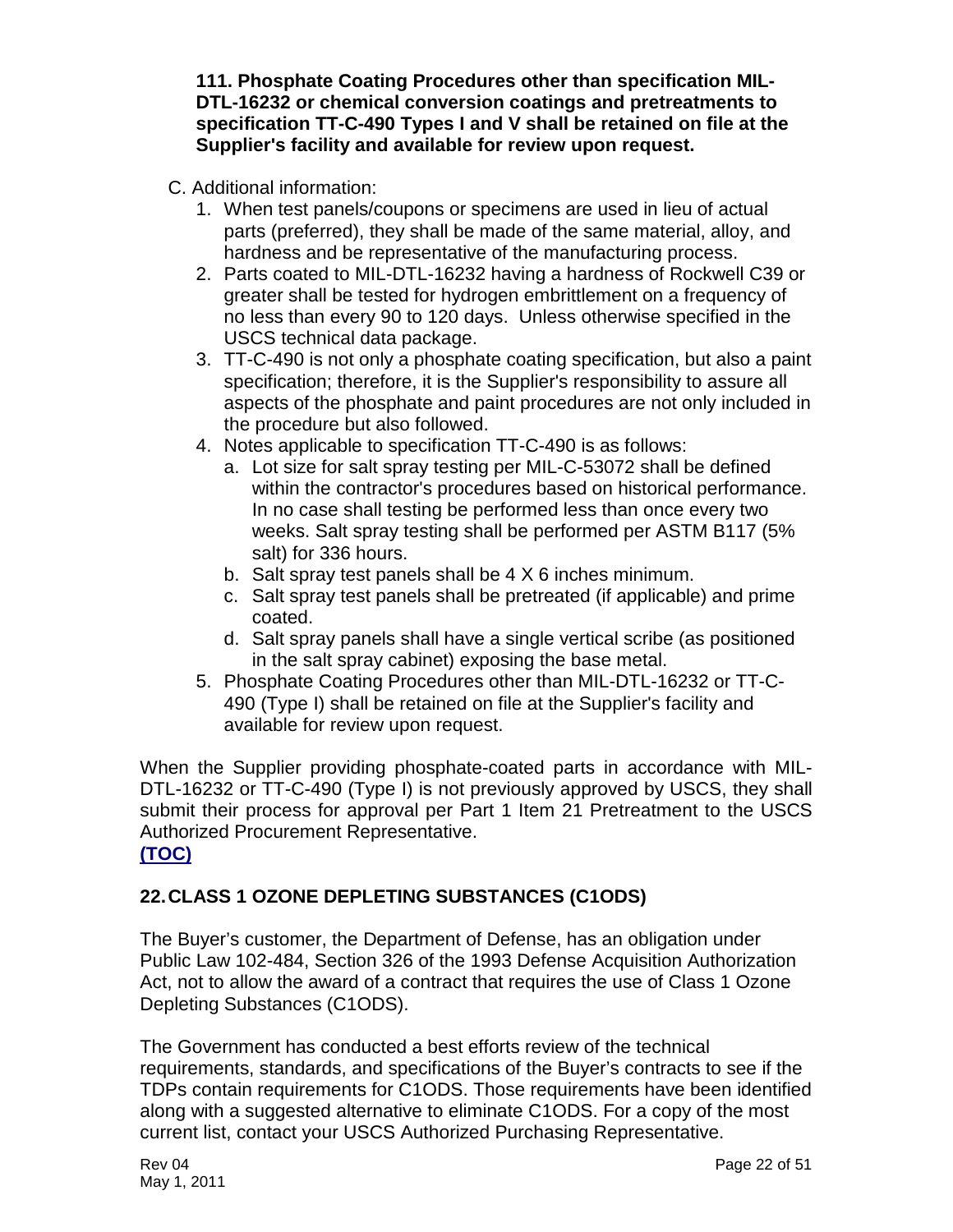**111. Phosphate Coating Procedures other than specification MIL-DTL-16232 or chemical conversion coatings and pretreatments to specification TT-C-490 Types I and V shall be retained on file at the Supplier's facility and available for review upon request.**

C. Additional information:

1. When test panels/coupons or specimens are used in lieu of actual parts (preferred), they shall be made of the same material, alloy, and hardness and be representative of the manufacturing process.
2. Parts coated to MIL-DTL-16232 having a hardness of Rockwell C39 or greater shall be tested for hydrogen embrittlement on a frequency of no less than every 90 to 120 days. Unless otherwise specified in the USCS technical data package.
3. TT-C-490 is not only a phosphate coating specification, but also a paint specification; therefore, it is the Supplier's responsibility to assure all aspects of the phosphate and paint procedures are not only included in the procedure but also followed.
4. Notes applicable to specification TT-C-490 is as follows:
   a. Lot size for salt spray testing per MIL-C-53072 shall be defined within the contractor's procedures based on historical performance. In no case shall testing be performed less than once every two weeks. Salt spray testing shall be performed per ASTM B117 (5% salt) for 336 hours.
   b. Salt spray test panels shall be 4 X 6 inches minimum.
   c. Salt spray test panels shall be pretreated (if applicable) and prime coated.
   d. Salt spray panels shall have a single vertical scribe (as positioned in the salt spray cabinet) exposing the base metal.
5. Phosphate Coating Procedures other than MIL-DTL-16232 or TT-C-490 (Type I) shall be retained on file at the Supplier's facility and available for review upon request.

When the Supplier providing phosphate-coated parts in accordance with MIL-DTL-16232 or TT-C-490 (Type I) is not previously approved by USCS, they shall submit their process for approval per Part 1 Item 21 Pretreatment to the USCS Authorized Procurement Representative.
**(TOC)**

## 22. CLASS 1 OZONE DEPLETING SUBSTANCES (C1ODS)

The Buyer's customer, the Department of Defense, has an obligation under Public Law 102-484, Section 326 of the 1993 Defense Acquisition Authorization Act, not to allow the award of a contract that requires the use of Class 1 Ozone Depleting Substances (C1ODS).

The Government has conducted a best efforts review of the technical requirements, standards, and specifications of the Buyer's contracts to see if the TDPs contain requirements for C1ODS. Those requirements have been identified along with a suggested alternative to eliminate C1ODS. For a copy of the most current list, contact your USCS Authorized Purchasing Representative.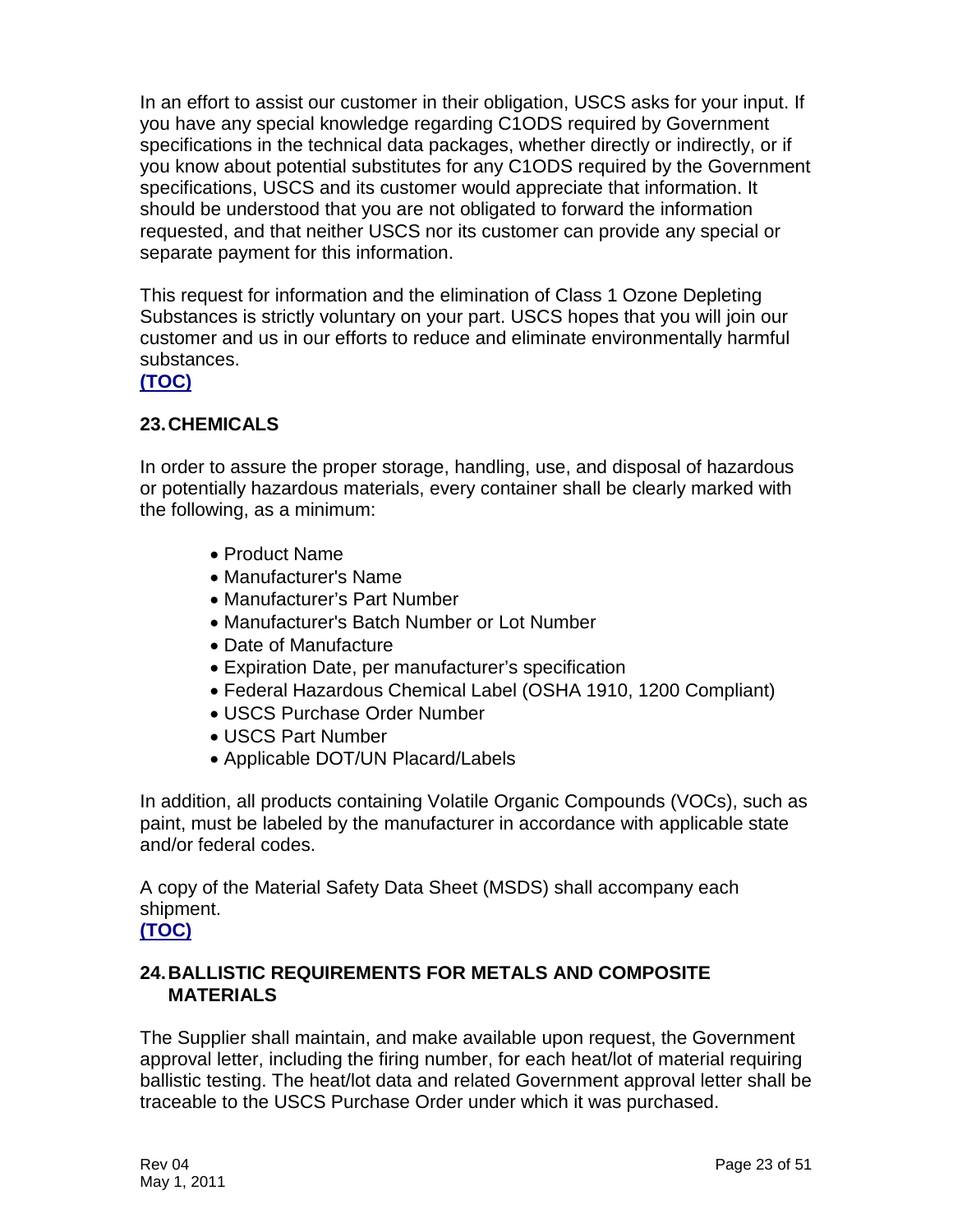In an effort to assist our customer in their obligation, USCS asks for your input. If you have any special knowledge regarding C1ODS required by Government specifications in the technical data packages, whether directly or indirectly, or if you know about potential substitutes for any C1ODS required by the Government specifications, USCS and its customer would appreciate that information. It should be understood that you are not obligated to forward the information requested, and that neither USCS nor its customer can provide any special or separate payment for this information.

This request for information and the elimination of Class 1 Ozone Depleting Substances is strictly voluntary on your part. USCS hopes that you will join our customer and us in our efforts to reduce and eliminate environmentally harmful substances.

**(TOC)**

## 23. CHEMICALS

In order to assure the proper storage, handling, use, and disposal of hazardous or potentially hazardous materials, every container shall be clearly marked with the following, as a minimum:

- Product Name
- Manufacturer's Name
- Manufacturer's Part Number
- Manufacturer's Batch Number or Lot Number
- Date of Manufacture
- Expiration Date, per manufacturer's specification
- Federal Hazardous Chemical Label (OSHA 1910, 1200 Compliant)
- USCS Purchase Order Number
- USCS Part Number
- Applicable DOT/UN Placard/Labels

In addition, all products containing Volatile Organic Compounds (VOCs), such as paint, must be labeled by the manufacturer in accordance with applicable state and/or federal codes.

A copy of the Material Safety Data Sheet (MSDS) shall accompany each shipment.

**(TOC)**

## 24. BALLISTIC REQUIREMENTS FOR METALS AND COMPOSITE MATERIALS

The Supplier shall maintain, and make available upon request, the Government approval letter, including the firing number, for each heat/lot of material requiring ballistic testing. The heat/lot data and related Government approval letter shall be traceable to the USCS Purchase Order under which it was purchased.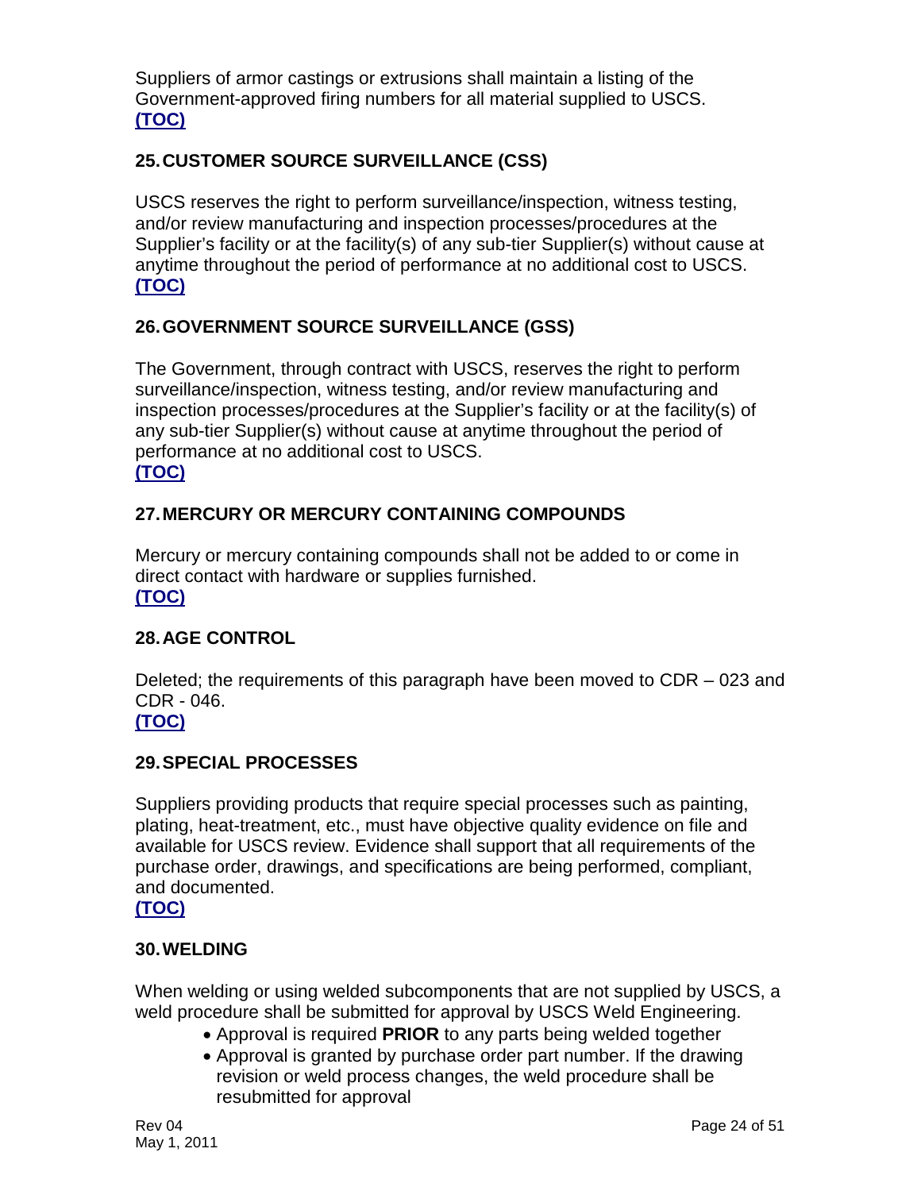Suppliers of armor castings or extrusions shall maintain a listing of the Government-approved firing numbers for all material supplied to USCS.
**(TOC)**

## 25. CUSTOMER SOURCE SURVEILLANCE (CSS)

USCS reserves the right to perform surveillance/inspection, witness testing, and/or review manufacturing and inspection processes/procedures at the Supplier's facility or at the facility(s) of any sub-tier Supplier(s) without cause at anytime throughout the period of performance at no additional cost to USCS.
**(TOC)**

## 26. GOVERNMENT SOURCE SURVEILLANCE (GSS)

The Government, through contract with USCS, reserves the right to perform surveillance/inspection, witness testing, and/or review manufacturing and inspection processes/procedures at the Supplier's facility or at the facility(s) of any sub-tier Supplier(s) without cause at anytime throughout the period of performance at no additional cost to USCS.
**(TOC)**

## 27. MERCURY OR MERCURY CONTAINING COMPOUNDS

Mercury or mercury containing compounds shall not be added to or come in direct contact with hardware or supplies furnished.
**(TOC)**

## 28. AGE CONTROL

Deleted; the requirements of this paragraph have been moved to CDR – 023 and CDR - 046.
**(TOC)**

## 29. SPECIAL PROCESSES

Suppliers providing products that require special processes such as painting, plating, heat-treatment, etc., must have objective quality evidence on file and available for USCS review. Evidence shall support that all requirements of the purchase order, drawings, and specifications are being performed, compliant, and documented.
**(TOC)**

## 30. WELDING

When welding or using welded subcomponents that are not supplied by USCS, a weld procedure shall be submitted for approval by USCS Weld Engineering.

- Approval is required **PRIOR** to any parts being welded together
- Approval is granted by purchase order part number. If the drawing revision or weld process changes, the weld procedure shall be resubmitted for approval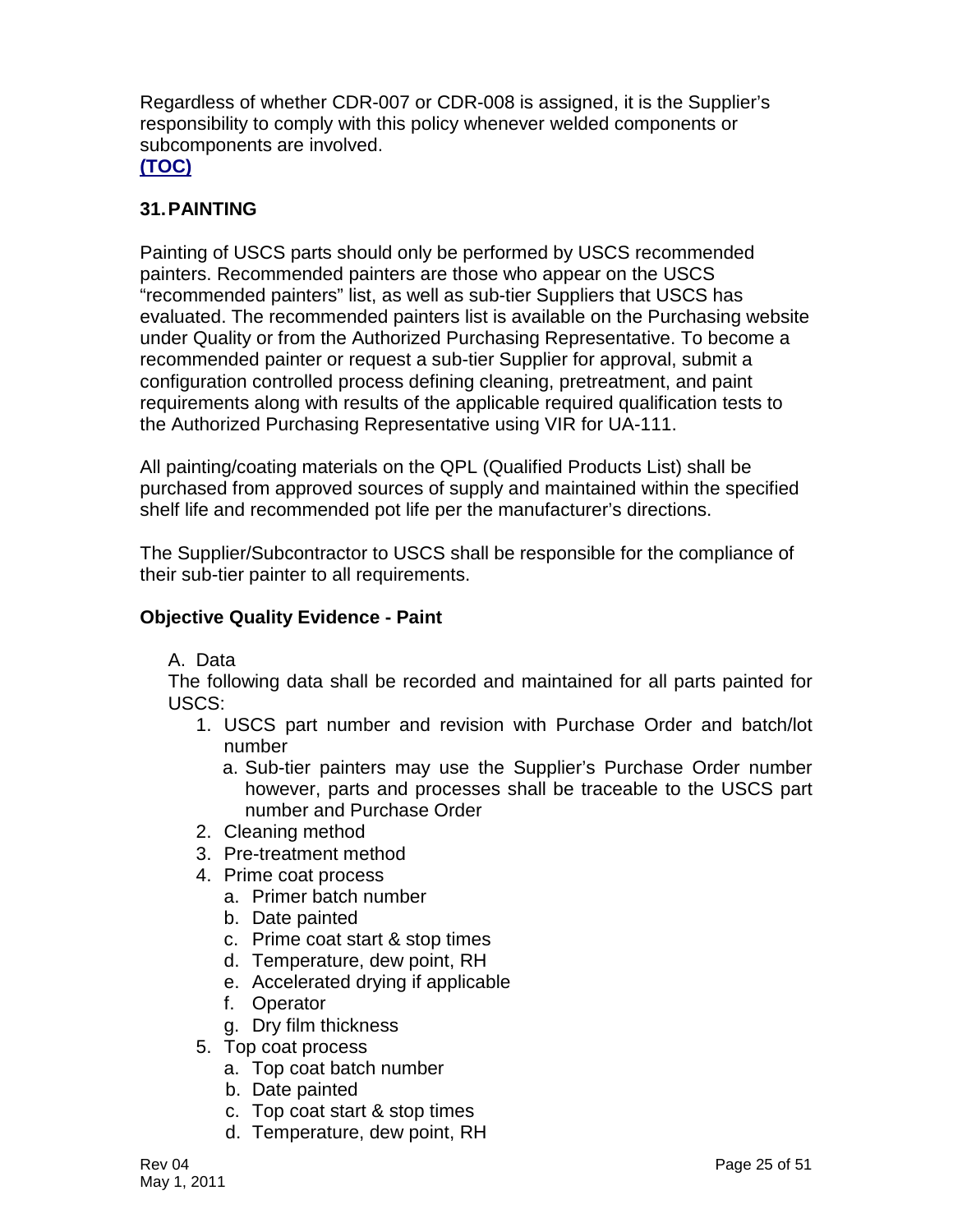Regardless of whether CDR-007 or CDR-008 is assigned, it is the Supplier's responsibility to comply with this policy whenever welded components or subcomponents are involved.
**(TOC)**

## 31. PAINTING

Painting of USCS parts should only be performed by USCS recommended painters. Recommended painters are those who appear on the USCS "recommended painters" list, as well as sub-tier Suppliers that USCS has evaluated. The recommended painters list is available on the Purchasing website under Quality or from the Authorized Purchasing Representative. To become a recommended painter or request a sub-tier Supplier for approval, submit a configuration controlled process defining cleaning, pretreatment, and paint requirements along with results of the applicable required qualification tests to the Authorized Purchasing Representative using VIR for UA-111.

All painting/coating materials on the QPL (Qualified Products List) shall be purchased from approved sources of supply and maintained within the specified shelf life and recommended pot life per the manufacturer's directions.

The Supplier/Subcontractor to USCS shall be responsible for the compliance of their sub-tier painter to all requirements.

### Objective Quality Evidence - Paint

A. Data

The following data shall be recorded and maintained for all parts painted for USCS:

1. USCS part number and revision with Purchase Order and batch/lot number
   a. Sub-tier painters may use the Supplier's Purchase Order number however, parts and processes shall be traceable to the USCS part number and Purchase Order
2. Cleaning method
3. Pre-treatment method
4. Prime coat process
   a. Primer batch number
   b. Date painted
   c. Prime coat start & stop times
   d. Temperature, dew point, RH
   e. Accelerated drying if applicable
   f. Operator
   g. Dry film thickness
5. Top coat process
   a. Top coat batch number
   b. Date painted
   c. Top coat start & stop times
   d. Temperature, dew point, RH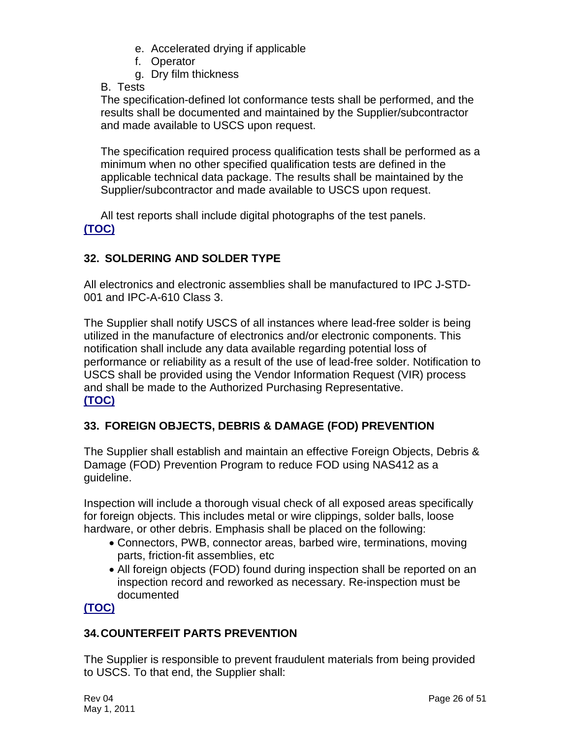e. Accelerated drying if applicable
f. Operator
g. Dry film thickness

B. Tests

The specification-defined lot conformance tests shall be performed, and the results shall be documented and maintained by the Supplier/subcontractor and made available to USCS upon request.

The specification required process qualification tests shall be performed as a minimum when no other specified qualification tests are defined in the applicable technical data package. The results shall be maintained by the Supplier/subcontractor and made available to USCS upon request.

All test reports shall include digital photographs of the test panels.

**(TOC)**

## 32. SOLDERING AND SOLDER TYPE

All electronics and electronic assemblies shall be manufactured to IPC J-STD-001 and IPC-A-610 Class 3.

The Supplier shall notify USCS of all instances where lead-free solder is being utilized in the manufacture of electronics and/or electronic components. This notification shall include any data available regarding potential loss of performance or reliability as a result of the use of lead-free solder. Notification to USCS shall be provided using the Vendor Information Request (VIR) process and shall be made to the Authorized Purchasing Representative.

**(TOC)**

## 33. FOREIGN OBJECTS, DEBRIS & DAMAGE (FOD) PREVENTION

The Supplier shall establish and maintain an effective Foreign Objects, Debris & Damage (FOD) Prevention Program to reduce FOD using NAS412 as a guideline.

Inspection will include a thorough visual check of all exposed areas specifically for foreign objects. This includes metal or wire clippings, solder balls, loose hardware, or other debris. Emphasis shall be placed on the following:

- Connectors, PWB, connector areas, barbed wire, terminations, moving parts, friction-fit assemblies, etc
- All foreign objects (FOD) found during inspection shall be reported on an inspection record and reworked as necessary. Re-inspection must be documented

**(TOC)**

## 34. COUNTERFEIT PARTS PREVENTION

The Supplier is responsible to prevent fraudulent materials from being provided to USCS. To that end, the Supplier shall: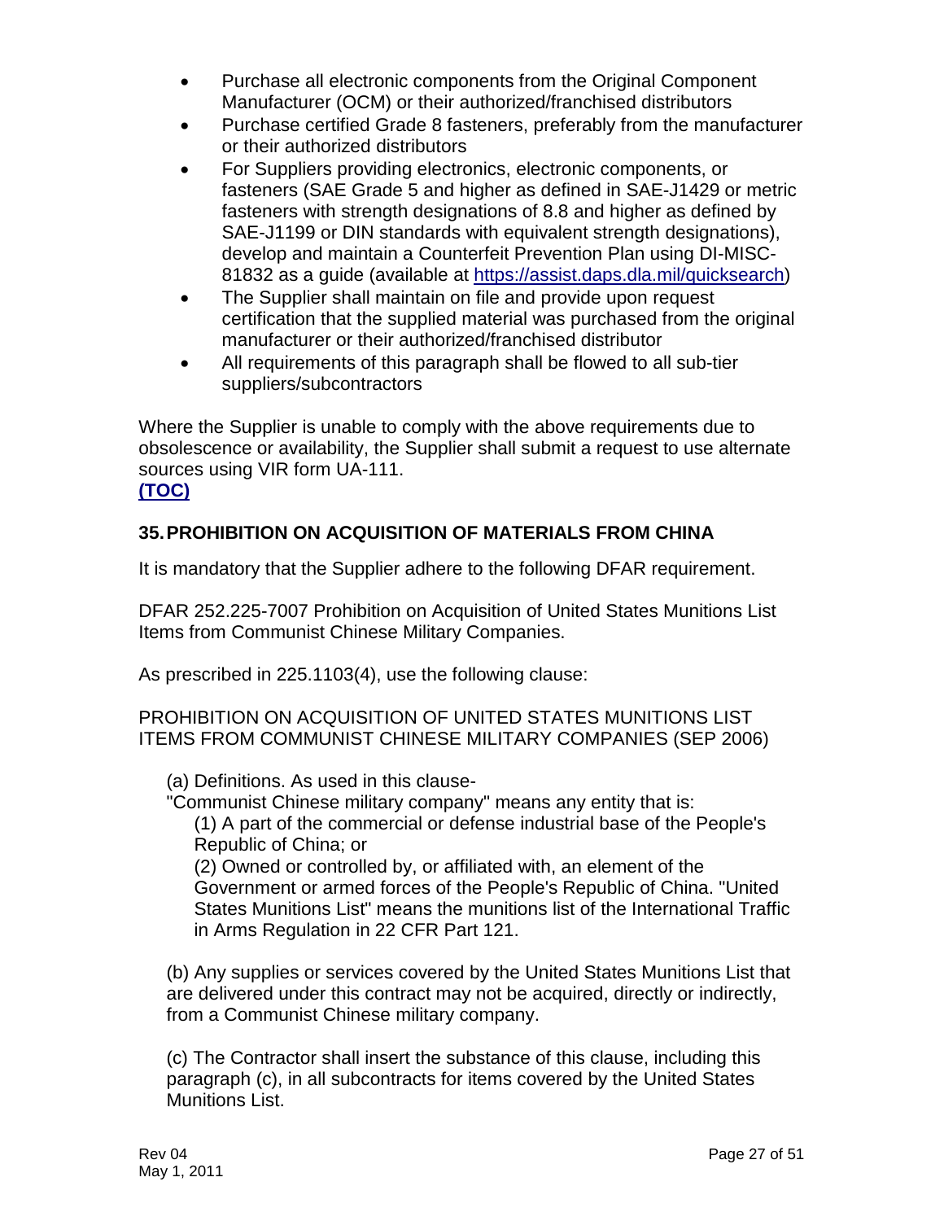- Purchase all electronic components from the Original Component Manufacturer (OCM) or their authorized/franchised distributors
- Purchase certified Grade 8 fasteners, preferably from the manufacturer or their authorized distributors
- For Suppliers providing electronics, electronic components, or fasteners (SAE Grade 5 and higher as defined in SAE-J1429 or metric fasteners with strength designations of 8.8 and higher as defined by SAE-J1199 or DIN standards with equivalent strength designations), develop and maintain a Counterfeit Prevention Plan using DI-MISC-81832 as a guide (available at [https://assist.daps.dla.mil/quicksearch](https://assist.daps.dla.mil/quicksearch))
- The Supplier shall maintain on file and provide upon request certification that the supplied material was purchased from the original manufacturer or their authorized/franchised distributor
- All requirements of this paragraph shall be flowed to all sub-tier suppliers/subcontractors

Where the Supplier is unable to comply with the above requirements due to obsolescence or availability, the Supplier shall submit a request to use alternate sources using VIR form UA-111.
**(TOC)**

## 35. PROHIBITION ON ACQUISITION OF MATERIALS FROM CHINA

It is mandatory that the Supplier adhere to the following DFAR requirement.

DFAR 252.225-7007 Prohibition on Acquisition of United States Munitions List Items from Communist Chinese Military Companies.

As prescribed in 225.1103(4), use the following clause:

PROHIBITION ON ACQUISITION OF UNITED STATES MUNITIONS LIST ITEMS FROM COMMUNIST CHINESE MILITARY COMPANIES (SEP 2006)

(a) Definitions. As used in this clause-
"Communist Chinese military company" means any entity that is:

(1) A part of the commercial or defense industrial base of the People's Republic of China; or

(2) Owned or controlled by, or affiliated with, an element of the Government or armed forces of the People's Republic of China. "United States Munitions List" means the munitions list of the International Traffic in Arms Regulation in 22 CFR Part 121.

(b) Any supplies or services covered by the United States Munitions List that are delivered under this contract may not be acquired, directly or indirectly, from a Communist Chinese military company.

(c) The Contractor shall insert the substance of this clause, including this paragraph (c), in all subcontracts for items covered by the United States Munitions List.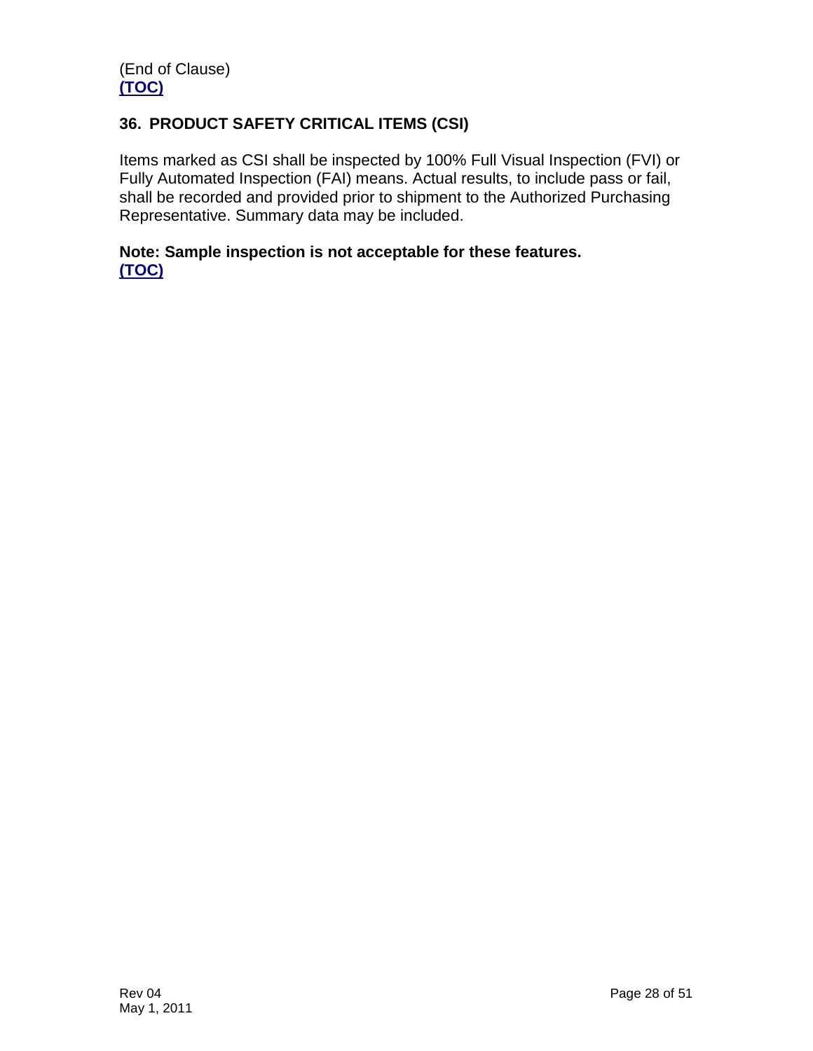(End of Clause)
**(TOC)**

## 36. PRODUCT SAFETY CRITICAL ITEMS (CSI)

Items marked as CSI shall be inspected by 100% Full Visual Inspection (FVI) or Fully Automated Inspection (FAI) means. Actual results, to include pass or fail, shall be recorded and provided prior to shipment to the Authorized Purchasing Representative. Summary data may be included.

**Note: Sample inspection is not acceptable for these features.**
**(TOC)**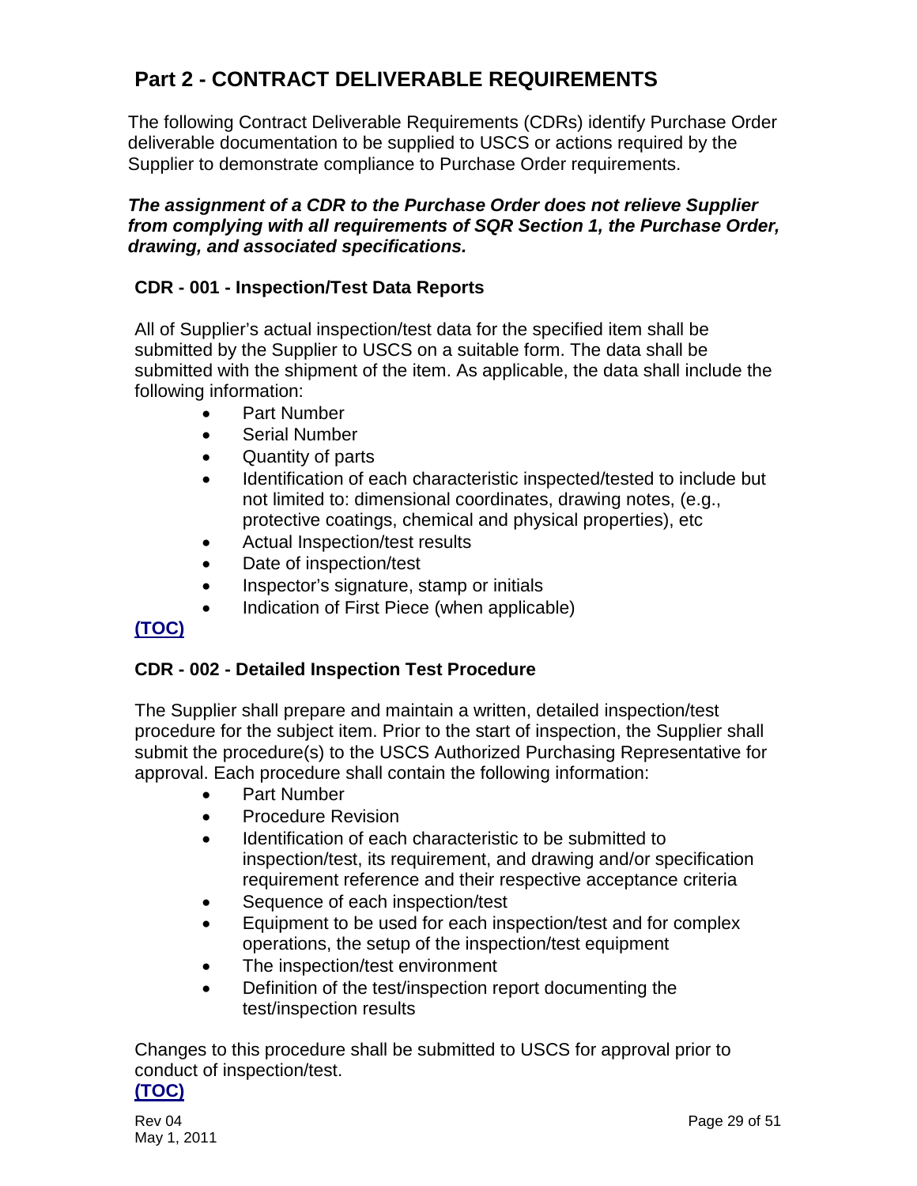# Part 2 - CONTRACT DELIVERABLE REQUIREMENTS

The following Contract Deliverable Requirements (CDRs) identify Purchase Order deliverable documentation to be supplied to USCS or actions required by the Supplier to demonstrate compliance to Purchase Order requirements.

***The assignment of a CDR to the Purchase Order does not relieve Supplier from complying with all requirements of SQR Section 1, the Purchase Order, drawing, and associated specifications.***

### CDR - 001 - Inspection/Test Data Reports

All of Supplier's actual inspection/test data for the specified item shall be submitted by the Supplier to USCS on a suitable form. The data shall be submitted with the shipment of the item. As applicable, the data shall include the following information:

- Part Number
- Serial Number
- Quantity of parts
- Identification of each characteristic inspected/tested to include but not limited to: dimensional coordinates, drawing notes, (e.g., protective coatings, chemical and physical properties), etc
- Actual Inspection/test results
- Date of inspection/test
- Inspector's signature, stamp or initials
- Indication of First Piece (when applicable)

**(TOC)**

### CDR - 002 - Detailed Inspection Test Procedure

The Supplier shall prepare and maintain a written, detailed inspection/test procedure for the subject item. Prior to the start of inspection, the Supplier shall submit the procedure(s) to the USCS Authorized Purchasing Representative for approval. Each procedure shall contain the following information:

- Part Number
- Procedure Revision
- Identification of each characteristic to be submitted to inspection/test, its requirement, and drawing and/or specification requirement reference and their respective acceptance criteria
- Sequence of each inspection/test
- Equipment to be used for each inspection/test and for complex operations, the setup of the inspection/test equipment
- The inspection/test environment
- Definition of the test/inspection report documenting the test/inspection results

Changes to this procedure shall be submitted to USCS for approval prior to conduct of inspection/test.

**(TOC)**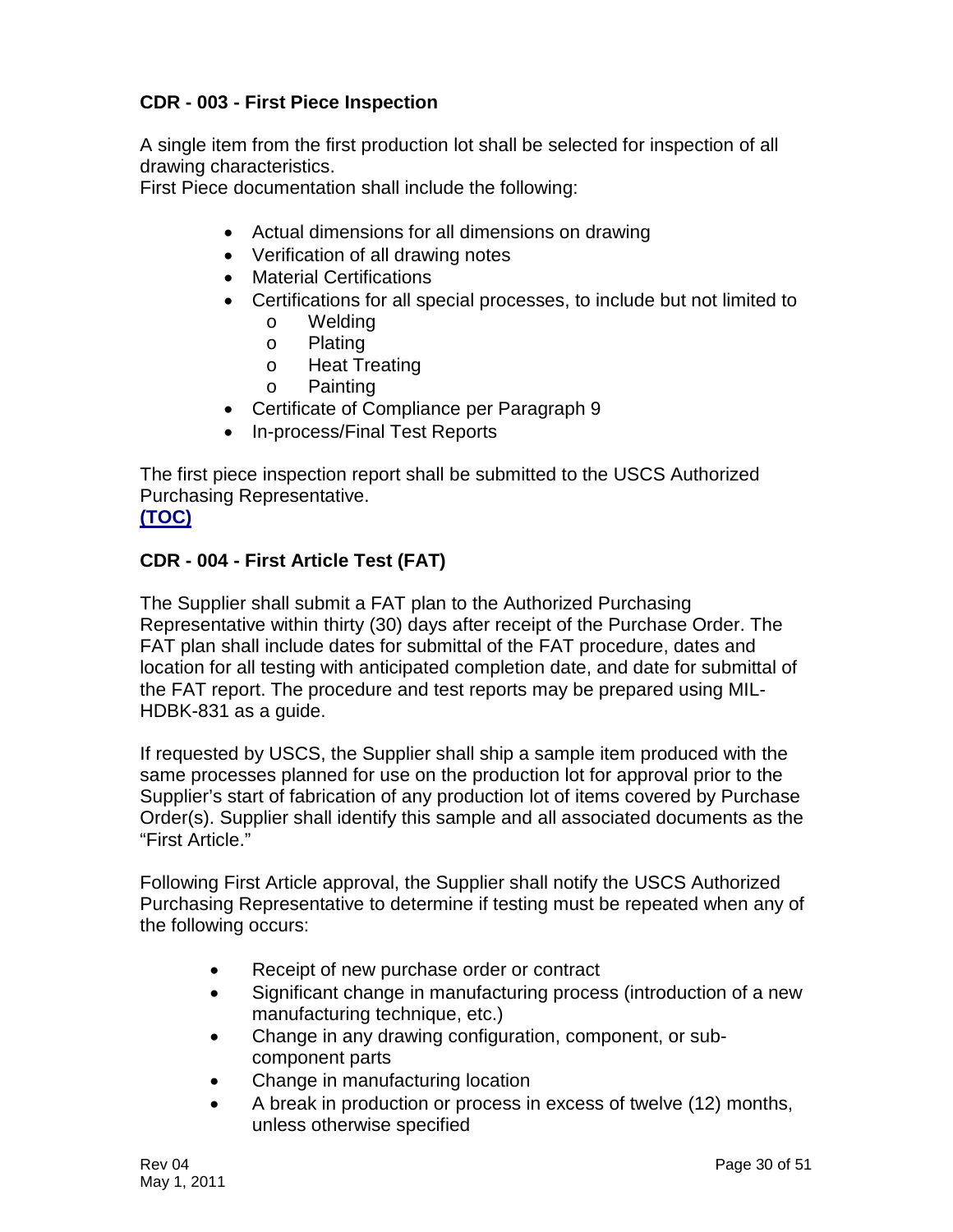### CDR - 003 - First Piece Inspection

A single item from the first production lot shall be selected for inspection of all drawing characteristics.
First Piece documentation shall include the following:

- Actual dimensions for all dimensions on drawing
- Verification of all drawing notes
- Material Certifications
- Certifications for all special processes, to include but not limited to
  - Welding
  - Plating
  - Heat Treating
  - Painting
- Certificate of Compliance per Paragraph 9
- In-process/Final Test Reports

The first piece inspection report shall be submitted to the USCS Authorized Purchasing Representative.
**(TOC)**

### CDR - 004 - First Article Test (FAT)

The Supplier shall submit a FAT plan to the Authorized Purchasing Representative within thirty (30) days after receipt of the Purchase Order. The FAT plan shall include dates for submittal of the FAT procedure, dates and location for all testing with anticipated completion date, and date for submittal of the FAT report. The procedure and test reports may be prepared using MIL-HDBK-831 as a guide.

If requested by USCS, the Supplier shall ship a sample item produced with the same processes planned for use on the production lot for approval prior to the Supplier's start of fabrication of any production lot of items covered by Purchase Order(s). Supplier shall identify this sample and all associated documents as the "First Article."

Following First Article approval, the Supplier shall notify the USCS Authorized Purchasing Representative to determine if testing must be repeated when any of the following occurs:

- Receipt of new purchase order or contract
- Significant change in manufacturing process (introduction of a new manufacturing technique, etc.)
- Change in any drawing configuration, component, or sub-component parts
- Change in manufacturing location
- A break in production or process in excess of twelve (12) months, unless otherwise specified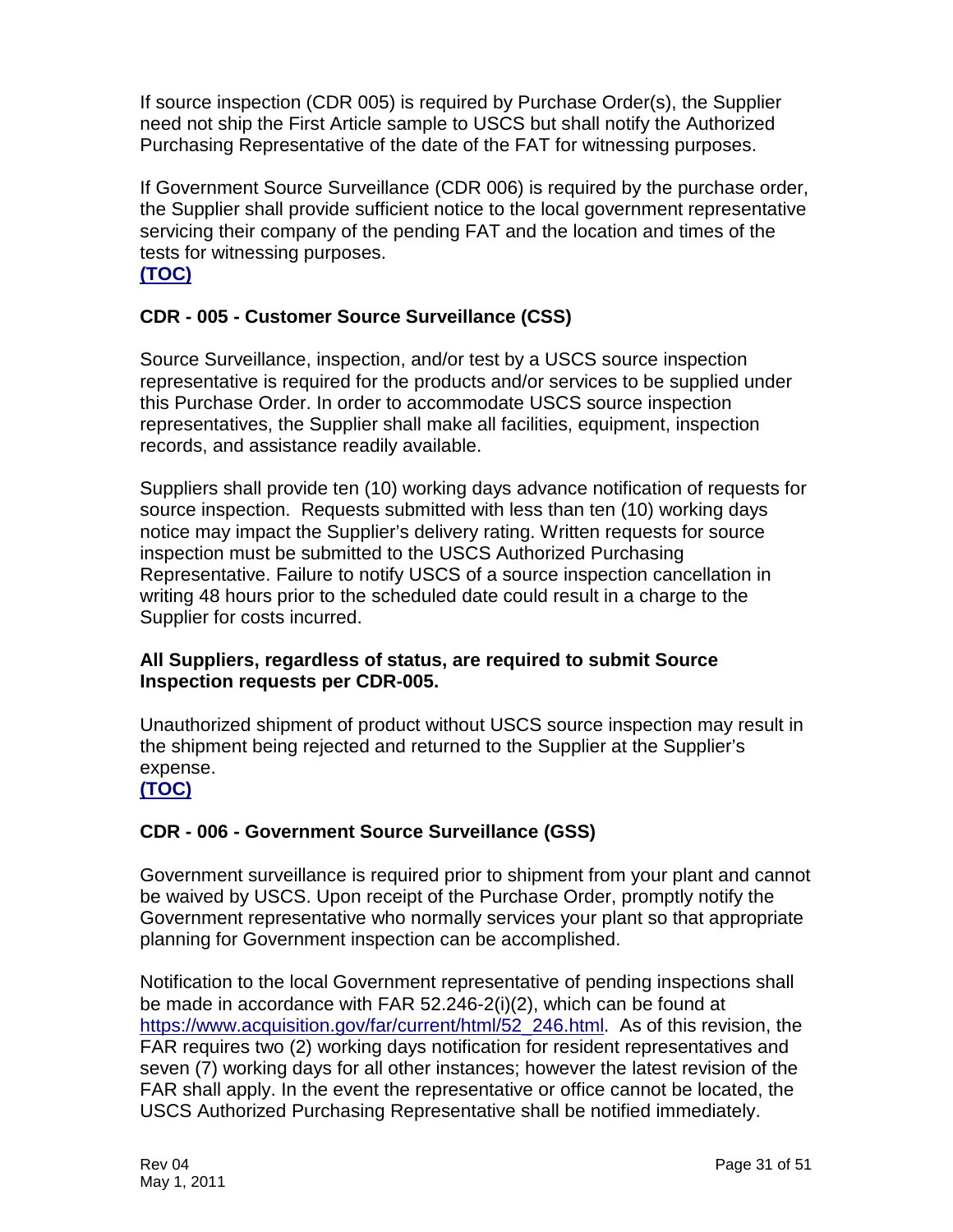If source inspection (CDR 005) is required by Purchase Order(s), the Supplier need not ship the First Article sample to USCS but shall notify the Authorized Purchasing Representative of the date of the FAT for witnessing purposes.

If Government Source Surveillance (CDR 006) is required by the purchase order, the Supplier shall provide sufficient notice to the local government representative servicing their company of the pending FAT and the location and times of the tests for witnessing purposes.

**(TOC)**

### CDR - 005 - Customer Source Surveillance (CSS)

Source Surveillance, inspection, and/or test by a USCS source inspection representative is required for the products and/or services to be supplied under this Purchase Order. In order to accommodate USCS source inspection representatives, the Supplier shall make all facilities, equipment, inspection records, and assistance readily available.

Suppliers shall provide ten (10) working days advance notification of requests for source inspection. Requests submitted with less than ten (10) working days notice may impact the Supplier's delivery rating. Written requests for source inspection must be submitted to the USCS Authorized Purchasing Representative. Failure to notify USCS of a source inspection cancellation in writing 48 hours prior to the scheduled date could result in a charge to the Supplier for costs incurred.

**All Suppliers, regardless of status, are required to submit Source Inspection requests per CDR-005.**

Unauthorized shipment of product without USCS source inspection may result in the shipment being rejected and returned to the Supplier at the Supplier's expense.

**(TOC)**

### CDR - 006 - Government Source Surveillance (GSS)

Government surveillance is required prior to shipment from your plant and cannot be waived by USCS. Upon receipt of the Purchase Order, promptly notify the Government representative who normally services your plant so that appropriate planning for Government inspection can be accomplished.

Notification to the local Government representative of pending inspections shall be made in accordance with FAR 52.246-2(i)(2), which can be found at https://www.acquisition.gov/far/current/html/52_246.html. As of this revision, the FAR requires two (2) working days notification for resident representatives and seven (7) working days for all other instances; however the latest revision of the FAR shall apply. In the event the representative or office cannot be located, the USCS Authorized Purchasing Representative shall be notified immediately.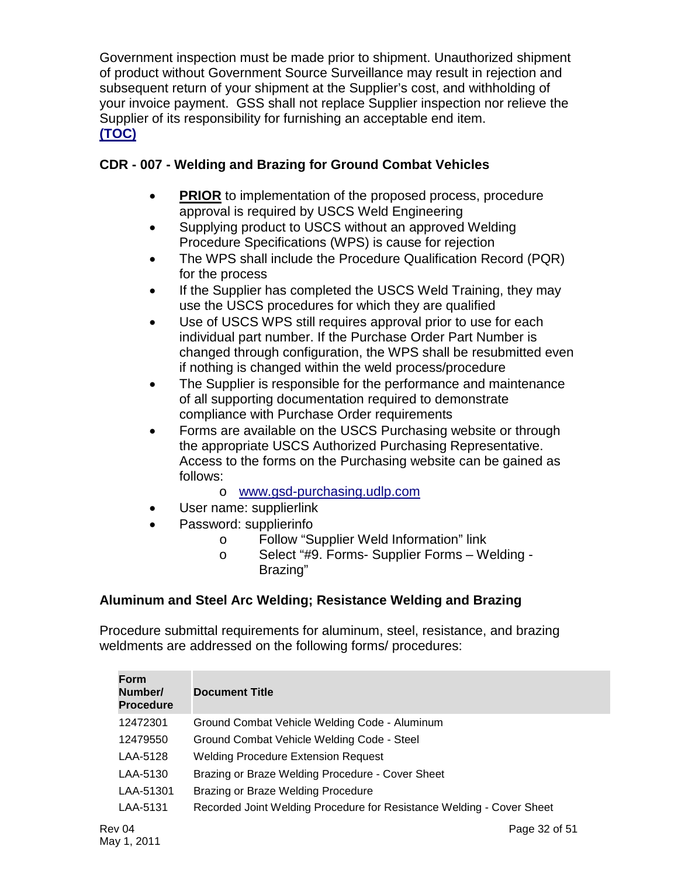Government inspection must be made prior to shipment. Unauthorized shipment of product without Government Source Surveillance may result in rejection and subsequent return of your shipment at the Supplier's cost, and withholding of your invoice payment. GSS shall not replace Supplier inspection nor relieve the Supplier of its responsibility for furnishing an acceptable end item.
**(TOC)**

### CDR - 007 - Welding and Brazing for Ground Combat Vehicles

- **PRIOR** to implementation of the proposed process, procedure approval is required by USCS Weld Engineering
- Supplying product to USCS without an approved Welding Procedure Specifications (WPS) is cause for rejection
- The WPS shall include the Procedure Qualification Record (PQR) for the process
- If the Supplier has completed the USCS Weld Training, they may use the USCS procedures for which they are qualified
- Use of USCS WPS still requires approval prior to use for each individual part number. If the Purchase Order Part Number is changed through configuration, the WPS shall be resubmitted even if nothing is changed within the weld process/procedure
- The Supplier is responsible for the performance and maintenance of all supporting documentation required to demonstrate compliance with Purchase Order requirements
- Forms are available on the USCS Purchasing website or through the appropriate USCS Authorized Purchasing Representative. Access to the forms on the Purchasing website can be gained as follows:
  - www.gsd-purchasing.udlp.com
- User name: supplierlink
- Password: supplierinfo
  - Follow "Supplier Weld Information" link
  - Select "#9. Forms- Supplier Forms – Welding - Brazing"

### Aluminum and Steel Arc Welding; Resistance Welding and Brazing

Procedure submittal requirements for aluminum, steel, resistance, and brazing weldments are addressed on the following forms/ procedures:

| Form Number/ Procedure | Document Title |
|---|---|
| 12472301 | Ground Combat Vehicle Welding Code - Aluminum |
| 12479550 | Ground Combat Vehicle Welding Code - Steel |
| LAA-5128 | Welding Procedure Extension Request |
| LAA-5130 | Brazing or Braze Welding Procedure - Cover Sheet |
| LAA-51301 | Brazing or Braze Welding Procedure |
| LAA-5131 | Recorded Joint Welding Procedure for Resistance Welding - Cover Sheet |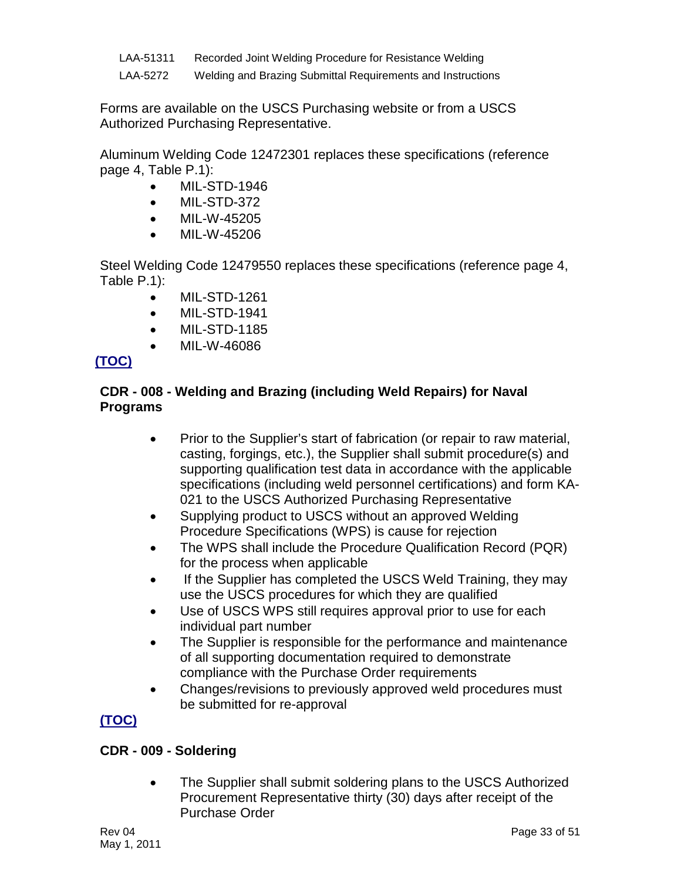| | |
|---|---|
| LAA-51311 | Recorded Joint Welding Procedure for Resistance Welding |
| LAA-5272 | Welding and Brazing Submittal Requirements and Instructions |

Forms are available on the USCS Purchasing website or from a USCS Authorized Purchasing Representative.

Aluminum Welding Code 12472301 replaces these specifications (reference page 4, Table P.1):

- MIL-STD-1946
- MIL-STD-372
- MIL-W-45205
- MIL-W-45206

Steel Welding Code 12479550 replaces these specifications (reference page 4, Table P.1):

- MIL-STD-1261
- MIL-STD-1941
- MIL-STD-1185
- MIL-W-46086

**(TOC)**

### CDR - 008 - Welding and Brazing (including Weld Repairs) for Naval Programs

- Prior to the Supplier's start of fabrication (or repair to raw material, casting, forgings, etc.), the Supplier shall submit procedure(s) and supporting qualification test data in accordance with the applicable specifications (including weld personnel certifications) and form KA-021 to the USCS Authorized Purchasing Representative
- Supplying product to USCS without an approved Welding Procedure Specifications (WPS) is cause for rejection
- The WPS shall include the Procedure Qualification Record (PQR) for the process when applicable
- If the Supplier has completed the USCS Weld Training, they may use the USCS procedures for which they are qualified
- Use of USCS WPS still requires approval prior to use for each individual part number
- The Supplier is responsible for the performance and maintenance of all supporting documentation required to demonstrate compliance with the Purchase Order requirements
- Changes/revisions to previously approved weld procedures must be submitted for re-approval

**(TOC)**

### CDR - 009 - Soldering

- The Supplier shall submit soldering plans to the USCS Authorized Procurement Representative thirty (30) days after receipt of the Purchase Order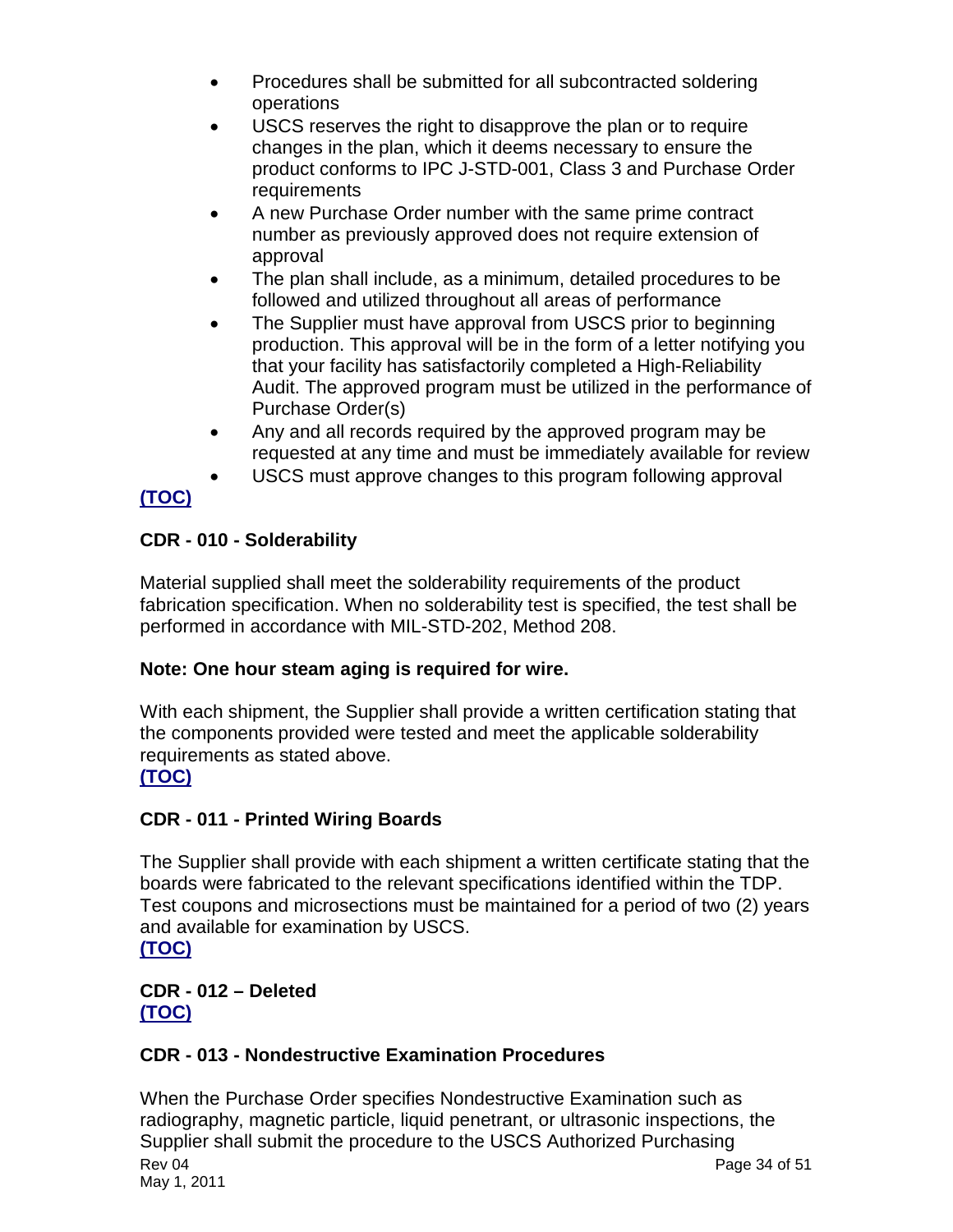- Procedures shall be submitted for all subcontracted soldering operations
- USCS reserves the right to disapprove the plan or to require changes in the plan, which it deems necessary to ensure the product conforms to IPC J-STD-001, Class 3 and Purchase Order requirements
- A new Purchase Order number with the same prime contract number as previously approved does not require extension of approval
- The plan shall include, as a minimum, detailed procedures to be followed and utilized throughout all areas of performance
- The Supplier must have approval from USCS prior to beginning production. This approval will be in the form of a letter notifying you that your facility has satisfactorily completed a High-Reliability Audit. The approved program must be utilized in the performance of Purchase Order(s)
- Any and all records required by the approved program may be requested at any time and must be immediately available for review
- USCS must approve changes to this program following approval

**(TOC)**

### CDR - 010 - Solderability

Material supplied shall meet the solderability requirements of the product fabrication specification. When no solderability test is specified, the test shall be performed in accordance with MIL-STD-202, Method 208.

**Note: One hour steam aging is required for wire.**

With each shipment, the Supplier shall provide a written certification stating that the components provided were tested and meet the applicable solderability requirements as stated above.

**(TOC)**

### CDR - 011 - Printed Wiring Boards

The Supplier shall provide with each shipment a written certificate stating that the boards were fabricated to the relevant specifications identified within the TDP. Test coupons and microsections must be maintained for a period of two (2) years and available for examination by USCS.

**(TOC)**

### CDR - 012 – Deleted

**(TOC)**

### CDR - 013 - Nondestructive Examination Procedures

When the Purchase Order specifies Nondestructive Examination such as radiography, magnetic particle, liquid penetrant, or ultrasonic inspections, the Supplier shall submit the procedure to the USCS Authorized Purchasing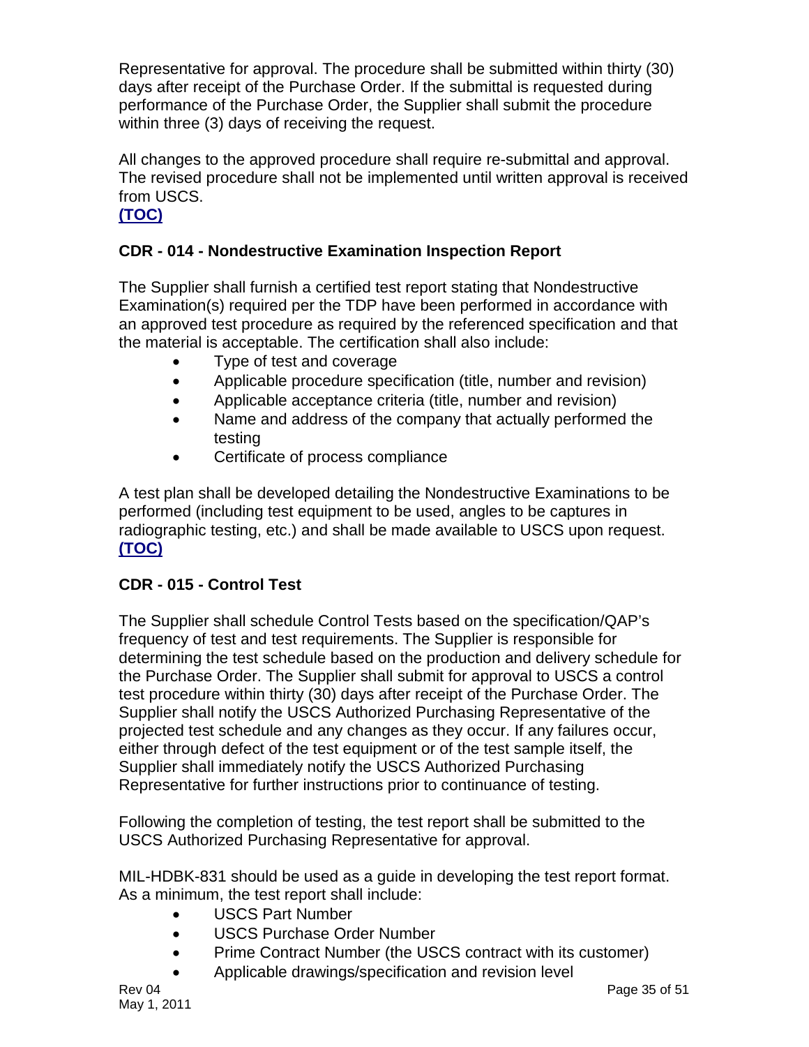Representative for approval. The procedure shall be submitted within thirty (30) days after receipt of the Purchase Order. If the submittal is requested during performance of the Purchase Order, the Supplier shall submit the procedure within three (3) days of receiving the request.

All changes to the approved procedure shall require re-submittal and approval. The revised procedure shall not be implemented until written approval is received from USCS.
**(TOC)**

### CDR - 014 - Nondestructive Examination Inspection Report

The Supplier shall furnish a certified test report stating that Nondestructive Examination(s) required per the TDP have been performed in accordance with an approved test procedure as required by the referenced specification and that the material is acceptable. The certification shall also include:

- Type of test and coverage
- Applicable procedure specification (title, number and revision)
- Applicable acceptance criteria (title, number and revision)
- Name and address of the company that actually performed the testing
- Certificate of process compliance

A test plan shall be developed detailing the Nondestructive Examinations to be performed (including test equipment to be used, angles to be captures in radiographic testing, etc.) and shall be made available to USCS upon request.
**(TOC)**

### CDR - 015 - Control Test

The Supplier shall schedule Control Tests based on the specification/QAP's frequency of test and test requirements. The Supplier is responsible for determining the test schedule based on the production and delivery schedule for the Purchase Order. The Supplier shall submit for approval to USCS a control test procedure within thirty (30) days after receipt of the Purchase Order. The Supplier shall notify the USCS Authorized Purchasing Representative of the projected test schedule and any changes as they occur. If any failures occur, either through defect of the test equipment or of the test sample itself, the Supplier shall immediately notify the USCS Authorized Purchasing Representative for further instructions prior to continuance of testing.

Following the completion of testing, the test report shall be submitted to the USCS Authorized Purchasing Representative for approval.

MIL-HDBK-831 should be used as a guide in developing the test report format. As a minimum, the test report shall include:

- USCS Part Number
- USCS Purchase Order Number
- Prime Contract Number (the USCS contract with its customer)
- Applicable drawings/specification and revision level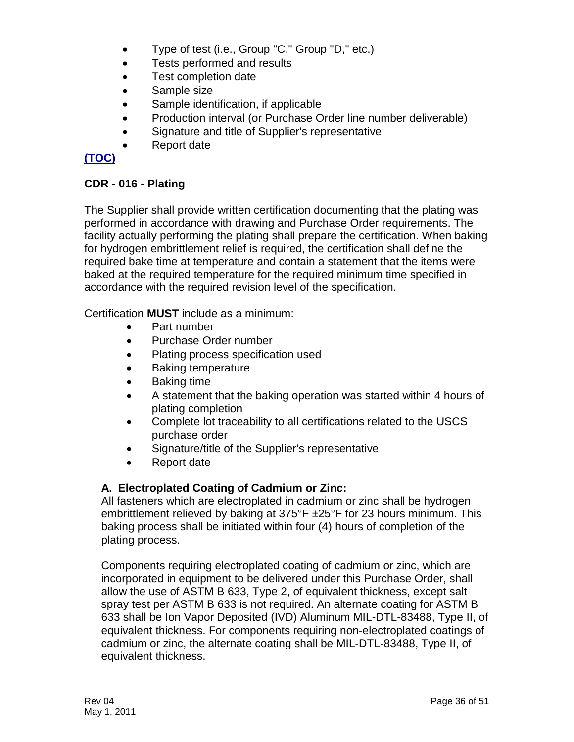- Type of test (i.e., Group "C," Group "D," etc.)
- Tests performed and results
- Test completion date
- Sample size
- Sample identification, if applicable
- Production interval (or Purchase Order line number deliverable)
- Signature and title of Supplier's representative
- Report date

**(TOC)**

### CDR - 016 - Plating

The Supplier shall provide written certification documenting that the plating was performed in accordance with drawing and Purchase Order requirements. The facility actually performing the plating shall prepare the certification. When baking for hydrogen embrittlement relief is required, the certification shall define the required bake time at temperature and contain a statement that the items were baked at the required temperature for the required minimum time specified in accordance with the required revision level of the specification.

Certification **MUST** include as a minimum:

- Part number
- Purchase Order number
- Plating process specification used
- Baking temperature
- Baking time
- A statement that the baking operation was started within 4 hours of plating completion
- Complete lot traceability to all certifications related to the USCS purchase order
- Signature/title of the Supplier's representative
- Report date

#### A. Electroplated Coating of Cadmium or Zinc:

All fasteners which are electroplated in cadmium or zinc shall be hydrogen embrittlement relieved by baking at 375°F ±25°F for 23 hours minimum. This baking process shall be initiated within four (4) hours of completion of the plating process.

Components requiring electroplated coating of cadmium or zinc, which are incorporated in equipment to be delivered under this Purchase Order, shall allow the use of ASTM B 633, Type 2, of equivalent thickness, except salt spray test per ASTM B 633 is not required. An alternate coating for ASTM B 633 shall be Ion Vapor Deposited (IVD) Aluminum MIL-DTL-83488, Type II, of equivalent thickness. For components requiring non-electroplated coatings of cadmium or zinc, the alternate coating shall be MIL-DTL-83488, Type II, of equivalent thickness.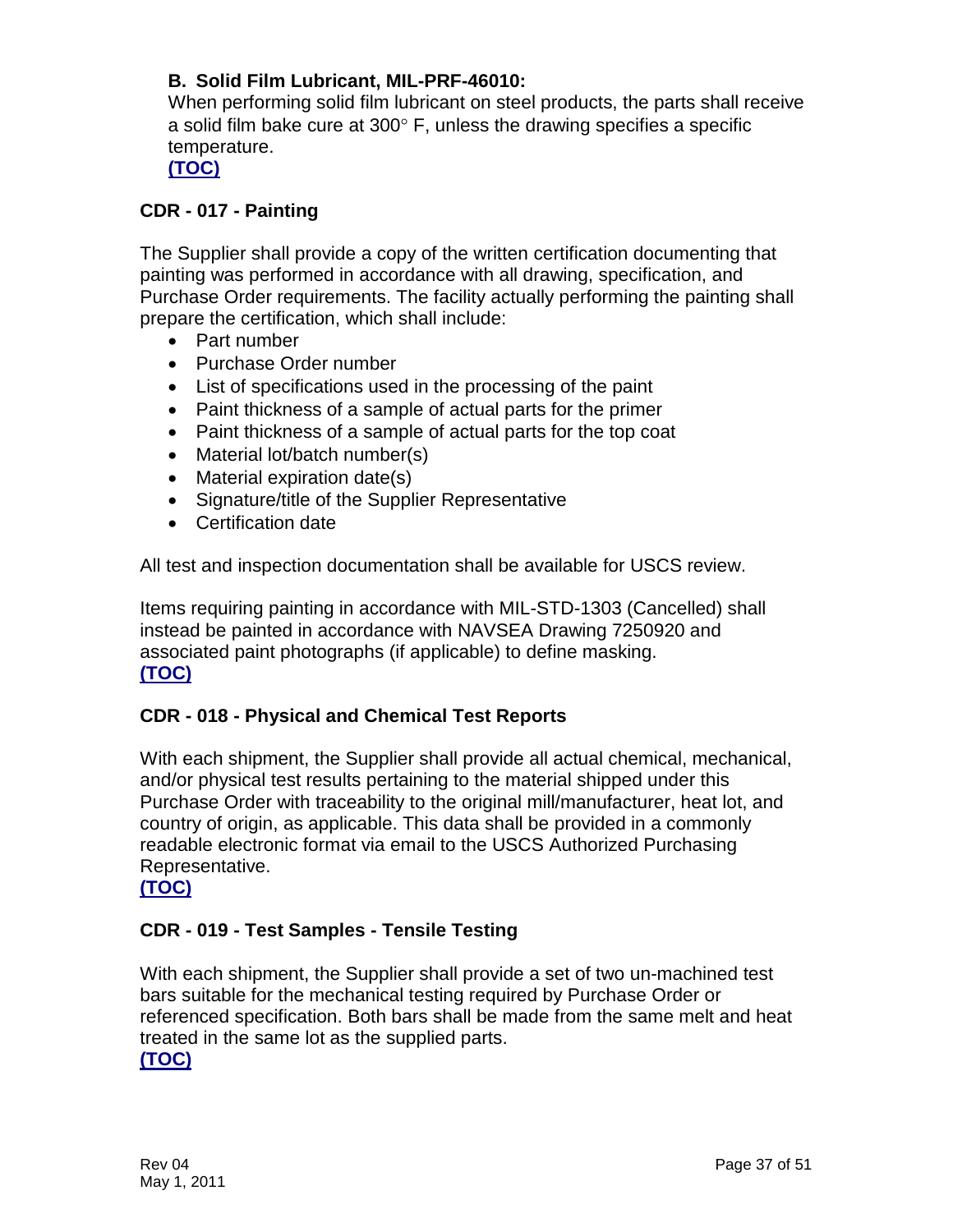**B. Solid Film Lubricant, MIL-PRF-46010:**

When performing solid film lubricant on steel products, the parts shall receive a solid film bake cure at 300° F, unless the drawing specifies a specific temperature.

[(TOC)]

### CDR - 017 - Painting

The Supplier shall provide a copy of the written certification documenting that painting was performed in accordance with all drawing, specification, and Purchase Order requirements. The facility actually performing the painting shall prepare the certification, which shall include:

- Part number
- Purchase Order number
- List of specifications used in the processing of the paint
- Paint thickness of a sample of actual parts for the primer
- Paint thickness of a sample of actual parts for the top coat
- Material lot/batch number(s)
- Material expiration date(s)
- Signature/title of the Supplier Representative
- Certification date

All test and inspection documentation shall be available for USCS review.

Items requiring painting in accordance with MIL-STD-1303 (Cancelled) shall instead be painted in accordance with NAVSEA Drawing 7250920 and associated paint photographs (if applicable) to define masking.

[(TOC)]

### CDR - 018 - Physical and Chemical Test Reports

With each shipment, the Supplier shall provide all actual chemical, mechanical, and/or physical test results pertaining to the material shipped under this Purchase Order with traceability to the original mill/manufacturer, heat lot, and country of origin, as applicable. This data shall be provided in a commonly readable electronic format via email to the USCS Authorized Purchasing Representative.

[(TOC)]

### CDR - 019 - Test Samples - Tensile Testing

With each shipment, the Supplier shall provide a set of two un-machined test bars suitable for the mechanical testing required by Purchase Order or referenced specification. Both bars shall be made from the same melt and heat treated in the same lot as the supplied parts.

[(TOC)]

Rev 04
May 1, 2011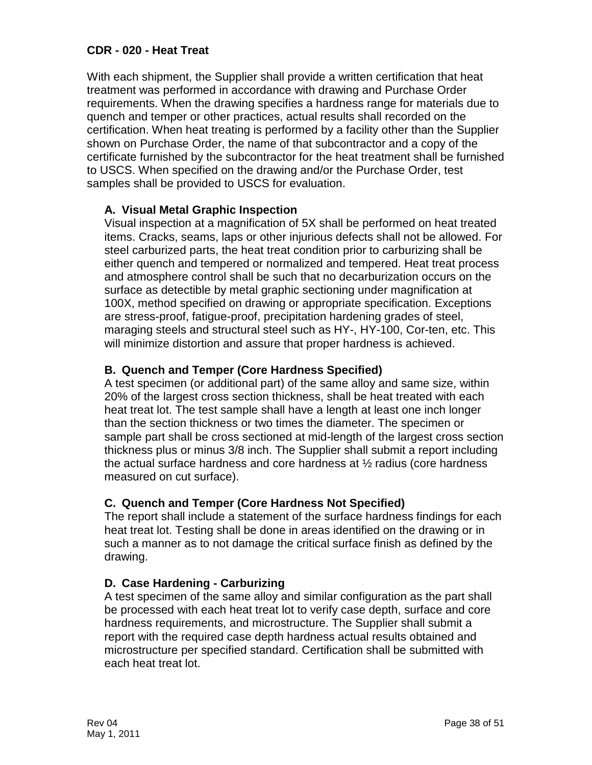**CDR - 020 - Heat Treat**

With each shipment, the Supplier shall provide a written certification that heat treatment was performed in accordance with drawing and Purchase Order requirements. When the drawing specifies a hardness range for materials due to quench and temper or other practices, actual results shall recorded on the certification. When heat treating is performed by a facility other than the Supplier shown on Purchase Order, the name of that subcontractor and a copy of the certificate furnished by the subcontractor for the heat treatment shall be furnished to USCS. When specified on the drawing and/or the Purchase Order, test samples shall be provided to USCS for evaluation.

**A. Visual Metal Graphic Inspection**
Visual inspection at a magnification of 5X shall be performed on heat treated items. Cracks, seams, laps or other injurious defects shall not be allowed. For steel carburized parts, the heat treat condition prior to carburizing shall be either quench and tempered or normalized and tempered. Heat treat process and atmosphere control shall be such that no decarburization occurs on the surface as detectible by metal graphic sectioning under magnification at 100X, method specified on drawing or appropriate specification. Exceptions are stress-proof, fatigue-proof, precipitation hardening grades of steel, maraging steels and structural steel such as HY-, HY-100, Cor-ten, etc. This will minimize distortion and assure that proper hardness is achieved.

**B. Quench and Temper (Core Hardness Specified)**
A test specimen (or additional part) of the same alloy and same size, within 20% of the largest cross section thickness, shall be heat treated with each heat treat lot. The test sample shall have a length at least one inch longer than the section thickness or two times the diameter. The specimen or sample part shall be cross sectioned at mid-length of the largest cross section thickness plus or minus 3/8 inch. The Supplier shall submit a report including the actual surface hardness and core hardness at ½ radius (core hardness measured on cut surface).

**C. Quench and Temper (Core Hardness Not Specified)**
The report shall include a statement of the surface hardness findings for each heat treat lot. Testing shall be done in areas identified on the drawing or in such a manner as to not damage the critical surface finish as defined by the drawing.

**D. Case Hardening - Carburizing**
A test specimen of the same alloy and similar configuration as the part shall be processed with each heat treat lot to verify case depth, surface and core hardness requirements, and microstructure. The Supplier shall submit a report with the required case depth hardness actual results obtained and microstructure per specified standard. Certification shall be submitted with each heat treat lot.

Rev 04
May 1, 2011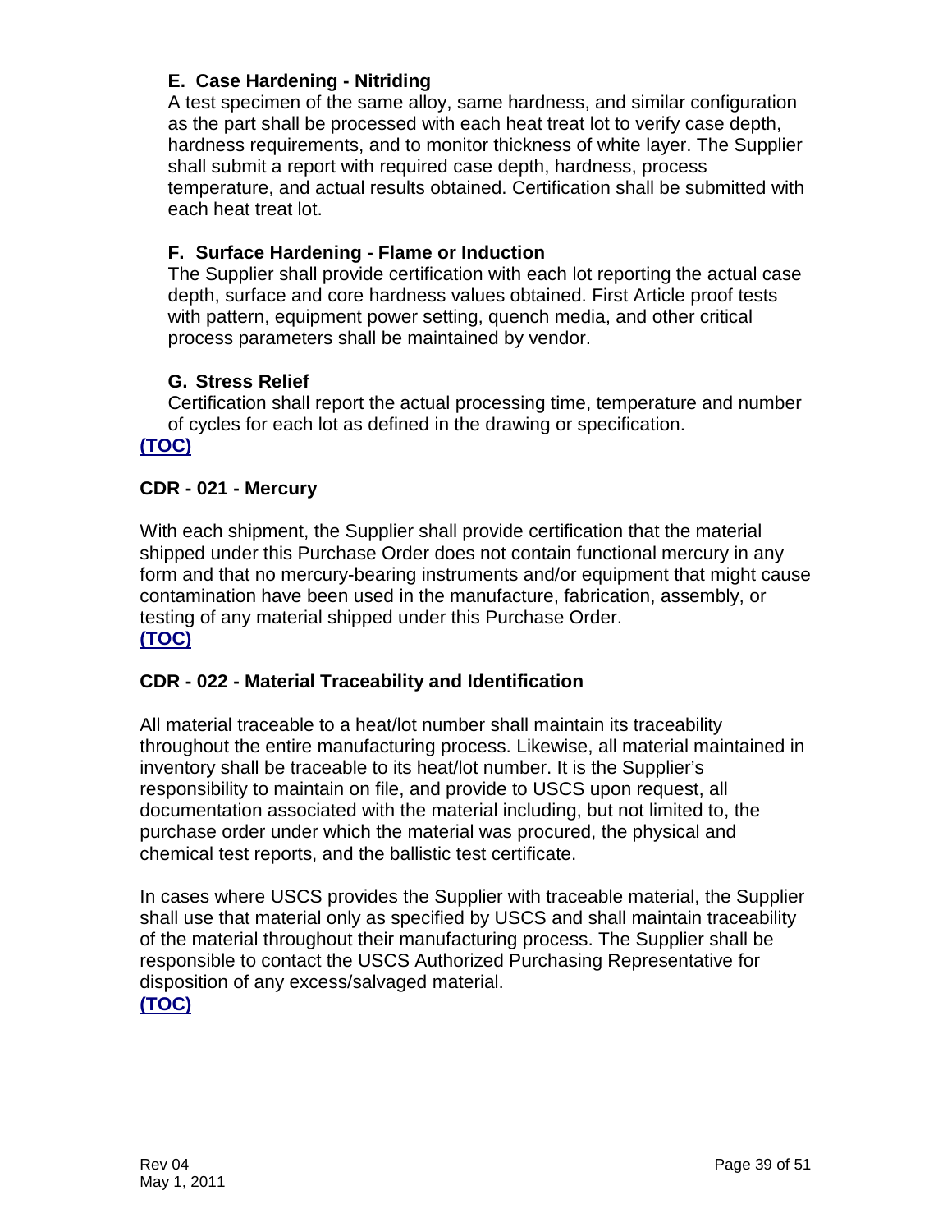### E. Case Hardening - Nitriding

A test specimen of the same alloy, same hardness, and similar configuration as the part shall be processed with each heat treat lot to verify case depth, hardness requirements, and to monitor thickness of white layer. The Supplier shall submit a report with required case depth, hardness, process temperature, and actual results obtained. Certification shall be submitted with each heat treat lot.

### F. Surface Hardening - Flame or Induction

The Supplier shall provide certification with each lot reporting the actual case depth, surface and core hardness values obtained. First Article proof tests with pattern, equipment power setting, quench media, and other critical process parameters shall be maintained by vendor.

### G. Stress Relief

Certification shall report the actual processing time, temperature and number of cycles for each lot as defined in the drawing or specification.

**(TOC)**

## CDR - 021 - Mercury

With each shipment, the Supplier shall provide certification that the material shipped under this Purchase Order does not contain functional mercury in any form and that no mercury-bearing instruments and/or equipment that might cause contamination have been used in the manufacture, fabrication, assembly, or testing of any material shipped under this Purchase Order.

**(TOC)**

## CDR - 022 - Material Traceability and Identification

All material traceable to a heat/lot number shall maintain its traceability throughout the entire manufacturing process. Likewise, all material maintained in inventory shall be traceable to its heat/lot number. It is the Supplier's responsibility to maintain on file, and provide to USCS upon request, all documentation associated with the material including, but not limited to, the purchase order under which the material was procured, the physical and chemical test reports, and the ballistic test certificate.

In cases where USCS provides the Supplier with traceable material, the Supplier shall use that material only as specified by USCS and shall maintain traceability of the material throughout their manufacturing process. The Supplier shall be responsible to contact the USCS Authorized Purchasing Representative for disposition of any excess/salvaged material.

**(TOC)**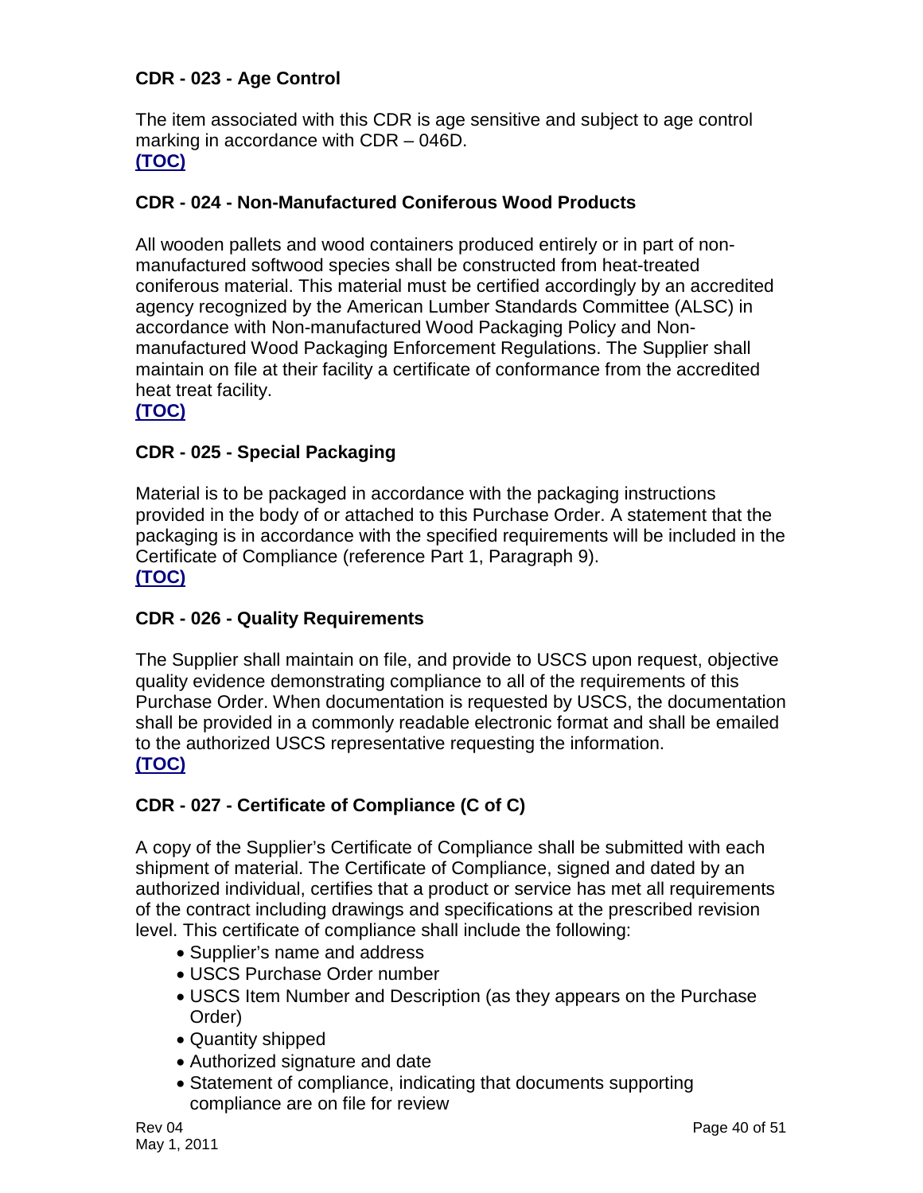### CDR - 023 - Age Control

The item associated with this CDR is age sensitive and subject to age control marking in accordance with CDR – 046D.
**(TOC)**

### CDR - 024 - Non-Manufactured Coniferous Wood Products

All wooden pallets and wood containers produced entirely or in part of non-manufactured softwood species shall be constructed from heat-treated coniferous material. This material must be certified accordingly by an accredited agency recognized by the American Lumber Standards Committee (ALSC) in accordance with Non-manufactured Wood Packaging Policy and Non-manufactured Wood Packaging Enforcement Regulations. The Supplier shall maintain on file at their facility a certificate of conformance from the accredited heat treat facility.
**(TOC)**

### CDR - 025 - Special Packaging

Material is to be packaged in accordance with the packaging instructions provided in the body of or attached to this Purchase Order. A statement that the packaging is in accordance with the specified requirements will be included in the Certificate of Compliance (reference Part 1, Paragraph 9).
**(TOC)**

### CDR - 026 - Quality Requirements

The Supplier shall maintain on file, and provide to USCS upon request, objective quality evidence demonstrating compliance to all of the requirements of this Purchase Order. When documentation is requested by USCS, the documentation shall be provided in a commonly readable electronic format and shall be emailed to the authorized USCS representative requesting the information.
**(TOC)**

### CDR - 027 - Certificate of Compliance (C of C)

A copy of the Supplier's Certificate of Compliance shall be submitted with each shipment of material. The Certificate of Compliance, signed and dated by an authorized individual, certifies that a product or service has met all requirements of the contract including drawings and specifications at the prescribed revision level. This certificate of compliance shall include the following:

- Supplier's name and address
- USCS Purchase Order number
- USCS Item Number and Description (as they appears on the Purchase Order)
- Quantity shipped
- Authorized signature and date
- Statement of compliance, indicating that documents supporting compliance are on file for review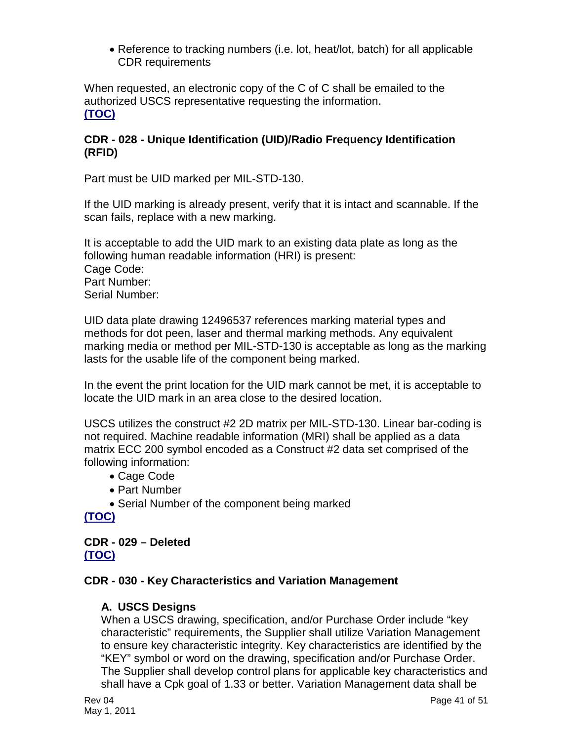- Reference to tracking numbers (i.e. lot, heat/lot, batch) for all applicable CDR requirements

When requested, an electronic copy of the C of C shall be emailed to the authorized USCS representative requesting the information.
**(TOC)**

### CDR - 028 - Unique Identification (UID)/Radio Frequency Identification (RFID)

Part must be UID marked per MIL-STD-130.

If the UID marking is already present, verify that it is intact and scannable. If the scan fails, replace with a new marking.

It is acceptable to add the UID mark to an existing data plate as long as the following human readable information (HRI) is present:
Cage Code:
Part Number:
Serial Number:

UID data plate drawing 12496537 references marking material types and methods for dot peen, laser and thermal marking methods. Any equivalent marking media or method per MIL-STD-130 is acceptable as long as the marking lasts for the usable life of the component being marked.

In the event the print location for the UID mark cannot be met, it is acceptable to locate the UID mark in an area close to the desired location.

USCS utilizes the construct #2 2D matrix per MIL-STD-130. Linear bar-coding is not required. Machine readable information (MRI) shall be applied as a data matrix ECC 200 symbol encoded as a Construct #2 data set comprised of the following information:

- Cage Code
- Part Number
- Serial Number of the component being marked

**(TOC)**

### CDR - 029 – Deleted

**(TOC)**

### CDR - 030 - Key Characteristics and Variation Management

#### A. USCS Designs

When a USCS drawing, specification, and/or Purchase Order include “key characteristic” requirements, the Supplier shall utilize Variation Management to ensure key characteristic integrity. Key characteristics are identified by the “KEY” symbol or word on the drawing, specification and/or Purchase Order. The Supplier shall develop control plans for applicable key characteristics and shall have a Cpk goal of 1.33 or better. Variation Management data shall be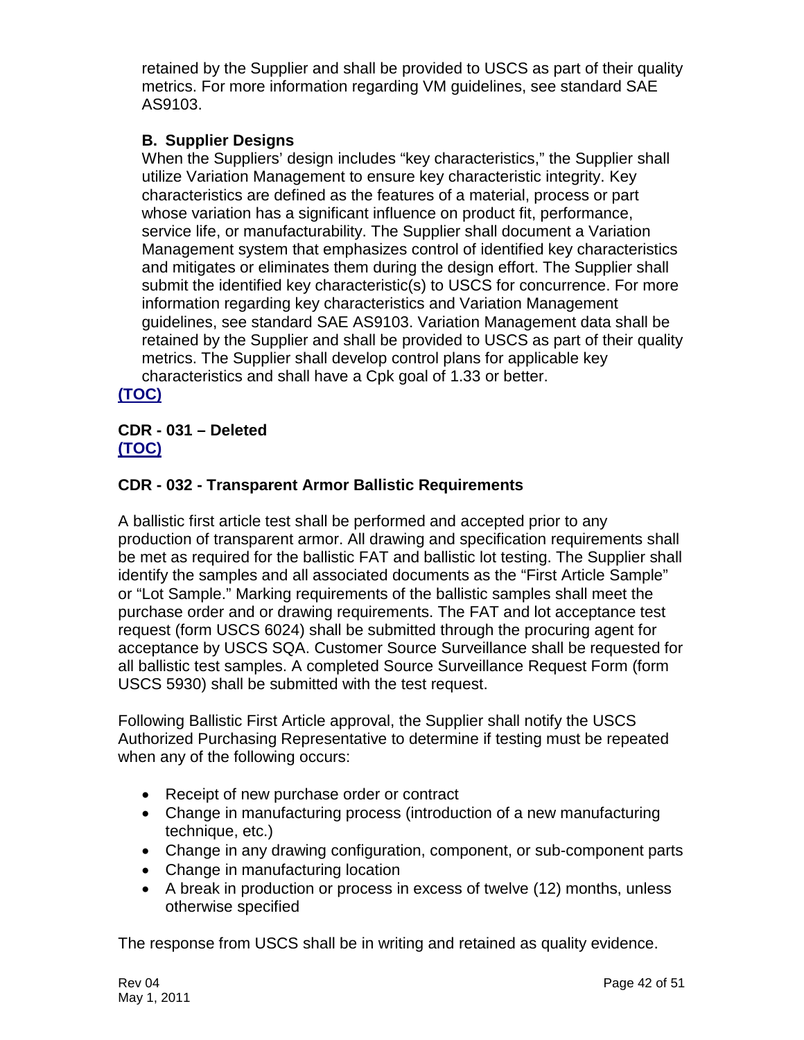retained by the Supplier and shall be provided to USCS as part of their quality metrics. For more information regarding VM guidelines, see standard SAE AS9103.

**B. Supplier Designs**

When the Suppliers' design includes "key characteristics," the Supplier shall utilize Variation Management to ensure key characteristic integrity. Key characteristics are defined as the features of a material, process or part whose variation has a significant influence on product fit, performance, service life, or manufacturability. The Supplier shall document a Variation Management system that emphasizes control of identified key characteristics and mitigates or eliminates them during the design effort. The Supplier shall submit the identified key characteristic(s) to USCS for concurrence. For more information regarding key characteristics and Variation Management guidelines, see standard SAE AS9103. Variation Management data shall be retained by the Supplier and shall be provided to USCS as part of their quality metrics. The Supplier shall develop control plans for applicable key characteristics and shall have a Cpk goal of 1.33 or better.

**(TOC)**

**CDR - 031 – Deleted**

**(TOC)**

**CDR - 032 - Transparent Armor Ballistic Requirements**

A ballistic first article test shall be performed and accepted prior to any production of transparent armor. All drawing and specification requirements shall be met as required for the ballistic FAT and ballistic lot testing. The Supplier shall identify the samples and all associated documents as the "First Article Sample" or "Lot Sample." Marking requirements of the ballistic samples shall meet the purchase order and or drawing requirements. The FAT and lot acceptance test request (form USCS 6024) shall be submitted through the procuring agent for acceptance by USCS SQA. Customer Source Surveillance shall be requested for all ballistic test samples. A completed Source Surveillance Request Form (form USCS 5930) shall be submitted with the test request.

Following Ballistic First Article approval, the Supplier shall notify the USCS Authorized Purchasing Representative to determine if testing must be repeated when any of the following occurs:

- Receipt of new purchase order or contract
- Change in manufacturing process (introduction of a new manufacturing technique, etc.)
- Change in any drawing configuration, component, or sub-component parts
- Change in manufacturing location
- A break in production or process in excess of twelve (12) months, unless otherwise specified

The response from USCS shall be in writing and retained as quality evidence.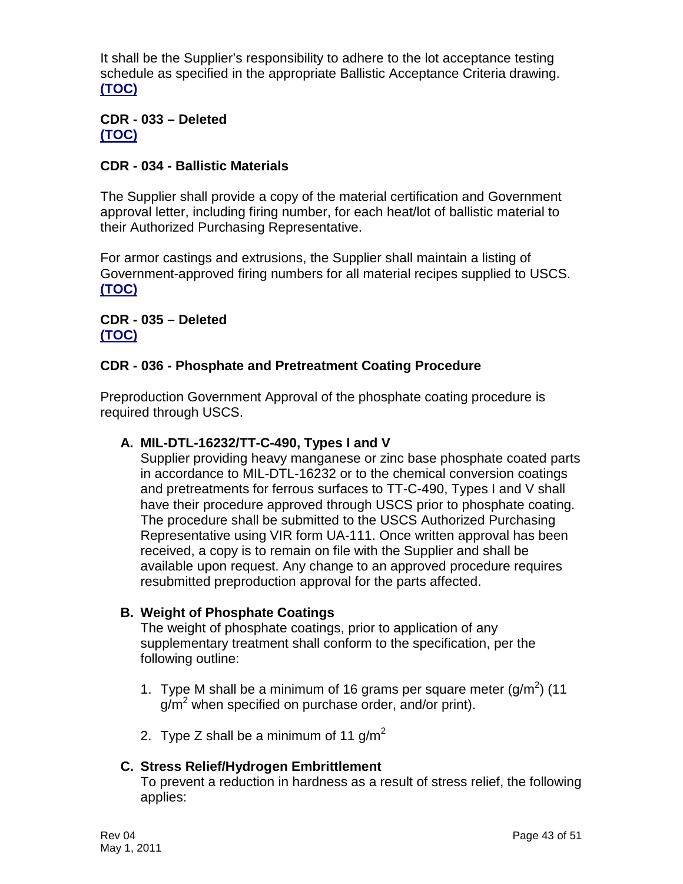It shall be the Supplier's responsibility to adhere to the lot acceptance testing schedule as specified in the appropriate Ballistic Acceptance Criteria drawing.
**(TOC)**

**CDR - 033 – Deleted**
**(TOC)**

**CDR - 034 - Ballistic Materials**

The Supplier shall provide a copy of the material certification and Government approval letter, including firing number, for each heat/lot of ballistic material to their Authorized Purchasing Representative.

For armor castings and extrusions, the Supplier shall maintain a listing of Government-approved firing numbers for all material recipes supplied to USCS.
**(TOC)**

**CDR - 035 – Deleted**
**(TOC)**

**CDR - 036 - Phosphate and Pretreatment Coating Procedure**

Preproduction Government Approval of the phosphate coating procedure is required through USCS.

**A. MIL-DTL-16232/TT-C-490, Types I and V**
Supplier providing heavy manganese or zinc base phosphate coated parts in accordance to MIL-DTL-16232 or to the chemical conversion coatings and pretreatments for ferrous surfaces to TT-C-490, Types I and V shall have their procedure approved through USCS prior to phosphate coating. The procedure shall be submitted to the USCS Authorized Purchasing Representative using VIR form UA-111. Once written approval has been received, a copy is to remain on file with the Supplier and shall be available upon request. Any change to an approved procedure requires resubmitted preproduction approval for the parts affected.

**B. Weight of Phosphate Coatings**
The weight of phosphate coatings, prior to application of any supplementary treatment shall conform to the specification, per the following outline:

1. Type M shall be a minimum of 16 grams per square meter ($g/m^2$) (11 $g/m^2$ when specified on purchase order, and/or print).

2. Type Z shall be a minimum of 11 $g/m^2$

**C. Stress Relief/Hydrogen Embrittlement**
To prevent a reduction in hardness as a result of stress relief, the following applies: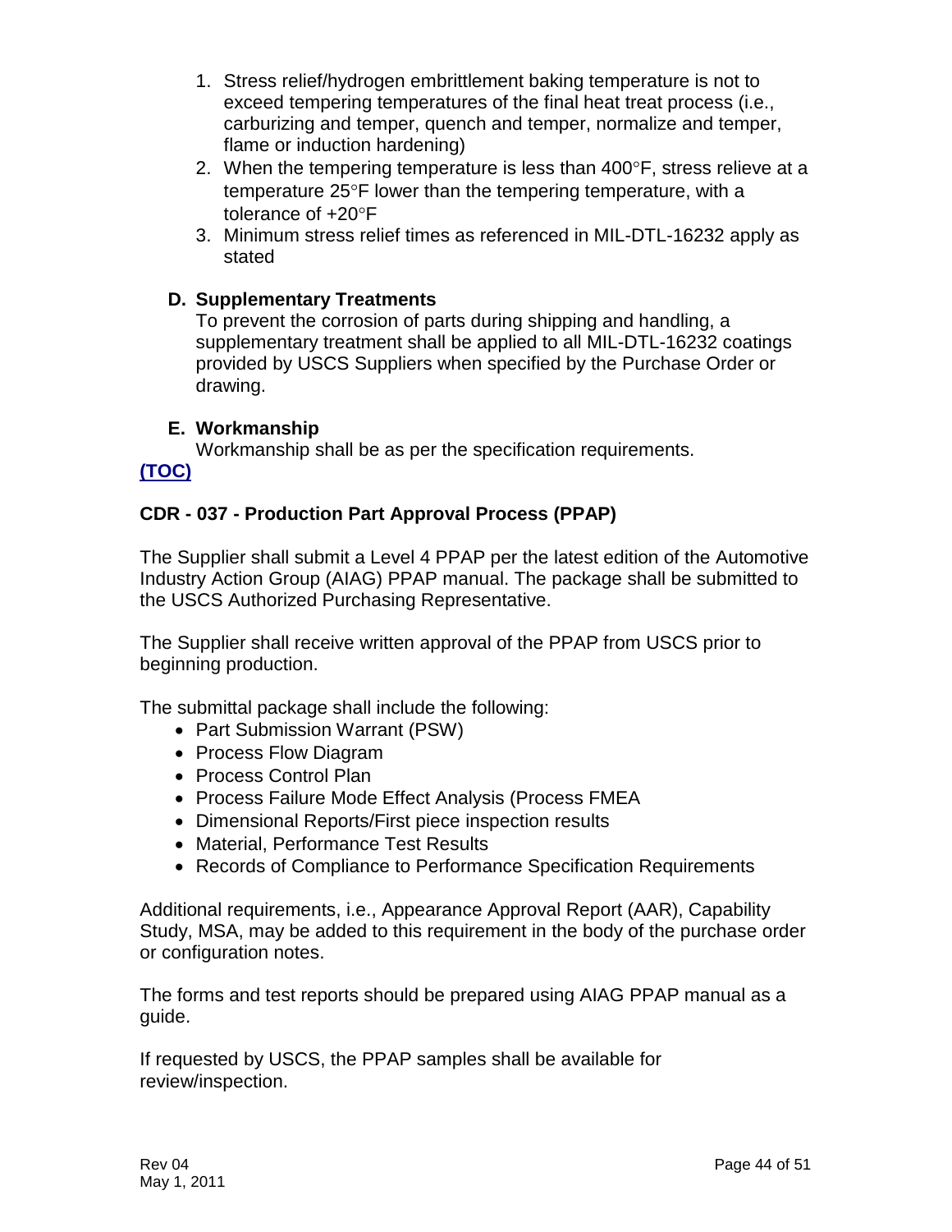1. Stress relief/hydrogen embrittlement baking temperature is not to exceed tempering temperatures of the final heat treat process (i.e., carburizing and temper, quench and temper, normalize and temper, flame or induction hardening)
2. When the tempering temperature is less than 400°F, stress relieve at a temperature 25°F lower than the tempering temperature, with a tolerance of +20°F
3. Minimum stress relief times as referenced in MIL-DTL-16232 apply as stated

**D. Supplementary Treatments**

To prevent the corrosion of parts during shipping and handling, a supplementary treatment shall be applied to all MIL-DTL-16232 coatings provided by USCS Suppliers when specified by the Purchase Order or drawing.

**E. Workmanship**

Workmanship shall be as per the specification requirements.

**(TOC)**

### CDR - 037 - Production Part Approval Process (PPAP)

The Supplier shall submit a Level 4 PPAP per the latest edition of the Automotive Industry Action Group (AIAG) PPAP manual. The package shall be submitted to the USCS Authorized Purchasing Representative.

The Supplier shall receive written approval of the PPAP from USCS prior to beginning production.

The submittal package shall include the following:

- Part Submission Warrant (PSW)
- Process Flow Diagram
- Process Control Plan
- Process Failure Mode Effect Analysis (Process FMEA
- Dimensional Reports/First piece inspection results
- Material, Performance Test Results
- Records of Compliance to Performance Specification Requirements

Additional requirements, i.e., Appearance Approval Report (AAR), Capability Study, MSA, may be added to this requirement in the body of the purchase order or configuration notes.

The forms and test reports should be prepared using AIAG PPAP manual as a guide.

If requested by USCS, the PPAP samples shall be available for review/inspection.

Rev 04
May 1, 2011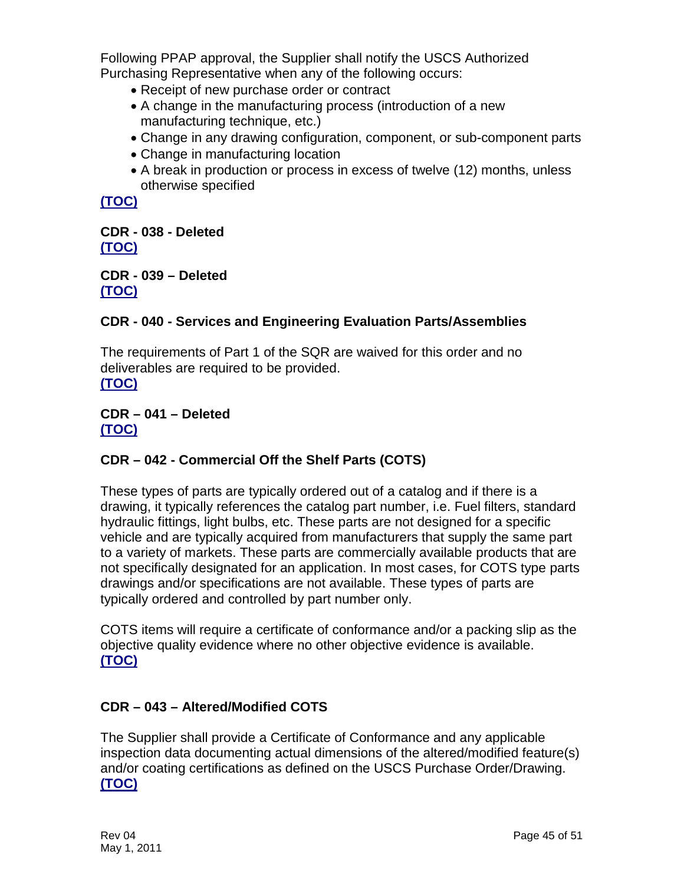Following PPAP approval, the Supplier shall notify the USCS Authorized Purchasing Representative when any of the following occurs:

- Receipt of new purchase order or contract
- A change in the manufacturing process (introduction of a new manufacturing technique, etc.)
- Change in any drawing configuration, component, or sub-component parts
- Change in manufacturing location
- A break in production or process in excess of twelve (12) months, unless otherwise specified

**(TOC)**

**CDR - 038 - Deleted**
**(TOC)**

**CDR - 039 – Deleted**
**(TOC)**

**CDR - 040 - Services and Engineering Evaluation Parts/Assemblies**

The requirements of Part 1 of the SQR are waived for this order and no deliverables are required to be provided.
**(TOC)**

**CDR – 041 – Deleted**
**(TOC)**

**CDR – 042 - Commercial Off the Shelf Parts (COTS)**

These types of parts are typically ordered out of a catalog and if there is a drawing, it typically references the catalog part number, i.e. Fuel filters, standard hydraulic fittings, light bulbs, etc. These parts are not designed for a specific vehicle and are typically acquired from manufacturers that supply the same part to a variety of markets. These parts are commercially available products that are not specifically designated for an application. In most cases, for COTS type parts drawings and/or specifications are not available. These types of parts are typically ordered and controlled by part number only.

COTS items will require a certificate of conformance and/or a packing slip as the objective quality evidence where no other objective evidence is available.
**(TOC)**

**CDR – 043 – Altered/Modified COTS**

The Supplier shall provide a Certificate of Conformance and any applicable inspection data documenting actual dimensions of the altered/modified feature(s) and/or coating certifications as defined on the USCS Purchase Order/Drawing.
**(TOC)**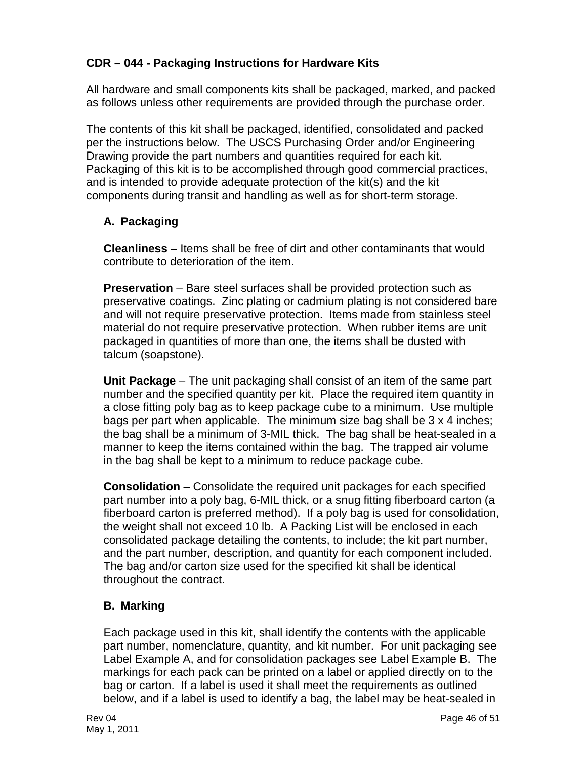## CDR – 044 - Packaging Instructions for Hardware Kits

All hardware and small components kits shall be packaged, marked, and packed as follows unless other requirements are provided through the purchase order.

The contents of this kit shall be packaged, identified, consolidated and packed per the instructions below. The USCS Purchasing Order and/or Engineering Drawing provide the part numbers and quantities required for each kit. Packaging of this kit is to be accomplished through good commercial practices, and is intended to provide adequate protection of the kit(s) and the kit components during transit and handling as well as for short-term storage.

### A. Packaging

**Cleanliness** – Items shall be free of dirt and other contaminants that would contribute to deterioration of the item.

**Preservation** – Bare steel surfaces shall be provided protection such as preservative coatings. Zinc plating or cadmium plating is not considered bare and will not require preservative protection. Items made from stainless steel material do not require preservative protection. When rubber items are unit packaged in quantities of more than one, the items shall be dusted with talcum (soapstone).

**Unit Package** – The unit packaging shall consist of an item of the same part number and the specified quantity per kit. Place the required item quantity in a close fitting poly bag as to keep package cube to a minimum. Use multiple bags per part when applicable. The minimum size bag shall be 3 x 4 inches; the bag shall be a minimum of 3-MIL thick. The bag shall be heat-sealed in a manner to keep the items contained within the bag. The trapped air volume in the bag shall be kept to a minimum to reduce package cube.

**Consolidation** – Consolidate the required unit packages for each specified part number into a poly bag, 6-MIL thick, or a snug fitting fiberboard carton (a fiberboard carton is preferred method). If a poly bag is used for consolidation, the weight shall not exceed 10 lb. A Packing List will be enclosed in each consolidated package detailing the contents, to include; the kit part number, and the part number, description, and quantity for each component included. The bag and/or carton size used for the specified kit shall be identical throughout the contract.

### B. Marking

Each package used in this kit, shall identify the contents with the applicable part number, nomenclature, quantity, and kit number. For unit packaging see Label Example A, and for consolidation packages see Label Example B. The markings for each pack can be printed on a label or applied directly on to the bag or carton. If a label is used it shall meet the requirements as outlined below, and if a label is used to identify a bag, the label may be heat-sealed in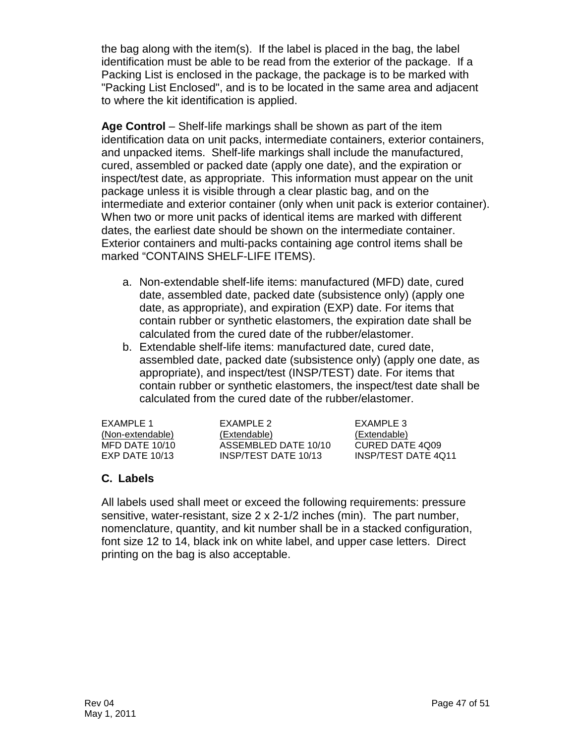the bag along with the item(s). If the label is placed in the bag, the label identification must be able to be read from the exterior of the package. If a Packing List is enclosed in the package, the package is to be marked with "Packing List Enclosed", and is to be located in the same area and adjacent to where the kit identification is applied.

**Age Control** – Shelf-life markings shall be shown as part of the item identification data on unit packs, intermediate containers, exterior containers, and unpacked items. Shelf-life markings shall include the manufactured, cured, assembled or packed date (apply one date), and the expiration or inspect/test date, as appropriate. This information must appear on the unit package unless it is visible through a clear plastic bag, and on the intermediate and exterior container (only when unit pack is exterior container). When two or more unit packs of identical items are marked with different dates, the earliest date should be shown on the intermediate container. Exterior containers and multi-packs containing age control items shall be marked “CONTAINS SHELF-LIFE ITEMS).

a. Non-extendable shelf-life items: manufactured (MFD) date, cured date, assembled date, packed date (subsistence only) (apply one date, as appropriate), and expiration (EXP) date. For items that contain rubber or synthetic elastomers, the expiration date shall be calculated from the cured date of the rubber/elastomer.
b. Extendable shelf-life items: manufactured date, cured date, assembled date, packed date (subsistence only) (apply one date, as appropriate), and inspect/test (INSP/TEST) date. For items that contain rubber or synthetic elastomers, the inspect/test date shall be calculated from the cured date of the rubber/elastomer.

| EXAMPLE 1 | EXAMPLE 2 | EXAMPLE 3 |
|---|---|---|
| (Non-extendable) | (Extendable) | (Extendable) |
| MFD DATE 10/10 | ASSEMBLED DATE 10/10 | CURED DATE 4Q09 |
| EXP DATE 10/13 | INSP/TEST DATE 10/13 | INSP/TEST DATE 4Q11 |

## C. Labels

All labels used shall meet or exceed the following requirements: pressure sensitive, water-resistant, size 2 x 2-1/2 inches (min). The part number, nomenclature, quantity, and kit number shall be in a stacked configuration, font size 12 to 14, black ink on white label, and upper case letters. Direct printing on the bag is also acceptable.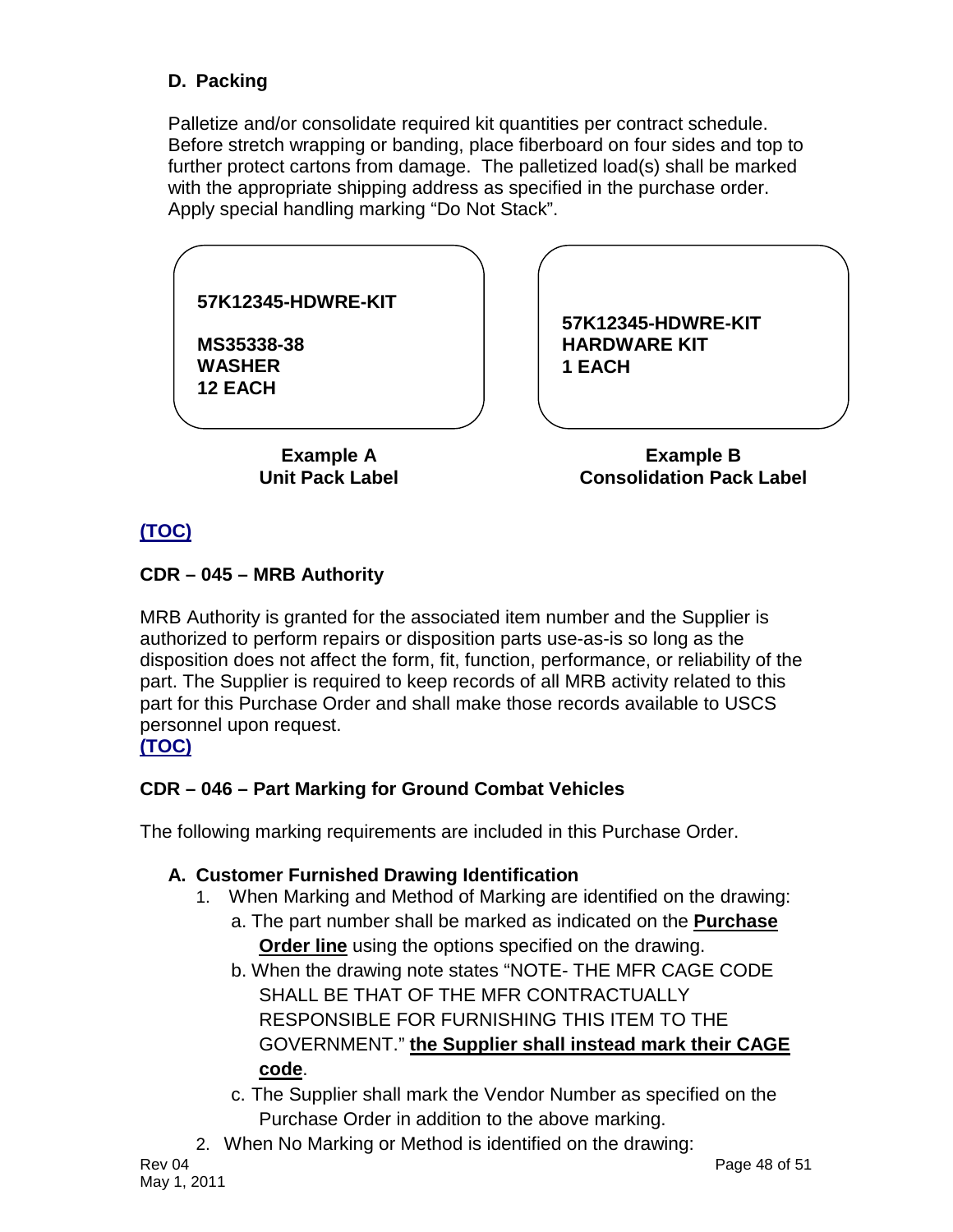### D. Packing

Palletize and/or consolidate required kit quantities per contract schedule. Before stretch wrapping or banding, place fiberboard on four sides and top to further protect cartons from damage. The palletized load(s) shall be marked with the appropriate shipping address as specified in the purchase order. Apply special handling marking "Do Not Stack".

| Example A – Unit Pack Label | Example B – Consolidation Pack Label |
| --- | --- |
| **57K12345-HDWRE-KIT**<br><br>**MS35338-38**<br>**WASHER**<br>**12 EACH** | **57K12345-HDWRE-KIT**<br>**HARDWARE KIT**<br>**1 EACH** |

**Example A**
**Unit Pack Label**

**Example B**
**Consolidation Pack Label**

**(TOC)**

## CDR – 045 – MRB Authority

MRB Authority is granted for the associated item number and the Supplier is authorized to perform repairs or disposition parts use-as-is so long as the disposition does not affect the form, fit, function, performance, or reliability of the part. The Supplier is required to keep records of all MRB activity related to this part for this Purchase Order and shall make those records available to USCS personnel upon request.

**(TOC)**

## CDR – 046 – Part Marking for Ground Combat Vehicles

The following marking requirements are included in this Purchase Order.

### A. Customer Furnished Drawing Identification

1. When Marking and Method of Marking are identified on the drawing:
   a. The part number shall be marked as indicated on the **Purchase Order line** using the options specified on the drawing.
   b. When the drawing note states "NOTE- THE MFR CAGE CODE SHALL BE THAT OF THE MFR CONTRACTUALLY RESPONSIBLE FOR FURNISHING THIS ITEM TO THE GOVERNMENT." **the Supplier shall instead mark their CAGE code**.
   c. The Supplier shall mark the Vendor Number as specified on the Purchase Order in addition to the above marking.
2. When No Marking or Method is identified on the drawing: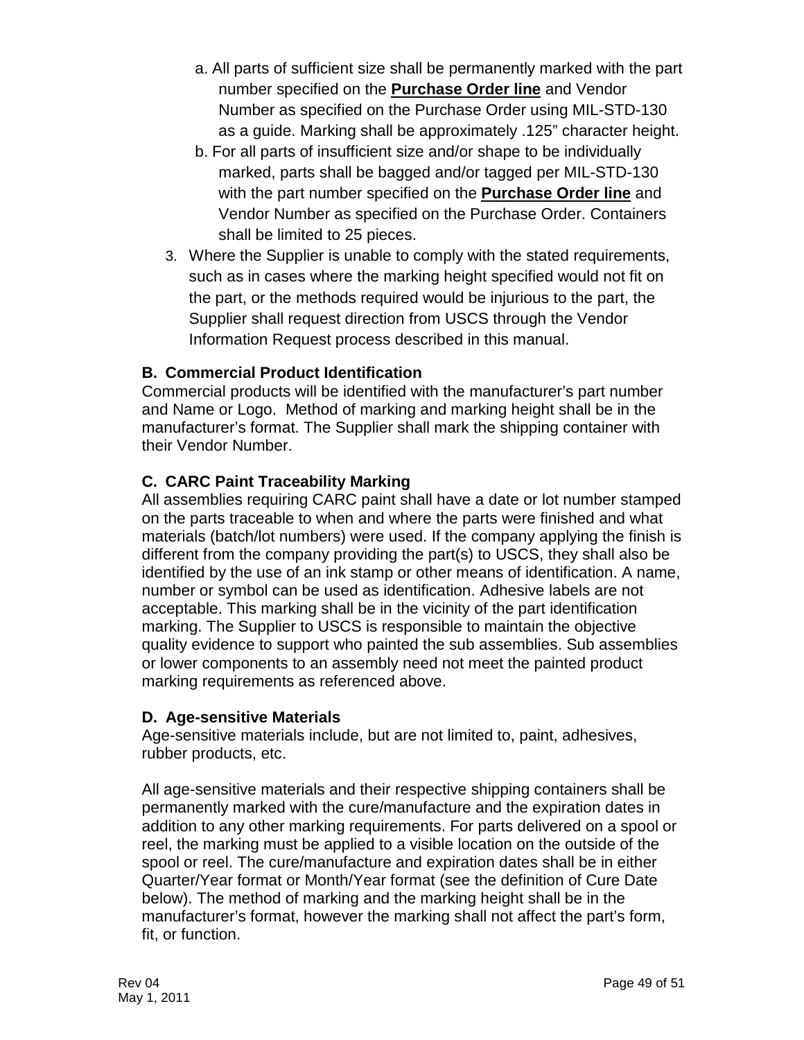a. All parts of sufficient size shall be permanently marked with the part number specified on the **Purchase Order line** and Vendor Number as specified on the Purchase Order using MIL-STD-130 as a guide. Marking shall be approximately .125" character height.

b. For all parts of insufficient size and/or shape to be individually marked, parts shall be bagged and/or tagged per MIL-STD-130 with the part number specified on the **Purchase Order line** and Vendor Number as specified on the Purchase Order. Containers shall be limited to 25 pieces.

3. Where the Supplier is unable to comply with the stated requirements, such as in cases where the marking height specified would not fit on the part, or the methods required would be injurious to the part, the Supplier shall request direction from USCS through the Vendor Information Request process described in this manual.

**B. Commercial Product Identification**

Commercial products will be identified with the manufacturer's part number and Name or Logo. Method of marking and marking height shall be in the manufacturer's format. The Supplier shall mark the shipping container with their Vendor Number.

**C. CARC Paint Traceability Marking**

All assemblies requiring CARC paint shall have a date or lot number stamped on the parts traceable to when and where the parts were finished and what materials (batch/lot numbers) were used. If the company applying the finish is different from the company providing the part(s) to USCS, they shall also be identified by the use of an ink stamp or other means of identification. A name, number or symbol can be used as identification. Adhesive labels are not acceptable. This marking shall be in the vicinity of the part identification marking. The Supplier to USCS is responsible to maintain the objective quality evidence to support who painted the sub assemblies. Sub assemblies or lower components to an assembly need not meet the painted product marking requirements as referenced above.

**D. Age-sensitive Materials**

Age-sensitive materials include, but are not limited to, paint, adhesives, rubber products, etc.

All age-sensitive materials and their respective shipping containers shall be permanently marked with the cure/manufacture and the expiration dates in addition to any other marking requirements. For parts delivered on a spool or reel, the marking must be applied to a visible location on the outside of the spool or reel. The cure/manufacture and expiration dates shall be in either Quarter/Year format or Month/Year format (see the definition of Cure Date below). The method of marking and the marking height shall be in the manufacturer's format, however the marking shall not affect the part's form, fit, or function.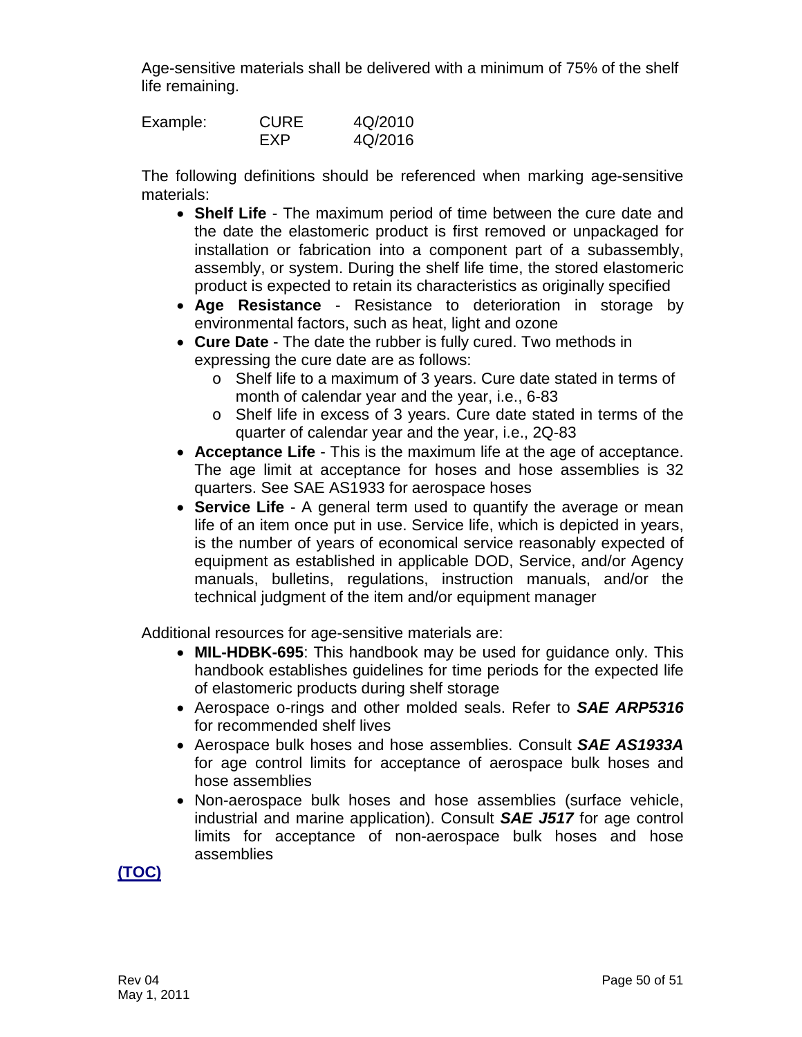Age-sensitive materials shall be delivered with a minimum of 75% of the shelf life remaining.

| | | |
|---|---|---|
| Example: | CURE | 4Q/2010 |
| | EXP | 4Q/2016 |

The following definitions should be referenced when marking age-sensitive materials:

- **Shelf Life** - The maximum period of time between the cure date and the date the elastomeric product is first removed or unpackaged for installation or fabrication into a component part of a subassembly, assembly, or system. During the shelf life time, the stored elastomeric product is expected to retain its characteristics as originally specified
- **Age Resistance** - Resistance to deterioration in storage by environmental factors, such as heat, light and ozone
- **Cure Date** - The date the rubber is fully cured. Two methods in expressing the cure date are as follows:
  - Shelf life to a maximum of 3 years. Cure date stated in terms of month of calendar year and the year, i.e., 6-83
  - Shelf life in excess of 3 years. Cure date stated in terms of the quarter of calendar year and the year, i.e., 2Q-83
- **Acceptance Life** - This is the maximum life at the age of acceptance. The age limit at acceptance for hoses and hose assemblies is 32 quarters. See SAE AS1933 for aerospace hoses
- **Service Life** - A general term used to quantify the average or mean life of an item once put in use. Service life, which is depicted in years, is the number of years of economical service reasonably expected of equipment as established in applicable DOD, Service, and/or Agency manuals, bulletins, regulations, instruction manuals, and/or the technical judgment of the item and/or equipment manager

Additional resources for age-sensitive materials are:

- **MIL-HDBK-695**: This handbook may be used for guidance only. This handbook establishes guidelines for time periods for the expected life of elastomeric products during shelf storage
- Aerospace o-rings and other molded seals. Refer to ***SAE ARP5316*** for recommended shelf lives
- Aerospace bulk hoses and hose assemblies. Consult ***SAE AS1933A*** for age control limits for acceptance of aerospace bulk hoses and hose assemblies
- Non-aerospace bulk hoses and hose assemblies (surface vehicle, industrial and marine application). Consult ***SAE J517*** for age control limits for acceptance of non-aerospace bulk hoses and hose assemblies

**(TOC)**